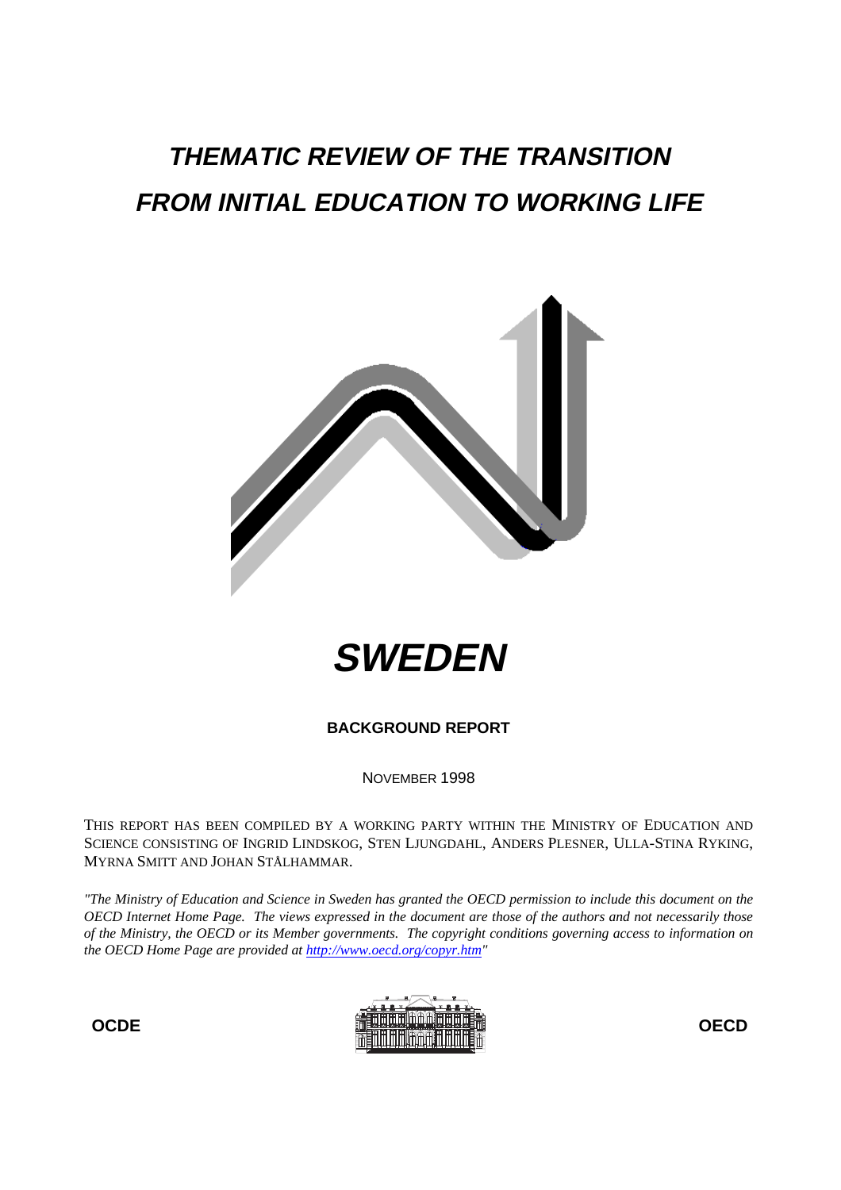# *THEMATIC REVIEW OF THE TRANSITION FROM INITIAL EDUCATION TO WORKING LIFE*

# *SWEDEN*

**BACKGROUND REPORT**

NOVEMBER 1998

THIS REPORT HAS BEEN COMPILED BY A WORKING PARTY WITHIN THE MINISTRY OF EDUCATION AND SCIENCE CONSISTING OF INGRID LINDSKOG, STEN LJUNGDAHL, ANDERS PLESNER, ULLA-STINA RYKING, MYRNA SMITT AND JOHAN STÅLHAMMAR.

*"The Ministry of Education and Science in Sweden has granted the OECD permission to include this document on the OECD Internet Home Page. The views expressed in the document are those of the authors and not necessarily those of the Ministry, the OECD or its Member governments. The copyright conditions governing access to information on the OECD Home Page are provided at [http://www.oecd.org/copyr.htm](http://www.oecd.org/copyr.htm)"*

**OCDE** **OECD**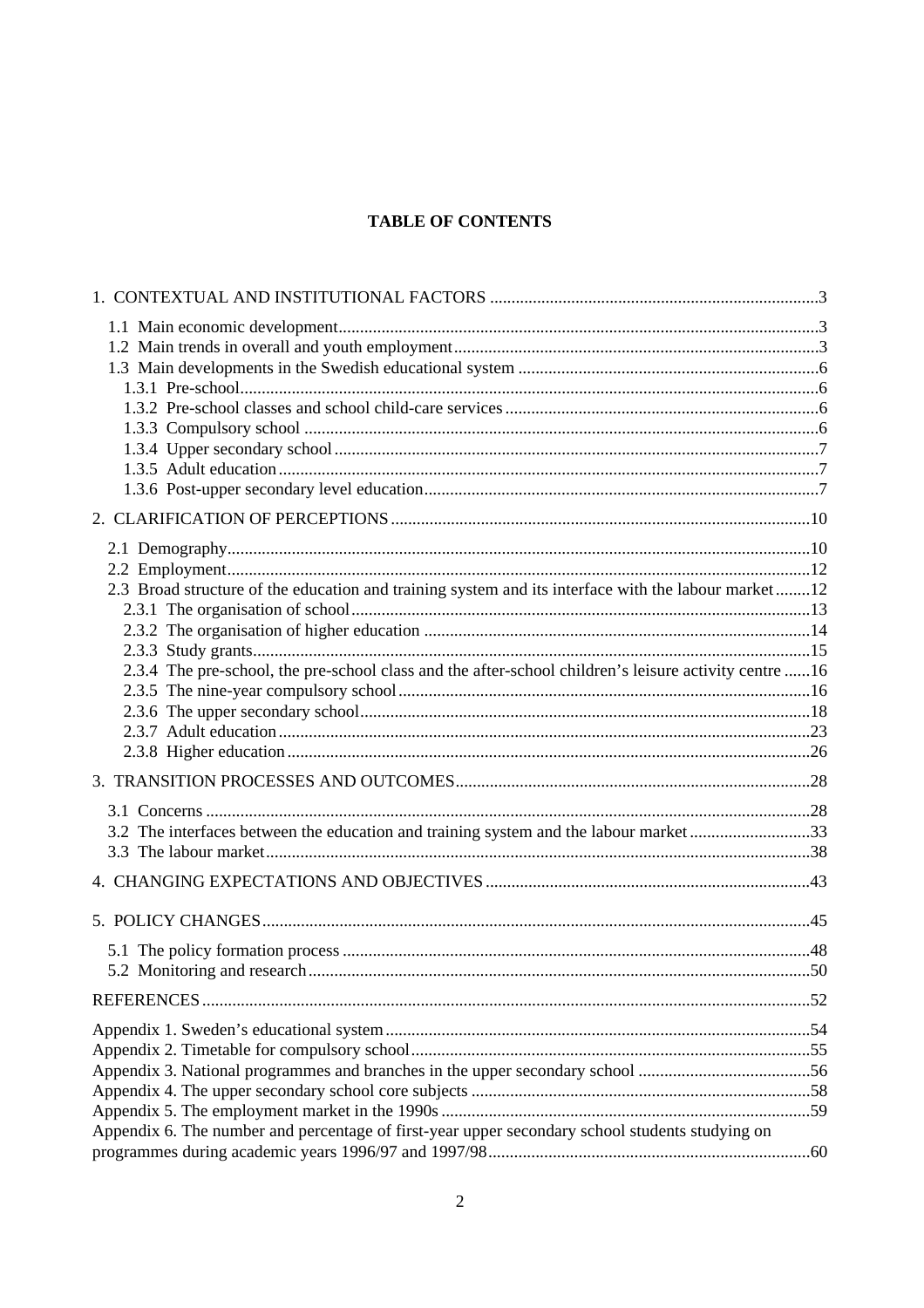# TABLE OF CONTENTS

1. CONTEXTUAL AND INSTITUTIONAL FACTORS ....... 3
   - 1.1 Main economic development ....... 3
   - 1.2 Main trends in overall and youth employment ....... 3
   - 1.3 Main developments in the Swedish educational system ....... 6
     - 1.3.1 Pre-school ....... 6
     - 1.3.2 Pre-school classes and school child-care services ....... 6
     - 1.3.3 Compulsory school ....... 6
     - 1.3.4 Upper secondary school ....... 7
     - 1.3.5 Adult education ....... 7
     - 1.3.6 Post-upper secondary level education ....... 7
2. CLARIFICATION OF PERCEPTIONS ....... 10
   - 2.1 Demography ....... 10
   - 2.2 Employment ....... 12
   - 2.3 Broad structure of the education and training system and its interface with the labour market ....... 12
     - 2.3.1 The organisation of school ....... 13
     - 2.3.2 The organisation of higher education ....... 14
     - 2.3.3 Study grants ....... 15
     - 2.3.4 The pre-school, the pre-school class and the after-school children's leisure activity centre ....... 16
     - 2.3.5 The nine-year compulsory school ....... 16
     - 2.3.6 The upper secondary school ....... 18
     - 2.3.7 Adult education ....... 23
     - 2.3.8 Higher education ....... 26
3. TRANSITION PROCESSES AND OUTCOMES ....... 28
   - 3.1 Concerns ....... 28
   - 3.2 The interfaces between the education and training system and the labour market ....... 33
   - 3.3 The labour market ....... 38
4. CHANGING EXPECTATIONS AND OBJECTIVES ....... 43
5. POLICY CHANGES ....... 45
   - 5.1 The policy formation process ....... 48
   - 5.2 Monitoring and research ....... 50

REFERENCES ....... 52

Appendix 1. Sweden's educational system ....... 54
Appendix 2. Timetable for compulsory school ....... 55
Appendix 3. National programmes and branches in the upper secondary school ....... 56
Appendix 4. The upper secondary school core subjects ....... 58
Appendix 5. The employment market in the 1990s ....... 59
Appendix 6. The number and percentage of first-year upper secondary school students studying on programmes during academic years 1996/97 and 1997/98 ....... 60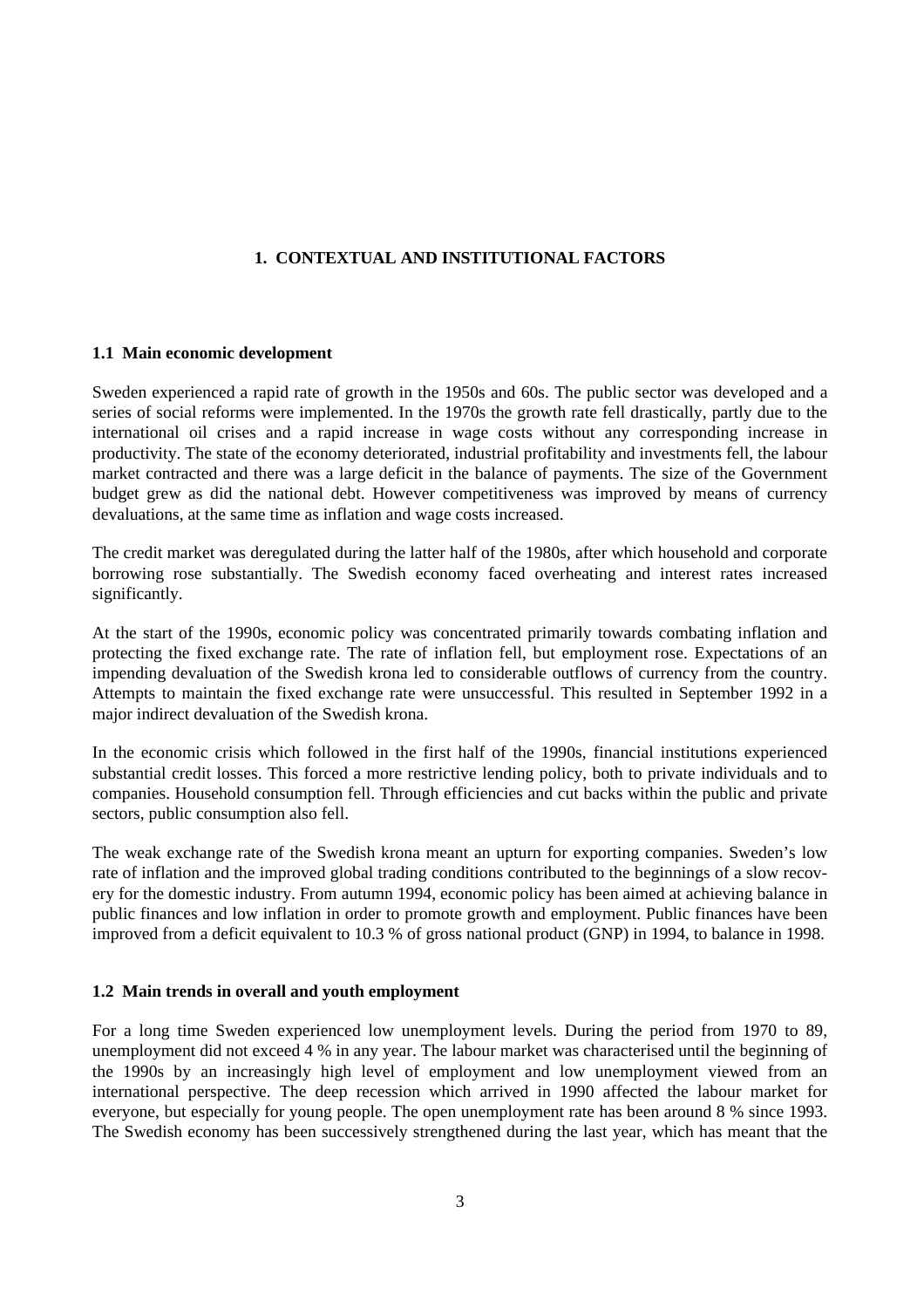# 1. CONTEXTUAL AND INSTITUTIONAL FACTORS

## 1.1 Main economic development

Sweden experienced a rapid rate of growth in the 1950s and 60s. The public sector was developed and a series of social reforms were implemented. In the 1970s the growth rate fell drastically, partly due to the international oil crises and a rapid increase in wage costs without any corresponding increase in productivity. The state of the economy deteriorated, industrial profitability and investments fell, the labour market contracted and there was a large deficit in the balance of payments. The size of the Government budget grew as did the national debt. However competitiveness was improved by means of currency devaluations, at the same time as inflation and wage costs increased.

The credit market was deregulated during the latter half of the 1980s, after which household and corporate borrowing rose substantially. The Swedish economy faced overheating and interest rates increased significantly.

At the start of the 1990s, economic policy was concentrated primarily towards combating inflation and protecting the fixed exchange rate. The rate of inflation fell, but employment rose. Expectations of an impending devaluation of the Swedish krona led to considerable outflows of currency from the country. Attempts to maintain the fixed exchange rate were unsuccessful. This resulted in September 1992 in a major indirect devaluation of the Swedish krona.

In the economic crisis which followed in the first half of the 1990s, financial institutions experienced substantial credit losses. This forced a more restrictive lending policy, both to private individuals and to companies. Household consumption fell. Through efficiencies and cut backs within the public and private sectors, public consumption also fell.

The weak exchange rate of the Swedish krona meant an upturn for exporting companies. Sweden's low rate of inflation and the improved global trading conditions contributed to the beginnings of a slow recovery for the domestic industry. From autumn 1994, economic policy has been aimed at achieving balance in public finances and low inflation in order to promote growth and employment. Public finances have been improved from a deficit equivalent to 10.3 % of gross national product (GNP) in 1994, to balance in 1998.

## 1.2 Main trends in overall and youth employment

For a long time Sweden experienced low unemployment levels. During the period from 1970 to 89, unemployment did not exceed 4 % in any year. The labour market was characterised until the beginning of the 1990s by an increasingly high level of employment and low unemployment viewed from an international perspective. The deep recession which arrived in 1990 affected the labour market for everyone, but especially for young people. The open unemployment rate has been around 8 % since 1993. The Swedish economy has been successively strengthened during the last year, which has meant that the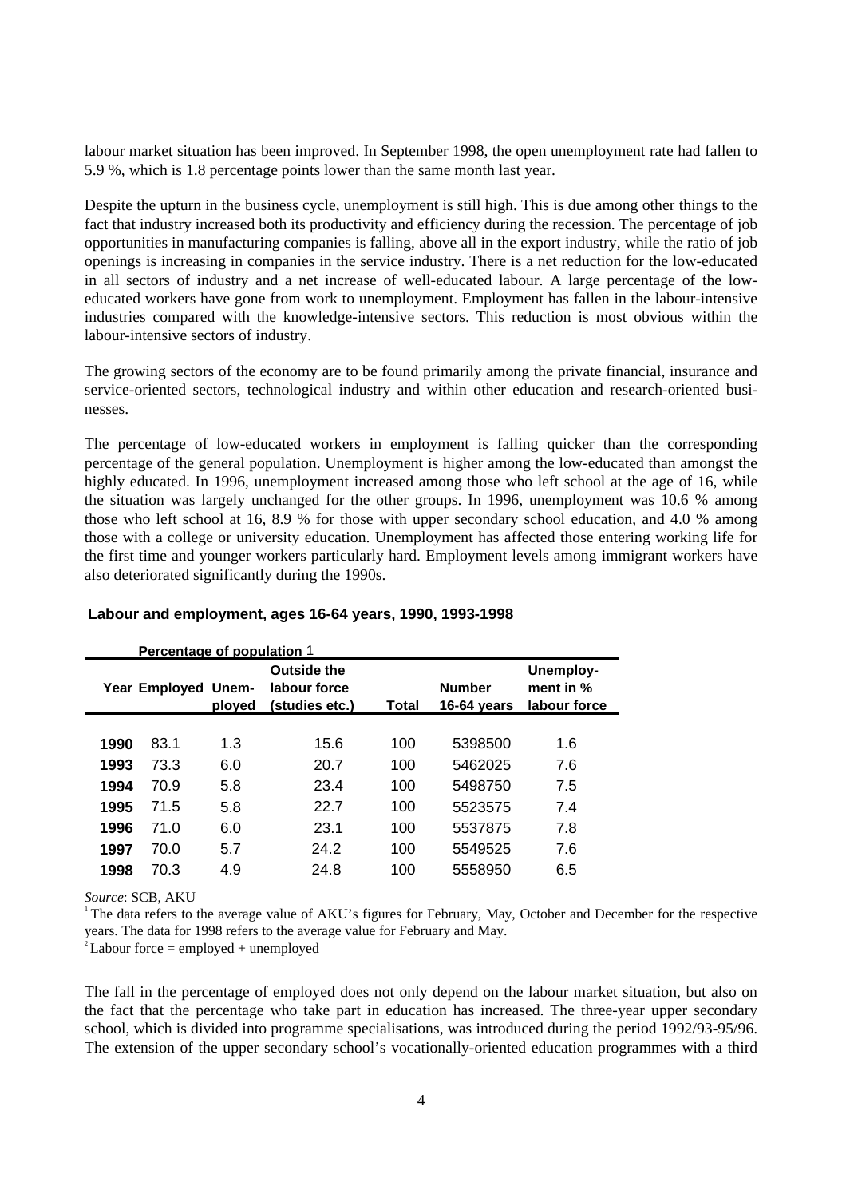labour market situation has been improved. In September 1998, the open unemployment rate had fallen to 5.9 %, which is 1.8 percentage points lower than the same month last year.

Despite the upturn in the business cycle, unemployment is still high. This is due among other things to the fact that industry increased both its productivity and efficiency during the recession. The percentage of job opportunities in manufacturing companies is falling, above all in the export industry, while the ratio of job openings is increasing in companies in the service industry. There is a net reduction for the low-educated in all sectors of industry and a net increase of well-educated labour. A large percentage of the low-educated workers have gone from work to unemployment. Employment has fallen in the labour-intensive industries compared with the knowledge-intensive sectors. This reduction is most obvious within the labour-intensive sectors of industry.

The growing sectors of the economy are to be found primarily among the private financial, insurance and service-oriented sectors, technological industry and within other education and research-oriented businesses.

The percentage of low-educated workers in employment is falling quicker than the corresponding percentage of the general population. Unemployment is higher among the low-educated than amongst the highly educated. In 1996, unemployment increased among those who left school at the age of 16, while the situation was largely unchanged for the other groups. In 1996, unemployment was 10.6 % among those who left school at 16, 8.9 % for those with upper secondary school education, and 4.0 % among those with a college or university education. Unemployment has affected those entering working life for the first time and younger workers particularly hard. Employment levels among immigrant workers have also deteriorated significantly during the 1990s.

**Labour and employment, ages 16-64 years, 1990, 1993-1998**

**Percentage of population** [1]

| Year | Employed | Unemployed | Outside the labour force (studies etc.) | Total | Number 16-64 years | Unemployment in % labour force |
|---|---|---|---|---|---|---|
| **1990** | 83.1 | 1.3 | 15.6 | 100 | 5398500 | 1.6 |
| **1993** | 73.3 | 6.0 | 20.7 | 100 | 5462025 | 7.6 |
| **1994** | 70.9 | 5.8 | 23.4 | 100 | 5498750 | 7.5 |
| **1995** | 71.5 | 5.8 | 22.7 | 100 | 5523575 | 7.4 |
| **1996** | 71.0 | 6.0 | 23.1 | 100 | 5537875 | 7.8 |
| **1997** | 70.0 | 5.7 | 24.2 | 100 | 5549525 | 7.6 |
| **1998** | 70.3 | 4.9 | 24.8 | 100 | 5558950 | 6.5 |

*Source*: SCB, AKU

[1] The data refers to the average value of AKU's figures for February, May, October and December for the respective years. The data for 1998 refers to the average value for February and May.

[2] Labour force = employed + unemployed

The fall in the percentage of employed does not only depend on the labour market situation, but also on the fact that the percentage who take part in education has increased. The three-year upper secondary school, which is divided into programme specialisations, was introduced during the period 1992/93-95/96. The extension of the upper secondary school's vocationally-oriented education programmes with a third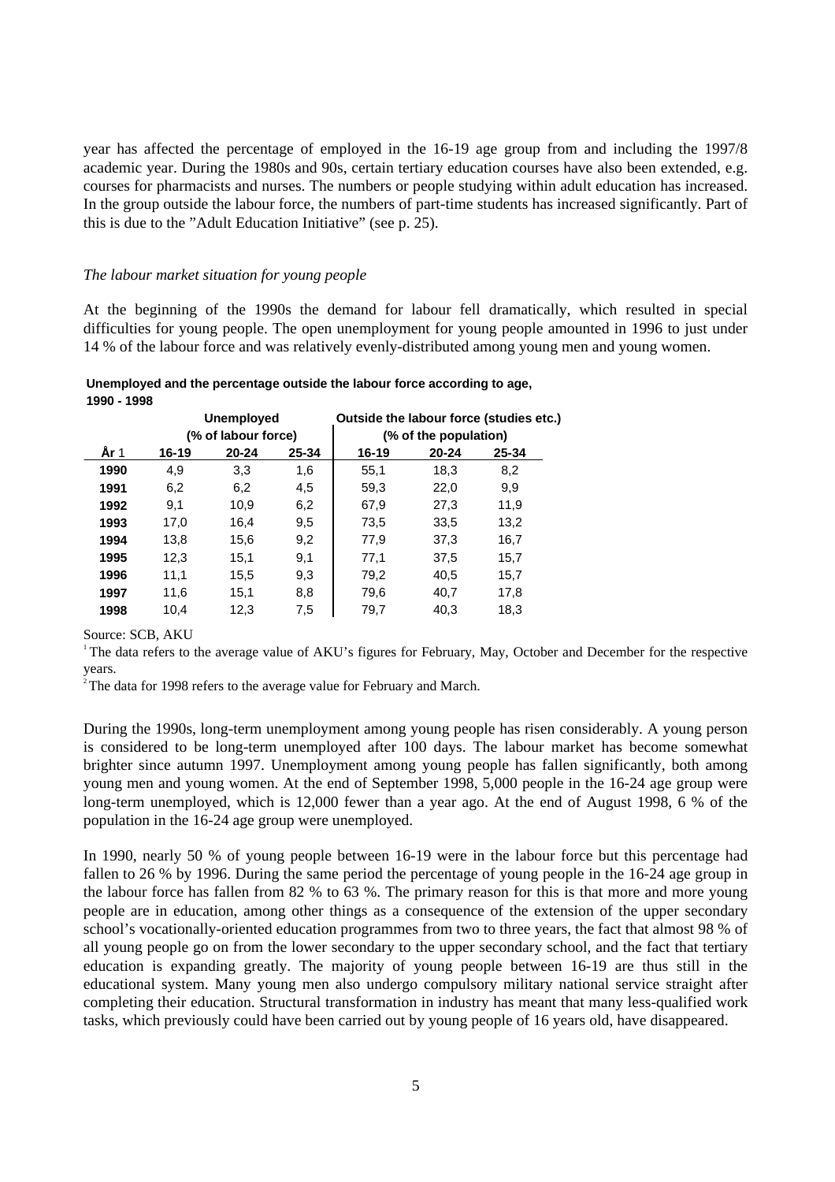year has affected the percentage of employed in the 16-19 age group from and including the 1997/8 academic year. During the 1980s and 90s, certain tertiary education courses have also been extended, e.g. courses for pharmacists and nurses. The numbers or people studying within adult education has increased. In the group outside the labour force, the numbers of part-time students has increased significantly. Part of this is due to the "Adult Education Initiative" (see p. 25).

*The labour market situation for young people*

At the beginning of the 1990s the demand for labour fell dramatically, which resulted in special difficulties for young people. The open unemployment for young people amounted in 1996 to just under 14 % of the labour force and was relatively evenly-distributed among young men and young women.

**Unemployed and the percentage outside the labour force according to age, 1990 - 1998**

| | Unemployed (% of labour force) | | | Outside the labour force (studies etc.) (% of the population) | | |
|---|---|---|---|---|---|---|
| **År** 1 | **16-19** | **20-24** | **25-34** | **16-19** | **20-24** | **25-34** |
| **1990** | 4,9 | 3,3 | 1,6 | 55,1 | 18,3 | 8,2 |
| **1991** | 6,2 | 6,2 | 4,5 | 59,3 | 22,0 | 9,9 |
| **1992** | 9,1 | 10,9 | 6,2 | 67,9 | 27,3 | 11,9 |
| **1993** | 17,0 | 16,4 | 9,5 | 73,5 | 33,5 | 13,2 |
| **1994** | 13,8 | 15,6 | 9,2 | 77,9 | 37,3 | 16,7 |
| **1995** | 12,3 | 15,1 | 9,1 | 77,1 | 37,5 | 15,7 |
| **1996** | 11,1 | 15,5 | 9,3 | 79,2 | 40,5 | 15,7 |
| **1997** | 11,6 | 15,1 | 8,8 | 79,6 | 40,7 | 17,8 |
| **1998** | 10,4 | 12,3 | 7,5 | 79,7 | 40,3 | 18,3 |

Source: SCB, AKU

[1] The data refers to the average value of AKU's figures for February, May, October and December for the respective years.

[2] The data for 1998 refers to the average value for February and March.

During the 1990s, long-term unemployment among young people has risen considerably. A young person is considered to be long-term unemployed after 100 days. The labour market has become somewhat brighter since autumn 1997. Unemployment among young people has fallen significantly, both among young men and young women. At the end of September 1998, 5,000 people in the 16-24 age group were long-term unemployed, which is 12,000 fewer than a year ago. At the end of August 1998, 6 % of the population in the 16-24 age group were unemployed.

In 1990, nearly 50 % of young people between 16-19 were in the labour force but this percentage had fallen to 26 % by 1996. During the same period the percentage of young people in the 16-24 age group in the labour force has fallen from 82 % to 63 %. The primary reason for this is that more and more young people are in education, among other things as a consequence of the extension of the upper secondary school's vocationally-oriented education programmes from two to three years, the fact that almost 98 % of all young people go on from the lower secondary to the upper secondary school, and the fact that tertiary education is expanding greatly. The majority of young people between 16-19 are thus still in the educational system. Many young men also undergo compulsory military national service straight after completing their education. Structural transformation in industry has meant that many less-qualified work tasks, which previously could have been carried out by young people of 16 years old, have disappeared.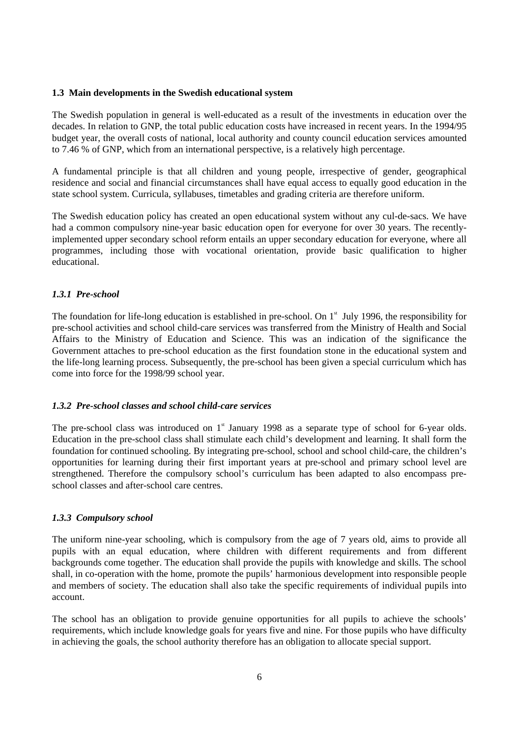### 1.3 Main developments in the Swedish educational system

The Swedish population in general is well-educated as a result of the investments in education over the decades. In relation to GNP, the total public education costs have increased in recent years. In the 1994/95 budget year, the overall costs of national, local authority and county council education services amounted to 7.46 % of GNP, which from an international perspective, is a relatively high percentage.

A fundamental principle is that all children and young people, irrespective of gender, geographical residence and social and financial circumstances shall have equal access to equally good education in the state school system. Curricula, syllabuses, timetables and grading criteria are therefore uniform.

The Swedish education policy has created an open educational system without any cul-de-sacs. We have had a common compulsory nine-year basic education open for everyone for over 30 years. The recently-implemented upper secondary school reform entails an upper secondary education for everyone, where all programmes, including those with vocational orientation, provide basic qualification to higher educational.

#### *1.3.1 Pre-school*

The foundation for life-long education is established in pre-school. On 1st July 1996, the responsibility for pre-school activities and school child-care services was transferred from the Ministry of Health and Social Affairs to the Ministry of Education and Science. This was an indication of the significance the Government attaches to pre-school education as the first foundation stone in the educational system and the life-long learning process. Subsequently, the pre-school has been given a special curriculum which has come into force for the 1998/99 school year.

#### *1.3.2 Pre-school classes and school child-care services*

The pre-school class was introduced on 1st January 1998 as a separate type of school for 6-year olds. Education in the pre-school class shall stimulate each child's development and learning. It shall form the foundation for continued schooling. By integrating pre-school, school and school child-care, the children's opportunities for learning during their first important years at pre-school and primary school level are strengthened. Therefore the compulsory school's curriculum has been adapted to also encompass pre-school classes and after-school care centres.

#### *1.3.3 Compulsory school*

The uniform nine-year schooling, which is compulsory from the age of 7 years old, aims to provide all pupils with an equal education, where children with different requirements and from different backgrounds come together. The education shall provide the pupils with knowledge and skills. The school shall, in co-operation with the home, promote the pupils' harmonious development into responsible people and members of society. The education shall also take the specific requirements of individual pupils into account.

The school has an obligation to provide genuine opportunities for all pupils to achieve the schools' requirements, which include knowledge goals for years five and nine. For those pupils who have difficulty in achieving the goals, the school authority therefore has an obligation to allocate special support.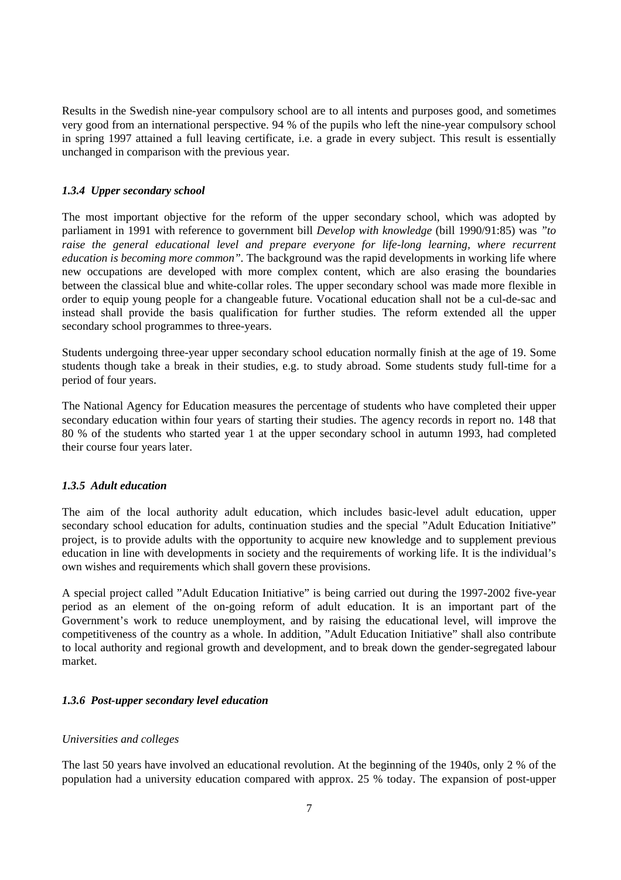Results in the Swedish nine-year compulsory school are to all intents and purposes good, and sometimes very good from an international perspective. 94 % of the pupils who left the nine-year compulsory school in spring 1997 attained a full leaving certificate, i.e. a grade in every subject. This result is essentially unchanged in comparison with the previous year.

### *1.3.4 Upper secondary school*

The most important objective for the reform of the upper secondary school, which was adopted by parliament in 1991 with reference to government bill *Develop with knowledge* (bill 1990/91:85) was *"to raise the general educational level and prepare everyone for life-long learning, where recurrent education is becoming more common"*. The background was the rapid developments in working life where new occupations are developed with more complex content, which are also erasing the boundaries between the classical blue and white-collar roles. The upper secondary school was made more flexible in order to equip young people for a changeable future. Vocational education shall not be a cul-de-sac and instead shall provide the basis qualification for further studies. The reform extended all the upper secondary school programmes to three-years.

Students undergoing three-year upper secondary school education normally finish at the age of 19. Some students though take a break in their studies, e.g. to study abroad. Some students study full-time for a period of four years.

The National Agency for Education measures the percentage of students who have completed their upper secondary education within four years of starting their studies. The agency records in report no. 148 that 80 % of the students who started year 1 at the upper secondary school in autumn 1993, had completed their course four years later.

### *1.3.5 Adult education*

The aim of the local authority adult education, which includes basic-level adult education, upper secondary school education for adults, continuation studies and the special "Adult Education Initiative" project, is to provide adults with the opportunity to acquire new knowledge and to supplement previous education in line with developments in society and the requirements of working life. It is the individual's own wishes and requirements which shall govern these provisions.

A special project called "Adult Education Initiative" is being carried out during the 1997-2002 five-year period as an element of the on-going reform of adult education. It is an important part of the Government's work to reduce unemployment, and by raising the educational level, will improve the competitiveness of the country as a whole. In addition, "Adult Education Initiative" shall also contribute to local authority and regional growth and development, and to break down the gender-segregated labour market.

### *1.3.6 Post-upper secondary level education*

*Universities and colleges*

The last 50 years have involved an educational revolution. At the beginning of the 1940s, only 2 % of the population had a university education compared with approx. 25 % today. The expansion of post-upper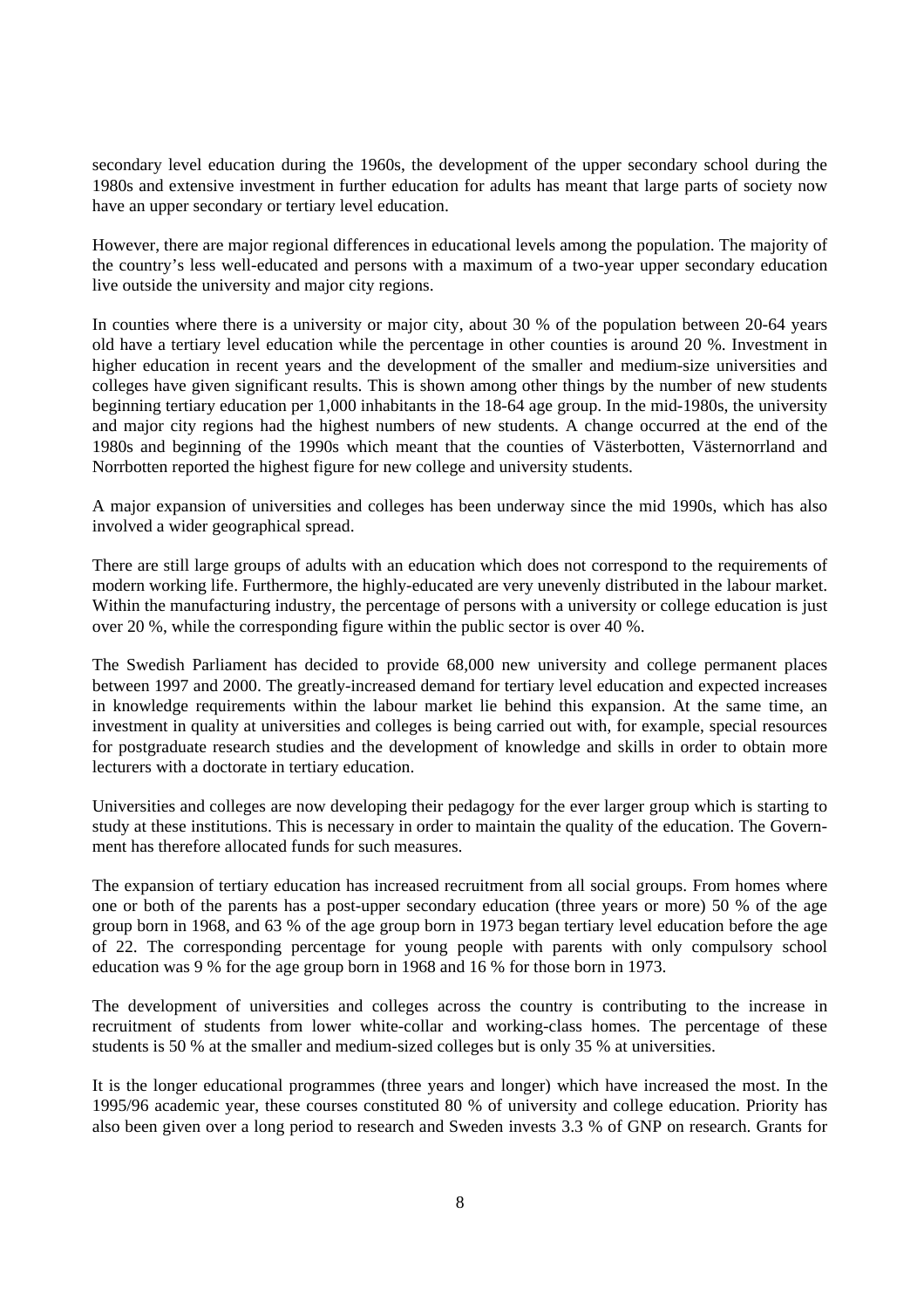secondary level education during the 1960s, the development of the upper secondary school during the 1980s and extensive investment in further education for adults has meant that large parts of society now have an upper secondary or tertiary level education.

However, there are major regional differences in educational levels among the population. The majority of the country's less well-educated and persons with a maximum of a two-year upper secondary education live outside the university and major city regions.

In counties where there is a university or major city, about 30 % of the population between 20-64 years old have a tertiary level education while the percentage in other counties is around 20 %. Investment in higher education in recent years and the development of the smaller and medium-size universities and colleges have given significant results. This is shown among other things by the number of new students beginning tertiary education per 1,000 inhabitants in the 18-64 age group. In the mid-1980s, the university and major city regions had the highest numbers of new students. A change occurred at the end of the 1980s and beginning of the 1990s which meant that the counties of Västerbotten, Västernorrland and Norrbotten reported the highest figure for new college and university students.

A major expansion of universities and colleges has been underway since the mid 1990s, which has also involved a wider geographical spread.

There are still large groups of adults with an education which does not correspond to the requirements of modern working life. Furthermore, the highly-educated are very unevenly distributed in the labour market. Within the manufacturing industry, the percentage of persons with a university or college education is just over 20 %, while the corresponding figure within the public sector is over 40 %.

The Swedish Parliament has decided to provide 68,000 new university and college permanent places between 1997 and 2000. The greatly-increased demand for tertiary level education and expected increases in knowledge requirements within the labour market lie behind this expansion. At the same time, an investment in quality at universities and colleges is being carried out with, for example, special resources for postgraduate research studies and the development of knowledge and skills in order to obtain more lecturers with a doctorate in tertiary education.

Universities and colleges are now developing their pedagogy for the ever larger group which is starting to study at these institutions. This is necessary in order to maintain the quality of the education. The Government has therefore allocated funds for such measures.

The expansion of tertiary education has increased recruitment from all social groups. From homes where one or both of the parents has a post-upper secondary education (three years or more) 50 % of the age group born in 1968, and 63 % of the age group born in 1973 began tertiary level education before the age of 22. The corresponding percentage for young people with parents with only compulsory school education was 9 % for the age group born in 1968 and 16 % for those born in 1973.

The development of universities and colleges across the country is contributing to the increase in recruitment of students from lower white-collar and working-class homes. The percentage of these students is 50 % at the smaller and medium-sized colleges but is only 35 % at universities.

It is the longer educational programmes (three years and longer) which have increased the most. In the 1995/96 academic year, these courses constituted 80 % of university and college education. Priority has also been given over a long period to research and Sweden invests 3.3 % of GNP on research. Grants for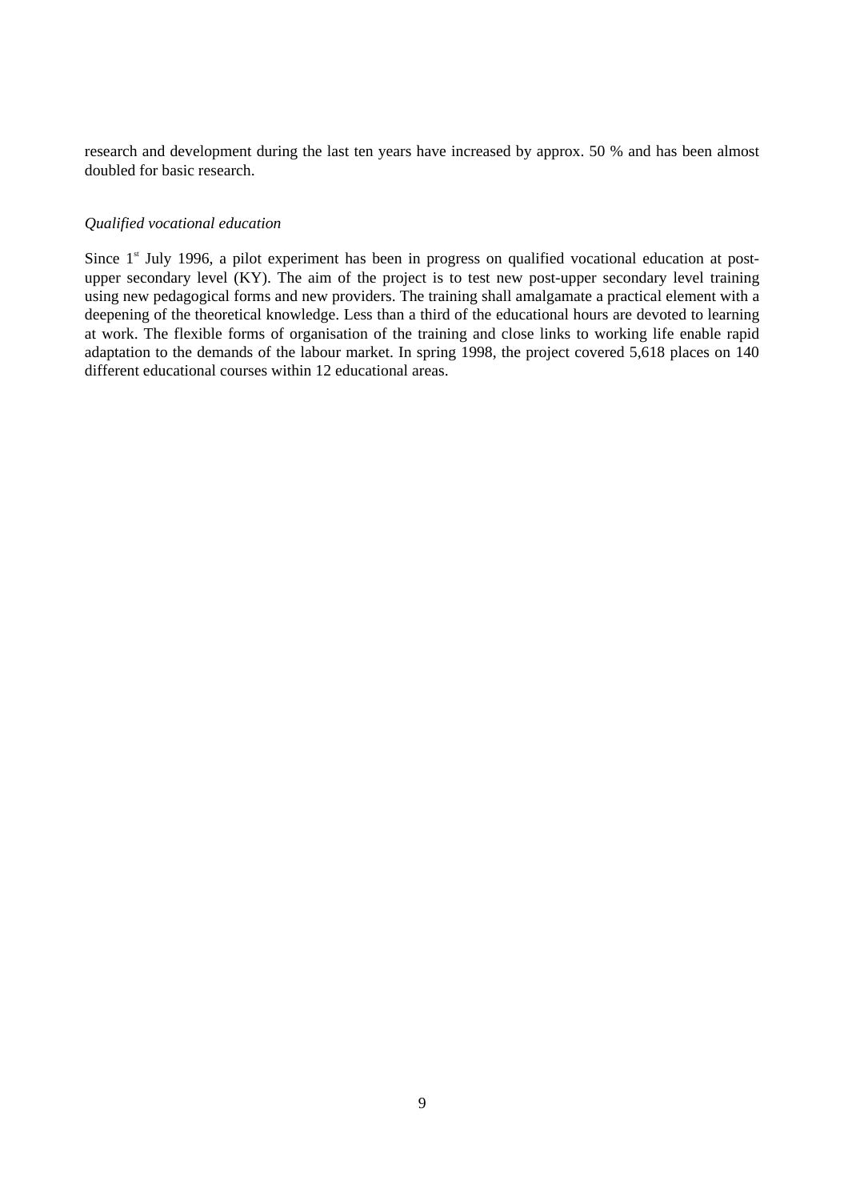research and development during the last ten years have increased by approx. 50 % and has been almost doubled for basic research.

*Qualified vocational education*

Since 1st July 1996, a pilot experiment has been in progress on qualified vocational education at post-upper secondary level (KY). The aim of the project is to test new post-upper secondary level training using new pedagogical forms and new providers. The training shall amalgamate a practical element with a deepening of the theoretical knowledge. Less than a third of the educational hours are devoted to learning at work. The flexible forms of organisation of the training and close links to working life enable rapid adaptation to the demands of the labour market. In spring 1998, the project covered 5,618 places on 140 different educational courses within 12 educational areas.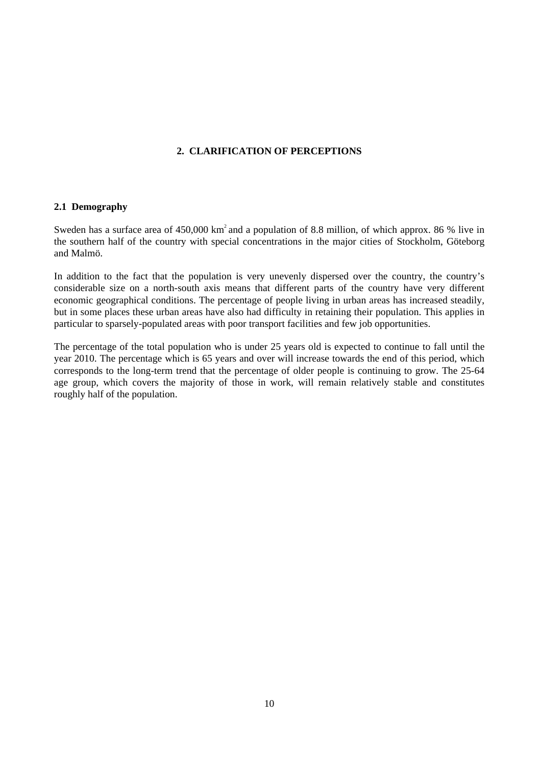## 2. CLARIFICATION OF PERCEPTIONS

### 2.1 Demography

Sweden has a surface area of 450,000 $km^2$ and a population of 8.8 million, of which approx. 86 % live in the southern half of the country with special concentrations in the major cities of Stockholm, Göteborg and Malmö.

In addition to the fact that the population is very unevenly dispersed over the country, the country's considerable size on a north-south axis means that different parts of the country have very different economic geographical conditions. The percentage of people living in urban areas has increased steadily, but in some places these urban areas have also had difficulty in retaining their population. This applies in particular to sparsely-populated areas with poor transport facilities and few job opportunities.

The percentage of the total population who is under 25 years old is expected to continue to fall until the year 2010. The percentage which is 65 years and over will increase towards the end of this period, which corresponds to the long-term trend that the percentage of older people is continuing to grow. The 25-64 age group, which covers the majority of those in work, will remain relatively stable and constitutes roughly half of the population.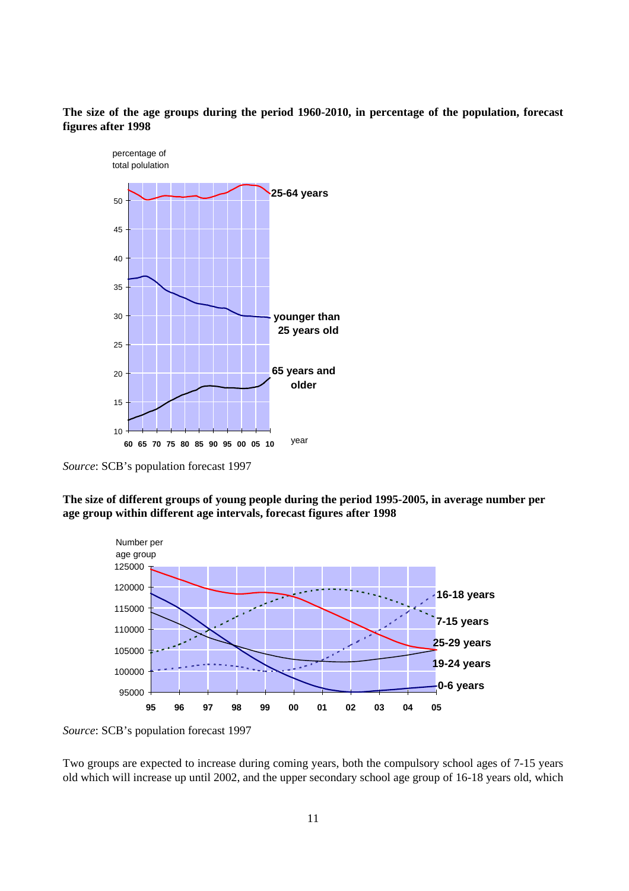**The size of the age groups during the period 1960-2010, in percentage of the population, forecast figures after 1998**

*Source*: SCB's population forecast 1997

**The size of different groups of young people during the period 1995-2005, in average number per age group within different age intervals, forecast figures after 1998**

*Source*: SCB's population forecast 1997

Two groups are expected to increase during coming years, both the compulsory school ages of 7-15 years old which will increase up until 2002, and the upper secondary school age group of 16-18 years old, which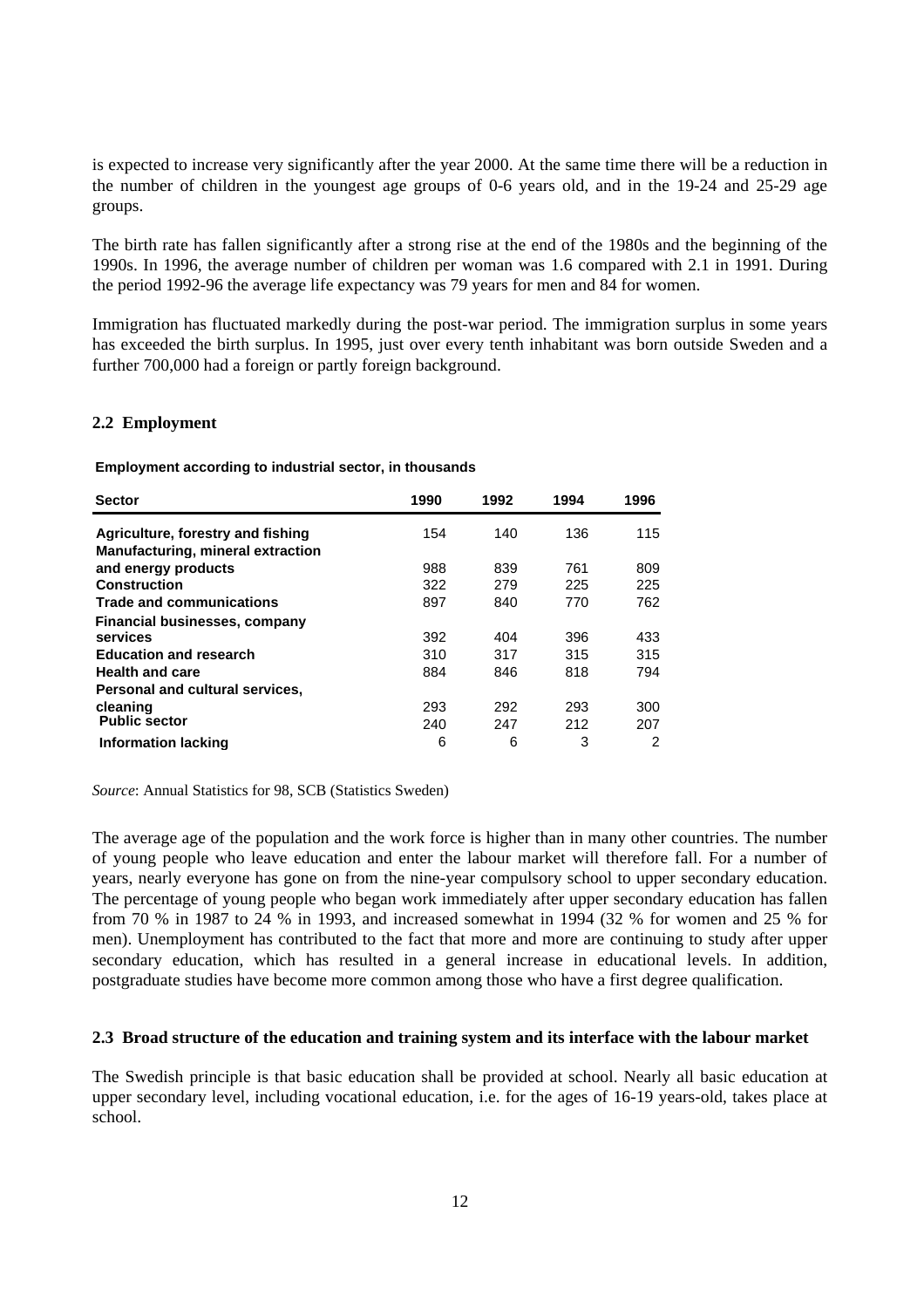is expected to increase very significantly after the year 2000. At the same time there will be a reduction in the number of children in the youngest age groups of 0-6 years old, and in the 19-24 and 25-29 age groups.

The birth rate has fallen significantly after a strong rise at the end of the 1980s and the beginning of the 1990s. In 1996, the average number of children per woman was 1.6 compared with 2.1 in 1991. During the period 1992-96 the average life expectancy was 79 years for men and 84 for women.

Immigration has fluctuated markedly during the post-war period. The immigration surplus in some years has exceeded the birth surplus. In 1995, just over every tenth inhabitant was born outside Sweden and a further 700,000 had a foreign or partly foreign background.

### 2.2 Employment

**Employment according to industrial sector, in thousands**

| Sector | 1990 | 1992 | 1994 | 1996 |
|---|---|---|---|---|
| **Agriculture, forestry and fishing** | 154 | 140 | 136 | 115 |
| **Manufacturing, mineral extraction and energy products** | 988 | 839 | 761 | 809 |
| **Construction** | 322 | 279 | 225 | 225 |
| **Trade and communications** | 897 | 840 | 770 | 762 |
| **Financial businesses, company services** | 392 | 404 | 396 | 433 |
| **Education and research** | 310 | 317 | 315 | 315 |
| **Health and care** | 884 | 846 | 818 | 794 |
| **Personal and cultural services, cleaning** | 293 | 292 | 293 | 300 |
| **Public sector** | 240 | 247 | 212 | 207 |
| **Information lacking** | 6 | 6 | 3 | 2 |

*Source*: Annual Statistics for 98, SCB (Statistics Sweden)

The average age of the population and the work force is higher than in many other countries. The number of young people who leave education and enter the labour market will therefore fall. For a number of years, nearly everyone has gone on from the nine-year compulsory school to upper secondary education. The percentage of young people who began work immediately after upper secondary education has fallen from 70 % in 1987 to 24 % in 1993, and increased somewhat in 1994 (32 % for women and 25 % for men). Unemployment has contributed to the fact that more and more are continuing to study after upper secondary education, which has resulted in a general increase in educational levels. In addition, postgraduate studies have become more common among those who have a first degree qualification.

### 2.3 Broad structure of the education and training system and its interface with the labour market

The Swedish principle is that basic education shall be provided at school. Nearly all basic education at upper secondary level, including vocational education, i.e. for the ages of 16-19 years-old, takes place at school.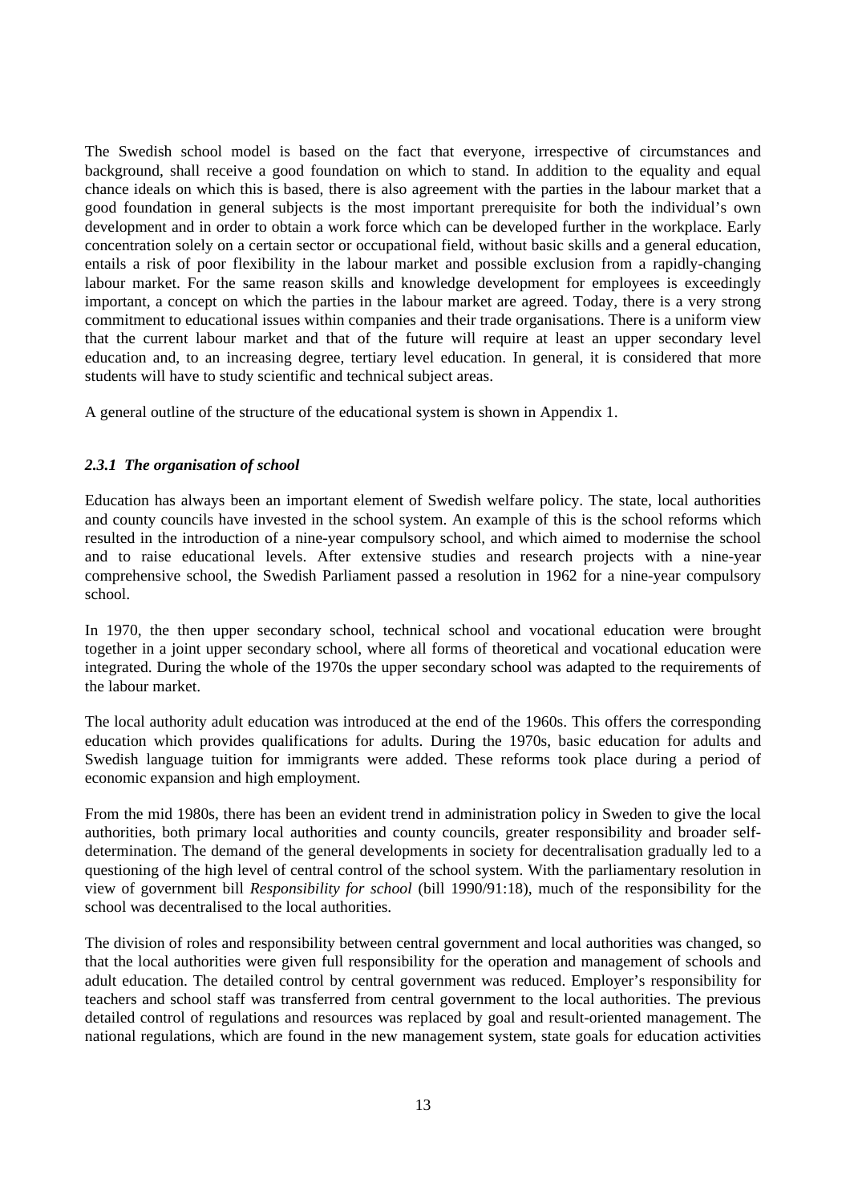The Swedish school model is based on the fact that everyone, irrespective of circumstances and background, shall receive a good foundation on which to stand. In addition to the equality and equal chance ideals on which this is based, there is also agreement with the parties in the labour market that a good foundation in general subjects is the most important prerequisite for both the individual's own development and in order to obtain a work force which can be developed further in the workplace. Early concentration solely on a certain sector or occupational field, without basic skills and a general education, entails a risk of poor flexibility in the labour market and possible exclusion from a rapidly-changing labour market. For the same reason skills and knowledge development for employees is exceedingly important, a concept on which the parties in the labour market are agreed. Today, there is a very strong commitment to educational issues within companies and their trade organisations. There is a uniform view that the current labour market and that of the future will require at least an upper secondary level education and, to an increasing degree, tertiary level education. In general, it is considered that more students will have to study scientific and technical subject areas.

A general outline of the structure of the educational system is shown in Appendix 1.

### *2.3.1 The organisation of school*

Education has always been an important element of Swedish welfare policy. The state, local authorities and county councils have invested in the school system. An example of this is the school reforms which resulted in the introduction of a nine-year compulsory school, and which aimed to modernise the school and to raise educational levels. After extensive studies and research projects with a nine-year comprehensive school, the Swedish Parliament passed a resolution in 1962 for a nine-year compulsory school.

In 1970, the then upper secondary school, technical school and vocational education were brought together in a joint upper secondary school, where all forms of theoretical and vocational education were integrated. During the whole of the 1970s the upper secondary school was adapted to the requirements of the labour market.

The local authority adult education was introduced at the end of the 1960s. This offers the corresponding education which provides qualifications for adults. During the 1970s, basic education for adults and Swedish language tuition for immigrants were added. These reforms took place during a period of economic expansion and high employment.

From the mid 1980s, there has been an evident trend in administration policy in Sweden to give the local authorities, both primary local authorities and county councils, greater responsibility and broader self-determination. The demand of the general developments in society for decentralisation gradually led to a questioning of the high level of central control of the school system. With the parliamentary resolution in view of government bill *Responsibility for school* (bill 1990/91:18), much of the responsibility for the school was decentralised to the local authorities.

The division of roles and responsibility between central government and local authorities was changed, so that the local authorities were given full responsibility for the operation and management of schools and adult education. The detailed control by central government was reduced. Employer's responsibility for teachers and school staff was transferred from central government to the local authorities. The previous detailed control of regulations and resources was replaced by goal and result-oriented management. The national regulations, which are found in the new management system, state goals for education activities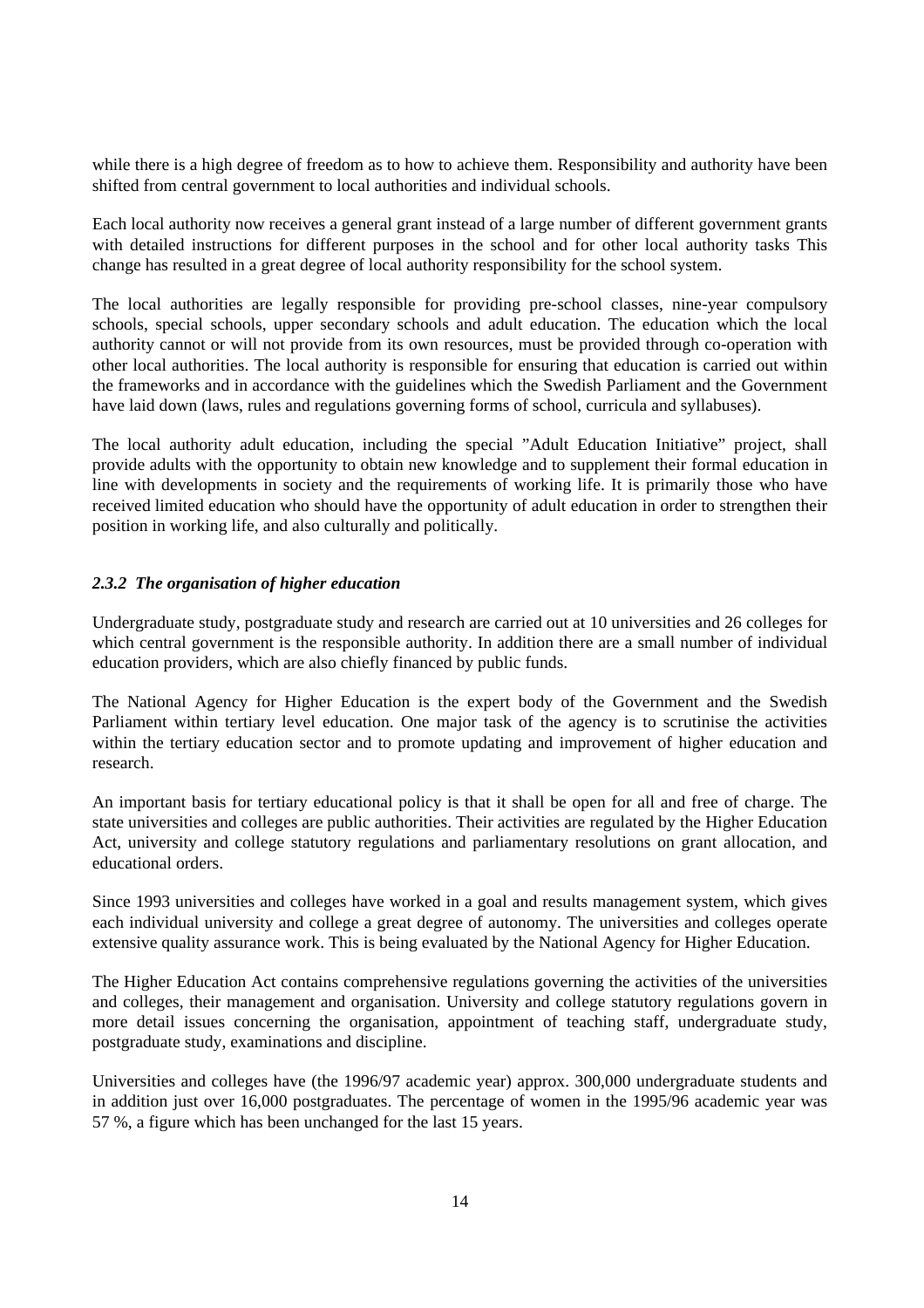while there is a high degree of freedom as to how to achieve them. Responsibility and authority have been shifted from central government to local authorities and individual schools.

Each local authority now receives a general grant instead of a large number of different government grants with detailed instructions for different purposes in the school and for other local authority tasks This change has resulted in a great degree of local authority responsibility for the school system.

The local authorities are legally responsible for providing pre-school classes, nine-year compulsory schools, special schools, upper secondary schools and adult education. The education which the local authority cannot or will not provide from its own resources, must be provided through co-operation with other local authorities. The local authority is responsible for ensuring that education is carried out within the frameworks and in accordance with the guidelines which the Swedish Parliament and the Government have laid down (laws, rules and regulations governing forms of school, curricula and syllabuses).

The local authority adult education, including the special ”Adult Education Initiative” project, shall provide adults with the opportunity to obtain new knowledge and to supplement their formal education in line with developments in society and the requirements of working life. It is primarily those who have received limited education who should have the opportunity of adult education in order to strengthen their position in working life, and also culturally and politically.

### *2.3.2 The organisation of higher education*

Undergraduate study, postgraduate study and research are carried out at 10 universities and 26 colleges for which central government is the responsible authority. In addition there are a small number of individual education providers, which are also chiefly financed by public funds.

The National Agency for Higher Education is the expert body of the Government and the Swedish Parliament within tertiary level education. One major task of the agency is to scrutinise the activities within the tertiary education sector and to promote updating and improvement of higher education and research.

An important basis for tertiary educational policy is that it shall be open for all and free of charge. The state universities and colleges are public authorities. Their activities are regulated by the Higher Education Act, university and college statutory regulations and parliamentary resolutions on grant allocation, and educational orders.

Since 1993 universities and colleges have worked in a goal and results management system, which gives each individual university and college a great degree of autonomy. The universities and colleges operate extensive quality assurance work. This is being evaluated by the National Agency for Higher Education.

The Higher Education Act contains comprehensive regulations governing the activities of the universities and colleges, their management and organisation. University and college statutory regulations govern in more detail issues concerning the organisation, appointment of teaching staff, undergraduate study, postgraduate study, examinations and discipline.

Universities and colleges have (the 1996/97 academic year) approx. 300,000 undergraduate students and in addition just over 16,000 postgraduates. The percentage of women in the 1995/96 academic year was 57 %, a figure which has been unchanged for the last 15 years.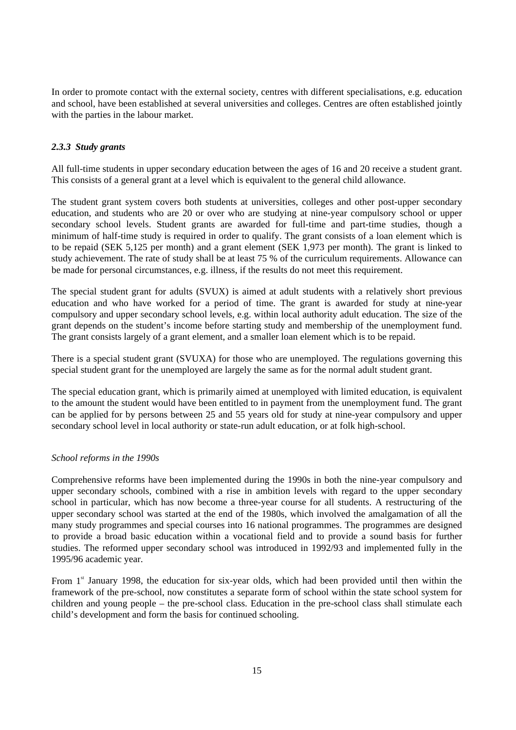In order to promote contact with the external society, centres with different specialisations, e.g. education and school, have been established at several universities and colleges. Centres are often established jointly with the parties in the labour market.

### *2.3.3 Study grants*

All full-time students in upper secondary education between the ages of 16 and 20 receive a student grant. This consists of a general grant at a level which is equivalent to the general child allowance.

The student grant system covers both students at universities, colleges and other post-upper secondary education, and students who are 20 or over who are studying at nine-year compulsory school or upper secondary school levels. Student grants are awarded for full-time and part-time studies, though a minimum of half-time study is required in order to qualify. The grant consists of a loan element which is to be repaid (SEK 5,125 per month) and a grant element (SEK 1,973 per month). The grant is linked to study achievement. The rate of study shall be at least 75 % of the curriculum requirements. Allowance can be made for personal circumstances, e.g. illness, if the results do not meet this requirement.

The special student grant for adults (SVUX) is aimed at adult students with a relatively short previous education and who have worked for a period of time. The grant is awarded for study at nine-year compulsory and upper secondary school levels, e.g. within local authority adult education. The size of the grant depends on the student's income before starting study and membership of the unemployment fund. The grant consists largely of a grant element, and a smaller loan element which is to be repaid.

There is a special student grant (SVUXA) for those who are unemployed. The regulations governing this special student grant for the unemployed are largely the same as for the normal adult student grant.

The special education grant, which is primarily aimed at unemployed with limited education, is equivalent to the amount the student would have been entitled to in payment from the unemployment fund. The grant can be applied for by persons between 25 and 55 years old for study at nine-year compulsory and upper secondary school level in local authority or state-run adult education, or at folk high-school.

*School reforms in the 1990s*

Comprehensive reforms have been implemented during the 1990s in both the nine-year compulsory and upper secondary schools, combined with a rise in ambition levels with regard to the upper secondary school in particular, which has now become a three-year course for all students. A restructuring of the upper secondary school was started at the end of the 1980s, which involved the amalgamation of all the many study programmes and special courses into 16 national programmes. The programmes are designed to provide a broad basic education within a vocational field and to provide a sound basis for further studies. The reformed upper secondary school was introduced in 1992/93 and implemented fully in the 1995/96 academic year.

From 1st January 1998, the education for six-year olds, which had been provided until then within the framework of the pre-school, now constitutes a separate form of school within the state school system for children and young people – the pre-school class. Education in the pre-school class shall stimulate each child's development and form the basis for continued schooling.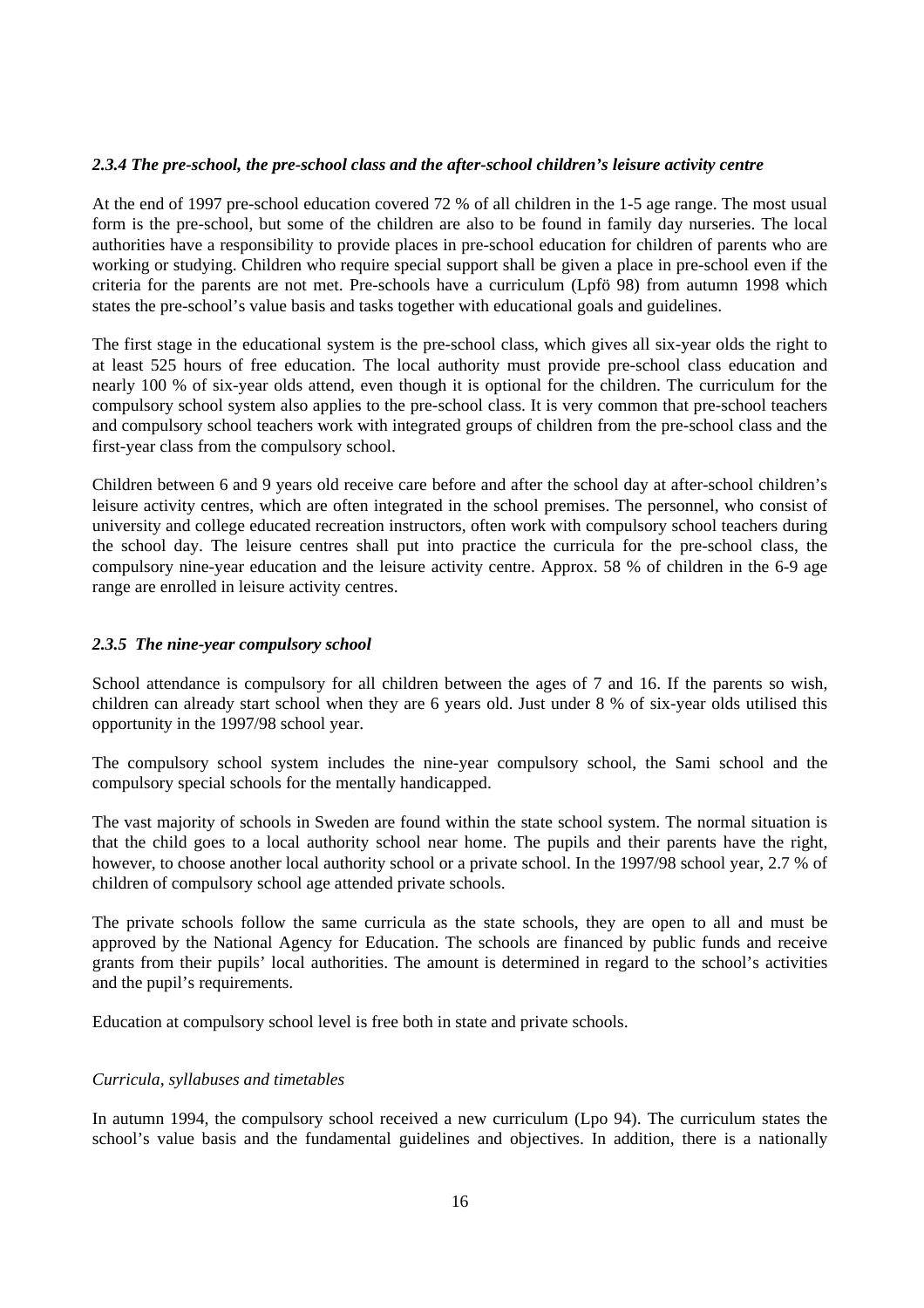### *2.3.4 The pre-school, the pre-school class and the after-school children's leisure activity centre*

At the end of 1997 pre-school education covered 72 % of all children in the 1-5 age range. The most usual form is the pre-school, but some of the children are also to be found in family day nurseries. The local authorities have a responsibility to provide places in pre-school education for children of parents who are working or studying. Children who require special support shall be given a place in pre-school even if the criteria for the parents are not met. Pre-schools have a curriculum (Lpfö 98) from autumn 1998 which states the pre-school's value basis and tasks together with educational goals and guidelines.

The first stage in the educational system is the pre-school class, which gives all six-year olds the right to at least 525 hours of free education. The local authority must provide pre-school class education and nearly 100 % of six-year olds attend, even though it is optional for the children. The curriculum for the compulsory school system also applies to the pre-school class. It is very common that pre-school teachers and compulsory school teachers work with integrated groups of children from the pre-school class and the first-year class from the compulsory school.

Children between 6 and 9 years old receive care before and after the school day at after-school children's leisure activity centres, which are often integrated in the school premises. The personnel, who consist of university and college educated recreation instructors, often work with compulsory school teachers during the school day. The leisure centres shall put into practice the curricula for the pre-school class, the compulsory nine-year education and the leisure activity centre. Approx. 58 % of children in the 6-9 age range are enrolled in leisure activity centres.

### *2.3.5 The nine-year compulsory school*

School attendance is compulsory for all children between the ages of 7 and 16. If the parents so wish, children can already start school when they are 6 years old. Just under 8 % of six-year olds utilised this opportunity in the 1997/98 school year.

The compulsory school system includes the nine-year compulsory school, the Sami school and the compulsory special schools for the mentally handicapped.

The vast majority of schools in Sweden are found within the state school system. The normal situation is that the child goes to a local authority school near home. The pupils and their parents have the right, however, to choose another local authority school or a private school. In the 1997/98 school year, 2.7 % of children of compulsory school age attended private schools.

The private schools follow the same curricula as the state schools, they are open to all and must be approved by the National Agency for Education. The schools are financed by public funds and receive grants from their pupils' local authorities. The amount is determined in regard to the school's activities and the pupil's requirements.

Education at compulsory school level is free both in state and private schools.

*Curricula, syllabuses and timetables*

In autumn 1994, the compulsory school received a new curriculum (Lpo 94). The curriculum states the school's value basis and the fundamental guidelines and objectives. In addition, there is a nationally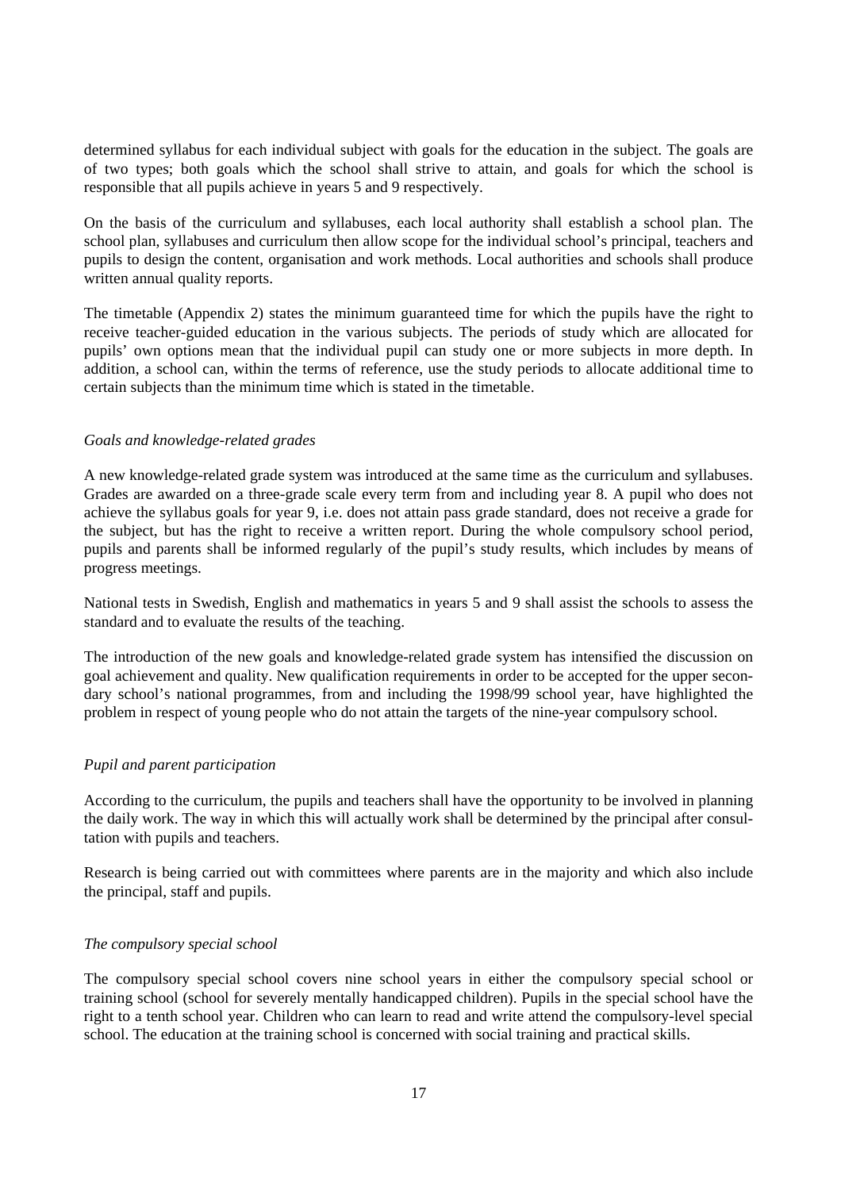determined syllabus for each individual subject with goals for the education in the subject. The goals are of two types; both goals which the school shall strive to attain, and goals for which the school is responsible that all pupils achieve in years 5 and 9 respectively.

On the basis of the curriculum and syllabuses, each local authority shall establish a school plan. The school plan, syllabuses and curriculum then allow scope for the individual school's principal, teachers and pupils to design the content, organisation and work methods. Local authorities and schools shall produce written annual quality reports.

The timetable (Appendix 2) states the minimum guaranteed time for which the pupils have the right to receive teacher-guided education in the various subjects. The periods of study which are allocated for pupils' own options mean that the individual pupil can study one or more subjects in more depth. In addition, a school can, within the terms of reference, use the study periods to allocate additional time to certain subjects than the minimum time which is stated in the timetable.

*Goals and knowledge-related grades*

A new knowledge-related grade system was introduced at the same time as the curriculum and syllabuses. Grades are awarded on a three-grade scale every term from and including year 8. A pupil who does not achieve the syllabus goals for year 9, i.e. does not attain pass grade standard, does not receive a grade for the subject, but has the right to receive a written report. During the whole compulsory school period, pupils and parents shall be informed regularly of the pupil's study results, which includes by means of progress meetings.

National tests in Swedish, English and mathematics in years 5 and 9 shall assist the schools to assess the standard and to evaluate the results of the teaching.

The introduction of the new goals and knowledge-related grade system has intensified the discussion on goal achievement and quality. New qualification requirements in order to be accepted for the upper secondary school's national programmes, from and including the 1998/99 school year, have highlighted the problem in respect of young people who do not attain the targets of the nine-year compulsory school.

*Pupil and parent participation*

According to the curriculum, the pupils and teachers shall have the opportunity to be involved in planning the daily work. The way in which this will actually work shall be determined by the principal after consultation with pupils and teachers.

Research is being carried out with committees where parents are in the majority and which also include the principal, staff and pupils.

*The compulsory special school*

The compulsory special school covers nine school years in either the compulsory special school or training school (school for severely mentally handicapped children). Pupils in the special school have the right to a tenth school year. Children who can learn to read and write attend the compulsory-level special school. The education at the training school is concerned with social training and practical skills.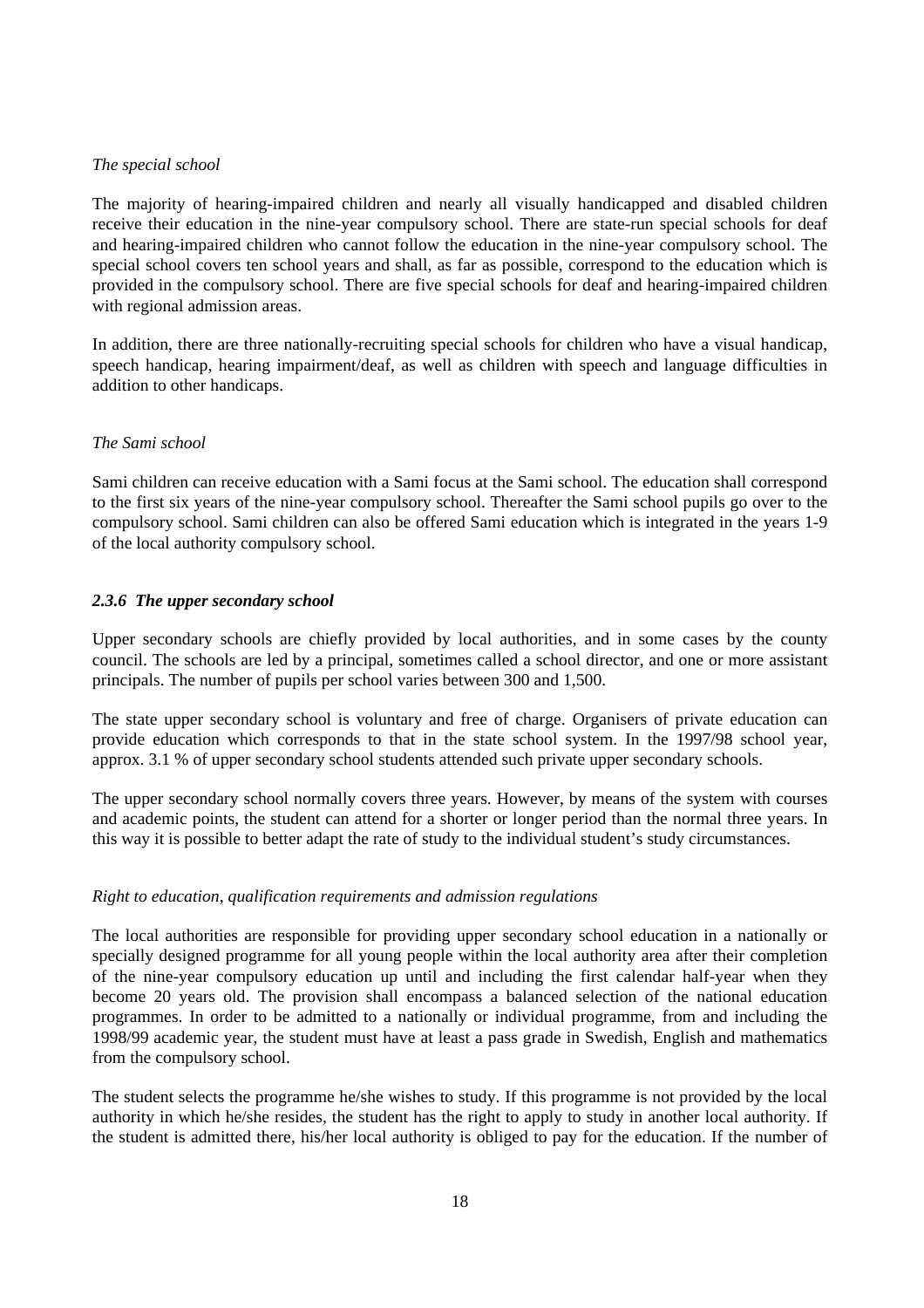*The special school*

The majority of hearing-impaired children and nearly all visually handicapped and disabled children receive their education in the nine-year compulsory school. There are state-run special schools for deaf and hearing-impaired children who cannot follow the education in the nine-year compulsory school. The special school covers ten school years and shall, as far as possible, correspond to the education which is provided in the compulsory school. There are five special schools for deaf and hearing-impaired children with regional admission areas.

In addition, there are three nationally-recruiting special schools for children who have a visual handicap, speech handicap, hearing impairment/deaf, as well as children with speech and language difficulties in addition to other handicaps.

*The Sami school*

Sami children can receive education with a Sami focus at the Sami school. The education shall correspond to the first six years of the nine-year compulsory school. Thereafter the Sami school pupils go over to the compulsory school. Sami children can also be offered Sami education which is integrated in the years 1-9 of the local authority compulsory school.

### *2.3.6 The upper secondary school*

Upper secondary schools are chiefly provided by local authorities, and in some cases by the county council. The schools are led by a principal, sometimes called a school director, and one or more assistant principals. The number of pupils per school varies between 300 and 1,500.

The state upper secondary school is voluntary and free of charge. Organisers of private education can provide education which corresponds to that in the state school system. In the 1997/98 school year, approx. 3.1 % of upper secondary school students attended such private upper secondary schools.

The upper secondary school normally covers three years. However, by means of the system with courses and academic points, the student can attend for a shorter or longer period than the normal three years. In this way it is possible to better adapt the rate of study to the individual student's study circumstances.

*Right to education, qualification requirements and admission regulations*

The local authorities are responsible for providing upper secondary school education in a nationally or specially designed programme for all young people within the local authority area after their completion of the nine-year compulsory education up until and including the first calendar half-year when they become 20 years old. The provision shall encompass a balanced selection of the national education programmes. In order to be admitted to a nationally or individual programme, from and including the 1998/99 academic year, the student must have at least a pass grade in Swedish, English and mathematics from the compulsory school.

The student selects the programme he/she wishes to study. If this programme is not provided by the local authority in which he/she resides, the student has the right to apply to study in another local authority. If the student is admitted there, his/her local authority is obliged to pay for the education. If the number of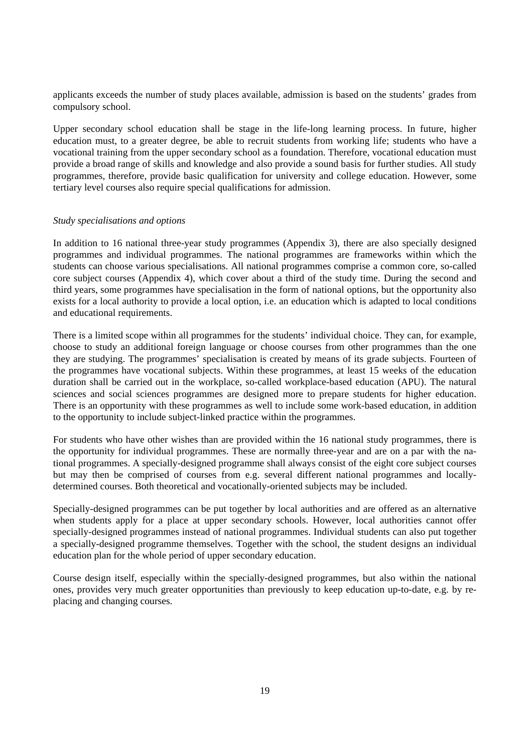applicants exceeds the number of study places available, admission is based on the students' grades from compulsory school.

Upper secondary school education shall be stage in the life-long learning process. In future, higher education must, to a greater degree, be able to recruit students from working life; students who have a vocational training from the upper secondary school as a foundation. Therefore, vocational education must provide a broad range of skills and knowledge and also provide a sound basis for further studies. All study programmes, therefore, provide basic qualification for university and college education. However, some tertiary level courses also require special qualifications for admission.

*Study specialisations and options*

In addition to 16 national three-year study programmes (Appendix 3), there are also specially designed programmes and individual programmes. The national programmes are frameworks within which the students can choose various specialisations. All national programmes comprise a common core, so-called core subject courses (Appendix 4), which cover about a third of the study time. During the second and third years, some programmes have specialisation in the form of national options, but the opportunity also exists for a local authority to provide a local option, i.e. an education which is adapted to local conditions and educational requirements.

There is a limited scope within all programmes for the students' individual choice. They can, for example, choose to study an additional foreign language or choose courses from other programmes than the one they are studying. The programmes' specialisation is created by means of its grade subjects. Fourteen of the programmes have vocational subjects. Within these programmes, at least 15 weeks of the education duration shall be carried out in the workplace, so-called workplace-based education (APU). The natural sciences and social sciences programmes are designed more to prepare students for higher education. There is an opportunity with these programmes as well to include some work-based education, in addition to the opportunity to include subject-linked practice within the programmes.

For students who have other wishes than are provided within the 16 national study programmes, there is the opportunity for individual programmes. These are normally three-year and are on a par with the national programmes. A specially-designed programme shall always consist of the eight core subject courses but may then be comprised of courses from e.g. several different national programmes and locally-determined courses. Both theoretical and vocationally-oriented subjects may be included.

Specially-designed programmes can be put together by local authorities and are offered as an alternative when students apply for a place at upper secondary schools. However, local authorities cannot offer specially-designed programmes instead of national programmes. Individual students can also put together a specially-designed programme themselves. Together with the school, the student designs an individual education plan for the whole period of upper secondary education.

Course design itself, especially within the specially-designed programmes, but also within the national ones, provides very much greater opportunities than previously to keep education up-to-date, e.g. by replacing and changing courses.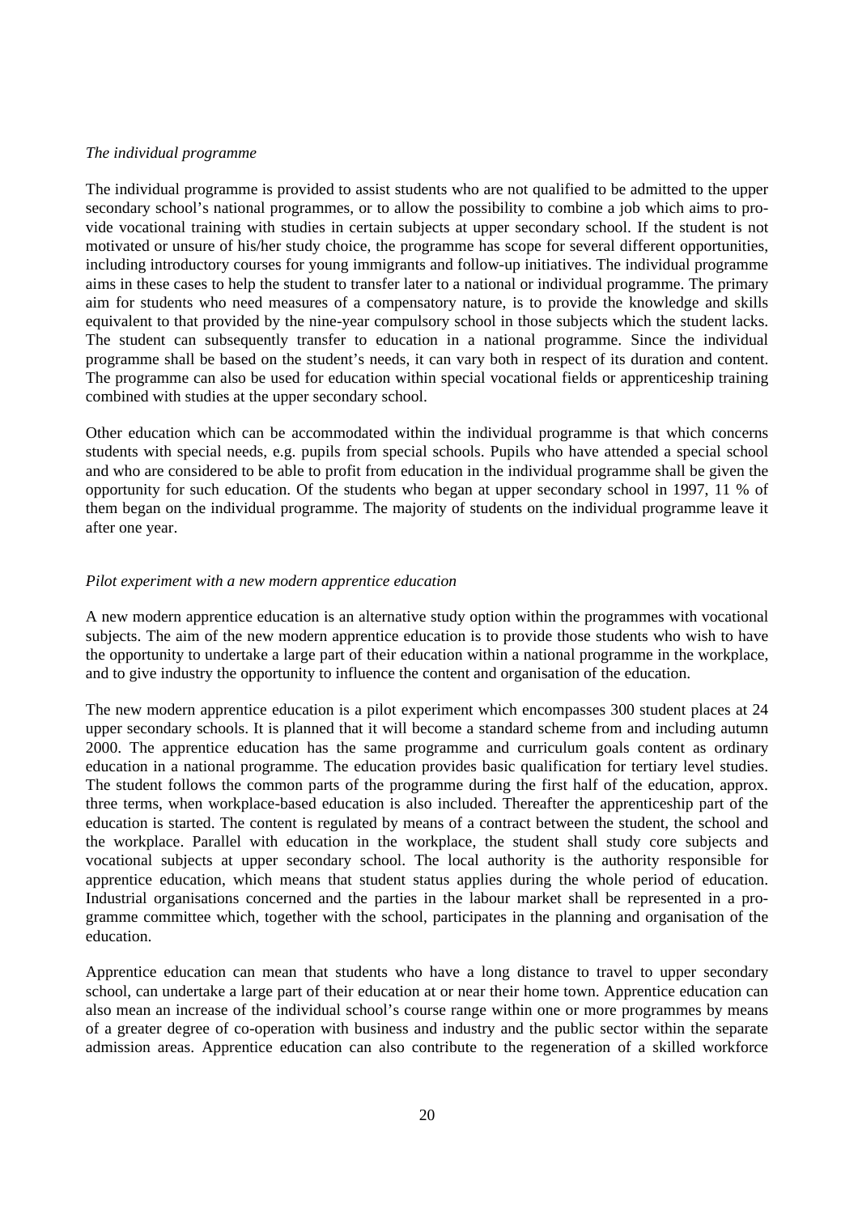*The individual programme*

The individual programme is provided to assist students who are not qualified to be admitted to the upper secondary school's national programmes, or to allow the possibility to combine a job which aims to provide vocational training with studies in certain subjects at upper secondary school. If the student is not motivated or unsure of his/her study choice, the programme has scope for several different opportunities, including introductory courses for young immigrants and follow-up initiatives. The individual programme aims in these cases to help the student to transfer later to a national or individual programme. The primary aim for students who need measures of a compensatory nature, is to provide the knowledge and skills equivalent to that provided by the nine-year compulsory school in those subjects which the student lacks. The student can subsequently transfer to education in a national programme. Since the individual programme shall be based on the student's needs, it can vary both in respect of its duration and content. The programme can also be used for education within special vocational fields or apprenticeship training combined with studies at the upper secondary school.

Other education which can be accommodated within the individual programme is that which concerns students with special needs, e.g. pupils from special schools. Pupils who have attended a special school and who are considered to be able to profit from education in the individual programme shall be given the opportunity for such education. Of the students who began at upper secondary school in 1997, 11 % of them began on the individual programme. The majority of students on the individual programme leave it after one year.

*Pilot experiment with a new modern apprentice education*

A new modern apprentice education is an alternative study option within the programmes with vocational subjects. The aim of the new modern apprentice education is to provide those students who wish to have the opportunity to undertake a large part of their education within a national programme in the workplace, and to give industry the opportunity to influence the content and organisation of the education.

The new modern apprentice education is a pilot experiment which encompasses 300 student places at 24 upper secondary schools. It is planned that it will become a standard scheme from and including autumn 2000. The apprentice education has the same programme and curriculum goals content as ordinary education in a national programme. The education provides basic qualification for tertiary level studies. The student follows the common parts of the programme during the first half of the education, approx. three terms, when workplace-based education is also included. Thereafter the apprenticeship part of the education is started. The content is regulated by means of a contract between the student, the school and the workplace. Parallel with education in the workplace, the student shall study core subjects and vocational subjects at upper secondary school. The local authority is the authority responsible for apprentice education, which means that student status applies during the whole period of education. Industrial organisations concerned and the parties in the labour market shall be represented in a programme committee which, together with the school, participates in the planning and organisation of the education.

Apprentice education can mean that students who have a long distance to travel to upper secondary school, can undertake a large part of their education at or near their home town. Apprentice education can also mean an increase of the individual school's course range within one or more programmes by means of a greater degree of co-operation with business and industry and the public sector within the separate admission areas. Apprentice education can also contribute to the regeneration of a skilled workforce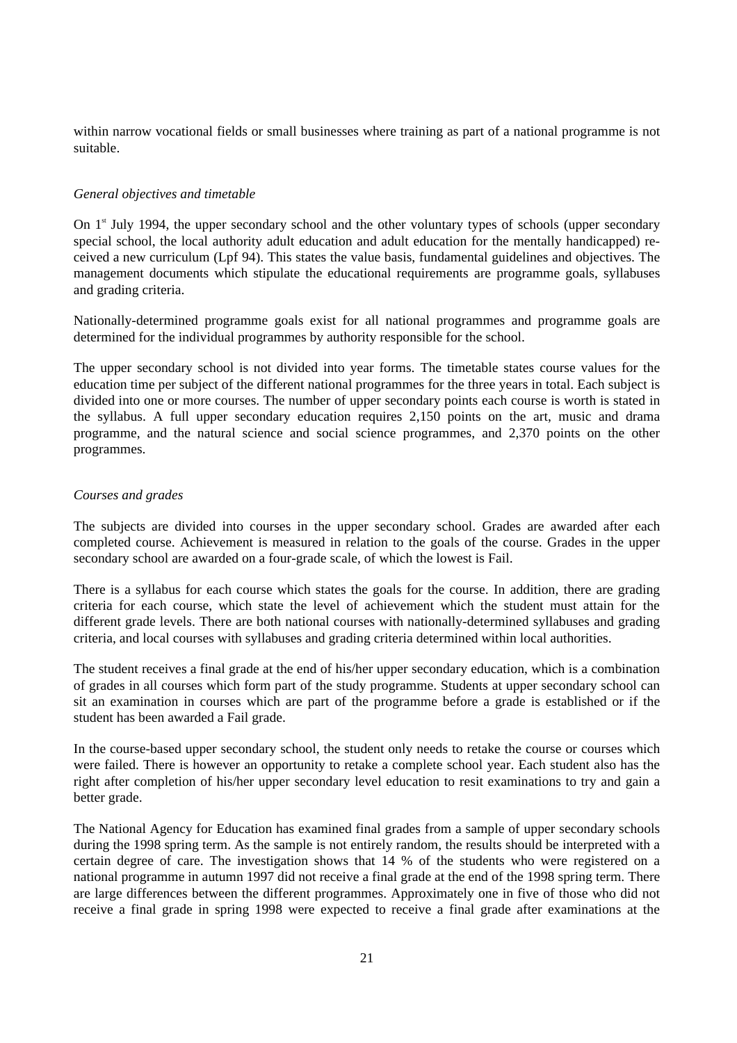within narrow vocational fields or small businesses where training as part of a national programme is not suitable.

*General objectives and timetable*

On 1st July 1994, the upper secondary school and the other voluntary types of schools (upper secondary special school, the local authority adult education and adult education for the mentally handicapped) received a new curriculum (Lpf 94). This states the value basis, fundamental guidelines and objectives. The management documents which stipulate the educational requirements are programme goals, syllabuses and grading criteria.

Nationally-determined programme goals exist for all national programmes and programme goals are determined for the individual programmes by authority responsible for the school.

The upper secondary school is not divided into year forms. The timetable states course values for the education time per subject of the different national programmes for the three years in total. Each subject is divided into one or more courses. The number of upper secondary points each course is worth is stated in the syllabus. A full upper secondary education requires 2,150 points on the art, music and drama programme, and the natural science and social science programmes, and 2,370 points on the other programmes.

*Courses and grades*

The subjects are divided into courses in the upper secondary school. Grades are awarded after each completed course. Achievement is measured in relation to the goals of the course. Grades in the upper secondary school are awarded on a four-grade scale, of which the lowest is Fail.

There is a syllabus for each course which states the goals for the course. In addition, there are grading criteria for each course, which state the level of achievement which the student must attain for the different grade levels. There are both national courses with nationally-determined syllabuses and grading criteria, and local courses with syllabuses and grading criteria determined within local authorities.

The student receives a final grade at the end of his/her upper secondary education, which is a combination of grades in all courses which form part of the study programme. Students at upper secondary school can sit an examination in courses which are part of the programme before a grade is established or if the student has been awarded a Fail grade.

In the course-based upper secondary school, the student only needs to retake the course or courses which were failed. There is however an opportunity to retake a complete school year. Each student also has the right after completion of his/her upper secondary level education to resit examinations to try and gain a better grade.

The National Agency for Education has examined final grades from a sample of upper secondary schools during the 1998 spring term. As the sample is not entirely random, the results should be interpreted with a certain degree of care. The investigation shows that 14 % of the students who were registered on a national programme in autumn 1997 did not receive a final grade at the end of the 1998 spring term. There are large differences between the different programmes. Approximately one in five of those who did not receive a final grade in spring 1998 were expected to receive a final grade after examinations at the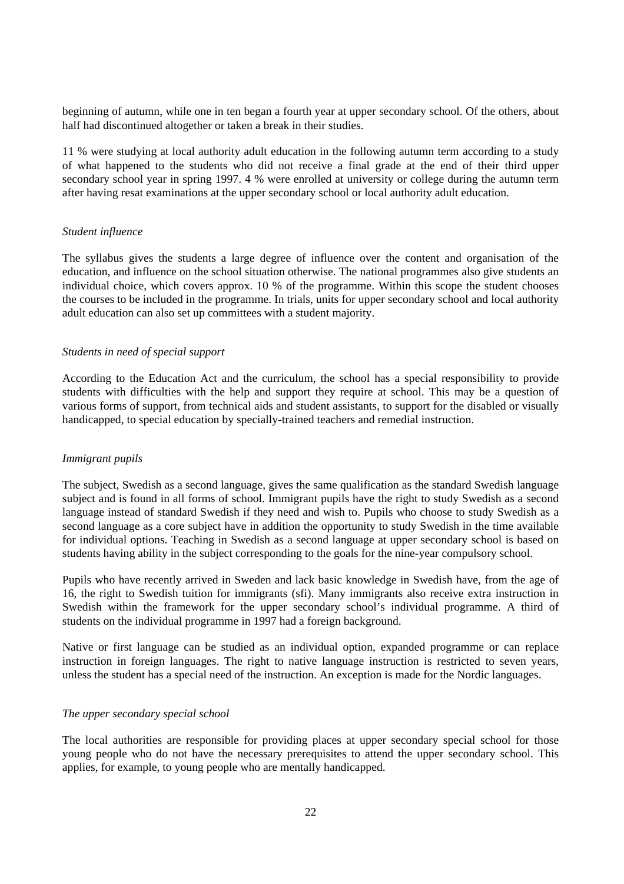beginning of autumn, while one in ten began a fourth year at upper secondary school. Of the others, about half had discontinued altogether or taken a break in their studies.

11 % were studying at local authority adult education in the following autumn term according to a study of what happened to the students who did not receive a final grade at the end of their third upper secondary school year in spring 1997. 4 % were enrolled at university or college during the autumn term after having resat examinations at the upper secondary school or local authority adult education.

*Student influence*

The syllabus gives the students a large degree of influence over the content and organisation of the education, and influence on the school situation otherwise. The national programmes also give students an individual choice, which covers approx. 10 % of the programme. Within this scope the student chooses the courses to be included in the programme. In trials, units for upper secondary school and local authority adult education can also set up committees with a student majority.

*Students in need of special support*

According to the Education Act and the curriculum, the school has a special responsibility to provide students with difficulties with the help and support they require at school. This may be a question of various forms of support, from technical aids and student assistants, to support for the disabled or visually handicapped, to special education by specially-trained teachers and remedial instruction.

*Immigrant pupils*

The subject, Swedish as a second language, gives the same qualification as the standard Swedish language subject and is found in all forms of school. Immigrant pupils have the right to study Swedish as a second language instead of standard Swedish if they need and wish to. Pupils who choose to study Swedish as a second language as a core subject have in addition the opportunity to study Swedish in the time available for individual options. Teaching in Swedish as a second language at upper secondary school is based on students having ability in the subject corresponding to the goals for the nine-year compulsory school.

Pupils who have recently arrived in Sweden and lack basic knowledge in Swedish have, from the age of 16, the right to Swedish tuition for immigrants (sfi). Many immigrants also receive extra instruction in Swedish within the framework for the upper secondary school's individual programme. A third of students on the individual programme in 1997 had a foreign background.

Native or first language can be studied as an individual option, expanded programme or can replace instruction in foreign languages. The right to native language instruction is restricted to seven years, unless the student has a special need of the instruction. An exception is made for the Nordic languages.

*The upper secondary special school*

The local authorities are responsible for providing places at upper secondary special school for those young people who do not have the necessary prerequisites to attend the upper secondary school. This applies, for example, to young people who are mentally handicapped.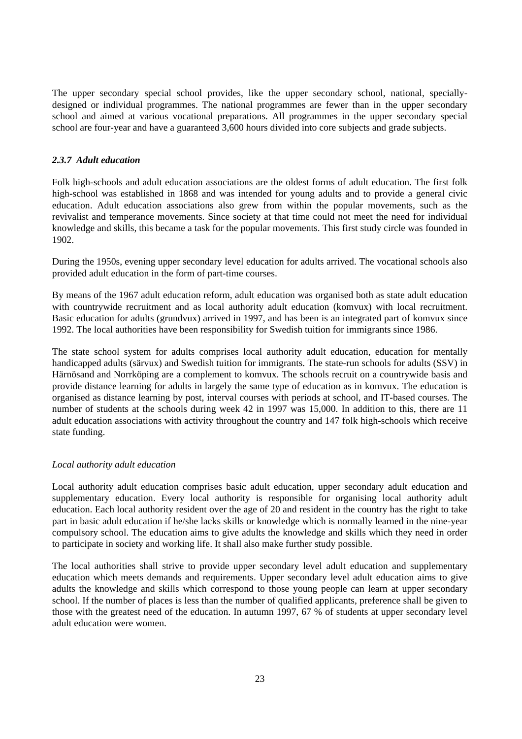The upper secondary special school provides, like the upper secondary school, national, specially-designed or individual programmes. The national programmes are fewer than in the upper secondary school and aimed at various vocational preparations. All programmes in the upper secondary special school are four-year and have a guaranteed 3,600 hours divided into core subjects and grade subjects.

### *2.3.7 Adult education*

Folk high-schools and adult education associations are the oldest forms of adult education. The first folk high-school was established in 1868 and was intended for young adults and to provide a general civic education. Adult education associations also grew from within the popular movements, such as the revivalist and temperance movements. Since society at that time could not meet the need for individual knowledge and skills, this became a task for the popular movements. This first study circle was founded in 1902.

During the 1950s, evening upper secondary level education for adults arrived. The vocational schools also provided adult education in the form of part-time courses.

By means of the 1967 adult education reform, adult education was organised both as state adult education with countrywide recruitment and as local authority adult education (komvux) with local recruitment. Basic education for adults (grundvux) arrived in 1997, and has been is an integrated part of komvux since 1992. The local authorities have been responsibility for Swedish tuition for immigrants since 1986.

The state school system for adults comprises local authority adult education, education for mentally handicapped adults (särvux) and Swedish tuition for immigrants. The state-run schools for adults (SSV) in Härnösand and Norrköping are a complement to komvux. The schools recruit on a countrywide basis and provide distance learning for adults in largely the same type of education as in komvux. The education is organised as distance learning by post, interval courses with periods at school, and IT-based courses. The number of students at the schools during week 42 in 1997 was 15,000. In addition to this, there are 11 adult education associations with activity throughout the country and 147 folk high-schools which receive state funding.

*Local authority adult education*

Local authority adult education comprises basic adult education, upper secondary adult education and supplementary education. Every local authority is responsible for organising local authority adult education. Each local authority resident over the age of 20 and resident in the country has the right to take part in basic adult education if he/she lacks skills or knowledge which is normally learned in the nine-year compulsory school. The education aims to give adults the knowledge and skills which they need in order to participate in society and working life. It shall also make further study possible.

The local authorities shall strive to provide upper secondary level adult education and supplementary education which meets demands and requirements. Upper secondary level adult education aims to give adults the knowledge and skills which correspond to those young people can learn at upper secondary school. If the number of places is less than the number of qualified applicants, preference shall be given to those with the greatest need of the education. In autumn 1997, 67 % of students at upper secondary level adult education were women.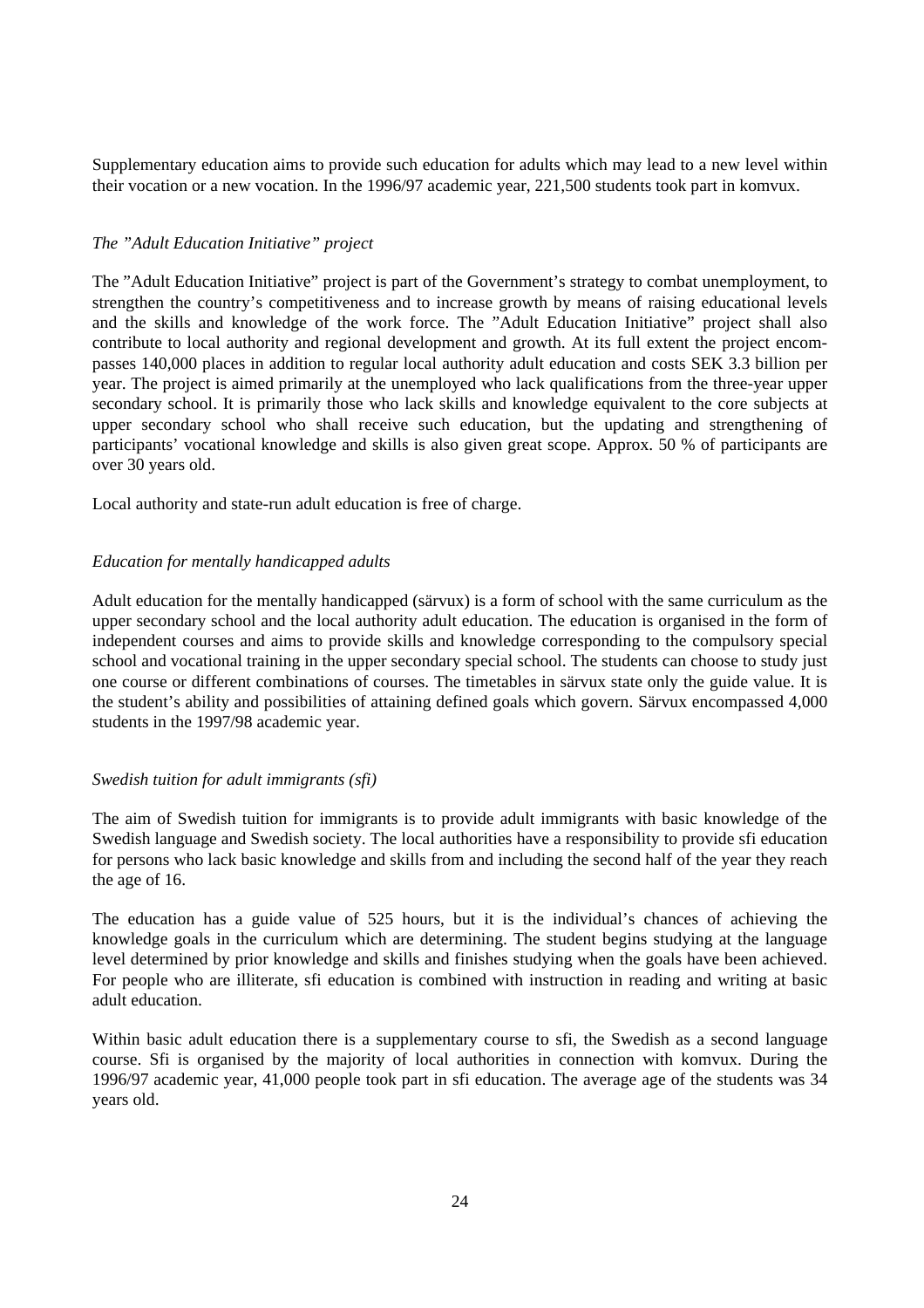Supplementary education aims to provide such education for adults which may lead to a new level within their vocation or a new vocation. In the 1996/97 academic year, 221,500 students took part in komvux.

### *The "Adult Education Initiative" project*

The "Adult Education Initiative" project is part of the Government's strategy to combat unemployment, to strengthen the country's competitiveness and to increase growth by means of raising educational levels and the skills and knowledge of the work force. The "Adult Education Initiative" project shall also contribute to local authority and regional development and growth. At its full extent the project encompasses 140,000 places in addition to regular local authority adult education and costs SEK 3.3 billion per year. The project is aimed primarily at the unemployed who lack qualifications from the three-year upper secondary school. It is primarily those who lack skills and knowledge equivalent to the core subjects at upper secondary school who shall receive such education, but the updating and strengthening of participants' vocational knowledge and skills is also given great scope. Approx. 50 % of participants are over 30 years old.

Local authority and state-run adult education is free of charge.

### *Education for mentally handicapped adults*

Adult education for the mentally handicapped (särvux) is a form of school with the same curriculum as the upper secondary school and the local authority adult education. The education is organised in the form of independent courses and aims to provide skills and knowledge corresponding to the compulsory special school and vocational training in the upper secondary special school. The students can choose to study just one course or different combinations of courses. The timetables in särvux state only the guide value. It is the student's ability and possibilities of attaining defined goals which govern. Särvux encompassed 4,000 students in the 1997/98 academic year.

### *Swedish tuition for adult immigrants (sfi)*

The aim of Swedish tuition for immigrants is to provide adult immigrants with basic knowledge of the Swedish language and Swedish society. The local authorities have a responsibility to provide sfi education for persons who lack basic knowledge and skills from and including the second half of the year they reach the age of 16.

The education has a guide value of 525 hours, but it is the individual's chances of achieving the knowledge goals in the curriculum which are determining. The student begins studying at the language level determined by prior knowledge and skills and finishes studying when the goals have been achieved. For people who are illiterate, sfi education is combined with instruction in reading and writing at basic adult education.

Within basic adult education there is a supplementary course to sfi, the Swedish as a second language course. Sfi is organised by the majority of local authorities in connection with komvux. During the 1996/97 academic year, 41,000 people took part in sfi education. The average age of the students was 34 years old.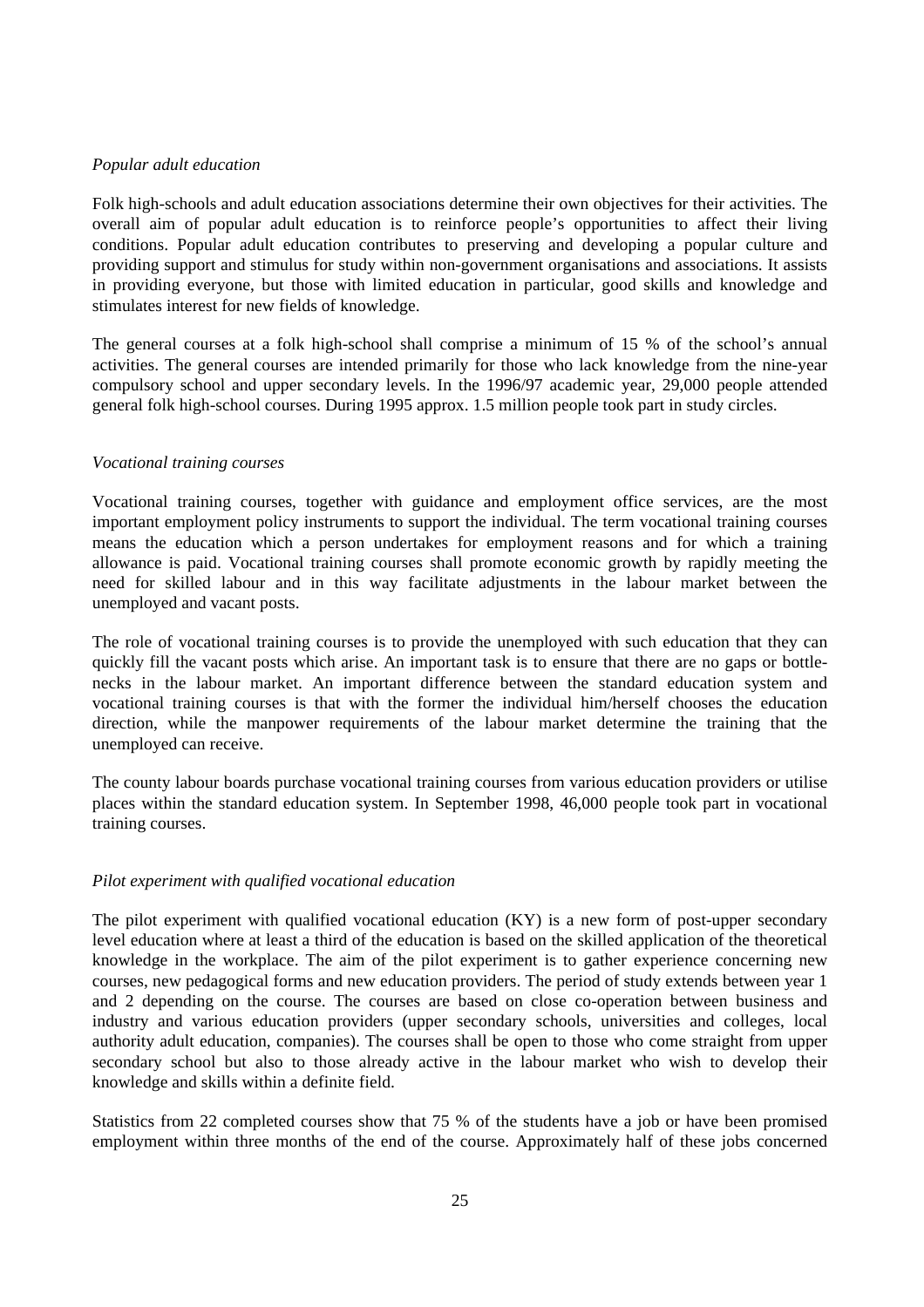*Popular adult education*

Folk high-schools and adult education associations determine their own objectives for their activities. The overall aim of popular adult education is to reinforce people's opportunities to affect their living conditions. Popular adult education contributes to preserving and developing a popular culture and providing support and stimulus for study within non-government organisations and associations. It assists in providing everyone, but those with limited education in particular, good skills and knowledge and stimulates interest for new fields of knowledge.

The general courses at a folk high-school shall comprise a minimum of 15 % of the school's annual activities. The general courses are intended primarily for those who lack knowledge from the nine-year compulsory school and upper secondary levels. In the 1996/97 academic year, 29,000 people attended general folk high-school courses. During 1995 approx. 1.5 million people took part in study circles.

*Vocational training courses*

Vocational training courses, together with guidance and employment office services, are the most important employment policy instruments to support the individual. The term vocational training courses means the education which a person undertakes for employment reasons and for which a training allowance is paid. Vocational training courses shall promote economic growth by rapidly meeting the need for skilled labour and in this way facilitate adjustments in the labour market between the unemployed and vacant posts.

The role of vocational training courses is to provide the unemployed with such education that they can quickly fill the vacant posts which arise. An important task is to ensure that there are no gaps or bottle-necks in the labour market. An important difference between the standard education system and vocational training courses is that with the former the individual him/herself chooses the education direction, while the manpower requirements of the labour market determine the training that the unemployed can receive.

The county labour boards purchase vocational training courses from various education providers or utilise places within the standard education system. In September 1998, 46,000 people took part in vocational training courses.

*Pilot experiment with qualified vocational education*

The pilot experiment with qualified vocational education (KY) is a new form of post-upper secondary level education where at least a third of the education is based on the skilled application of the theoretical knowledge in the workplace. The aim of the pilot experiment is to gather experience concerning new courses, new pedagogical forms and new education providers. The period of study extends between year 1 and 2 depending on the course. The courses are based on close co-operation between business and industry and various education providers (upper secondary schools, universities and colleges, local authority adult education, companies). The courses shall be open to those who come straight from upper secondary school but also to those already active in the labour market who wish to develop their knowledge and skills within a definite field.

Statistics from 22 completed courses show that 75 % of the students have a job or have been promised employment within three months of the end of the course. Approximately half of these jobs concerned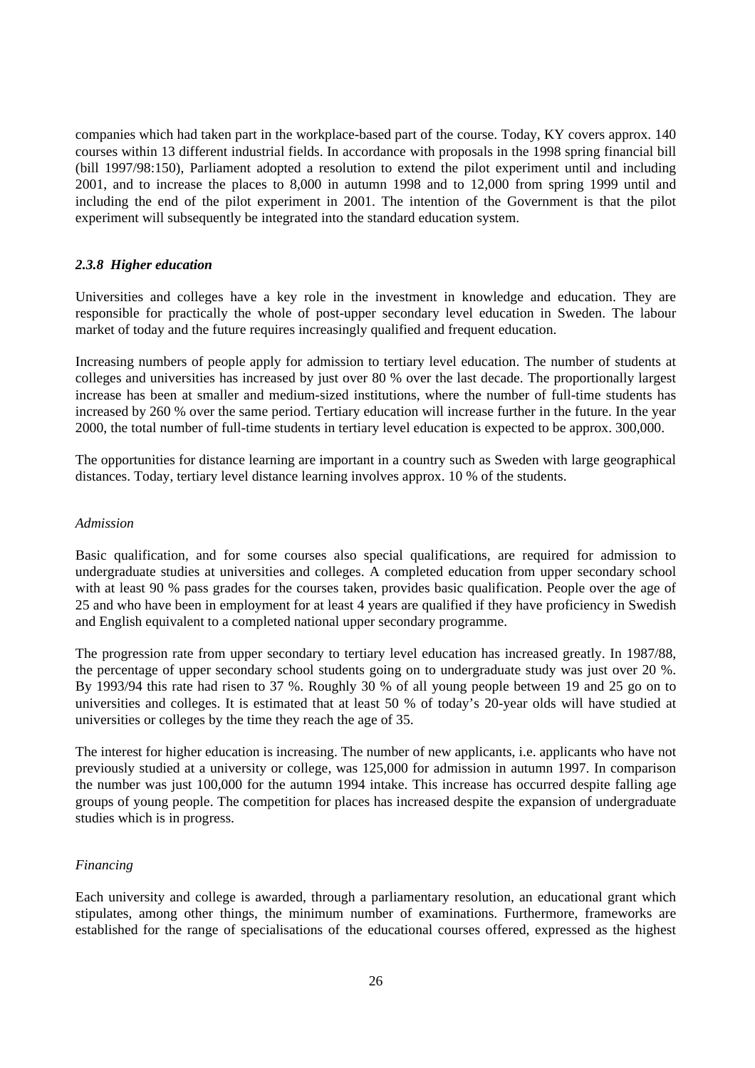companies which had taken part in the workplace-based part of the course. Today, KY covers approx. 140 courses within 13 different industrial fields. In accordance with proposals in the 1998 spring financial bill (bill 1997/98:150), Parliament adopted a resolution to extend the pilot experiment until and including 2001, and to increase the places to 8,000 in autumn 1998 and to 12,000 from spring 1999 until and including the end of the pilot experiment in 2001. The intention of the Government is that the pilot experiment will subsequently be integrated into the standard education system.

### *2.3.8 Higher education*

Universities and colleges have a key role in the investment in knowledge and education. They are responsible for practically the whole of post-upper secondary level education in Sweden. The labour market of today and the future requires increasingly qualified and frequent education.

Increasing numbers of people apply for admission to tertiary level education. The number of students at colleges and universities has increased by just over 80 % over the last decade. The proportionally largest increase has been at smaller and medium-sized institutions, where the number of full-time students has increased by 260 % over the same period. Tertiary education will increase further in the future. In the year 2000, the total number of full-time students in tertiary level education is expected to be approx. 300,000.

The opportunities for distance learning are important in a country such as Sweden with large geographical distances. Today, tertiary level distance learning involves approx. 10 % of the students.

*Admission*

Basic qualification, and for some courses also special qualifications, are required for admission to undergraduate studies at universities and colleges. A completed education from upper secondary school with at least 90 % pass grades for the courses taken, provides basic qualification. People over the age of 25 and who have been in employment for at least 4 years are qualified if they have proficiency in Swedish and English equivalent to a completed national upper secondary programme.

The progression rate from upper secondary to tertiary level education has increased greatly. In 1987/88, the percentage of upper secondary school students going on to undergraduate study was just over 20 %. By 1993/94 this rate had risen to 37 %. Roughly 30 % of all young people between 19 and 25 go on to universities and colleges. It is estimated that at least 50 % of today's 20-year olds will have studied at universities or colleges by the time they reach the age of 35.

The interest for higher education is increasing. The number of new applicants, i.e. applicants who have not previously studied at a university or college, was 125,000 for admission in autumn 1997. In comparison the number was just 100,000 for the autumn 1994 intake. This increase has occurred despite falling age groups of young people. The competition for places has increased despite the expansion of undergraduate studies which is in progress.

*Financing*

Each university and college is awarded, through a parliamentary resolution, an educational grant which stipulates, among other things, the minimum number of examinations. Furthermore, frameworks are established for the range of specialisations of the educational courses offered, expressed as the highest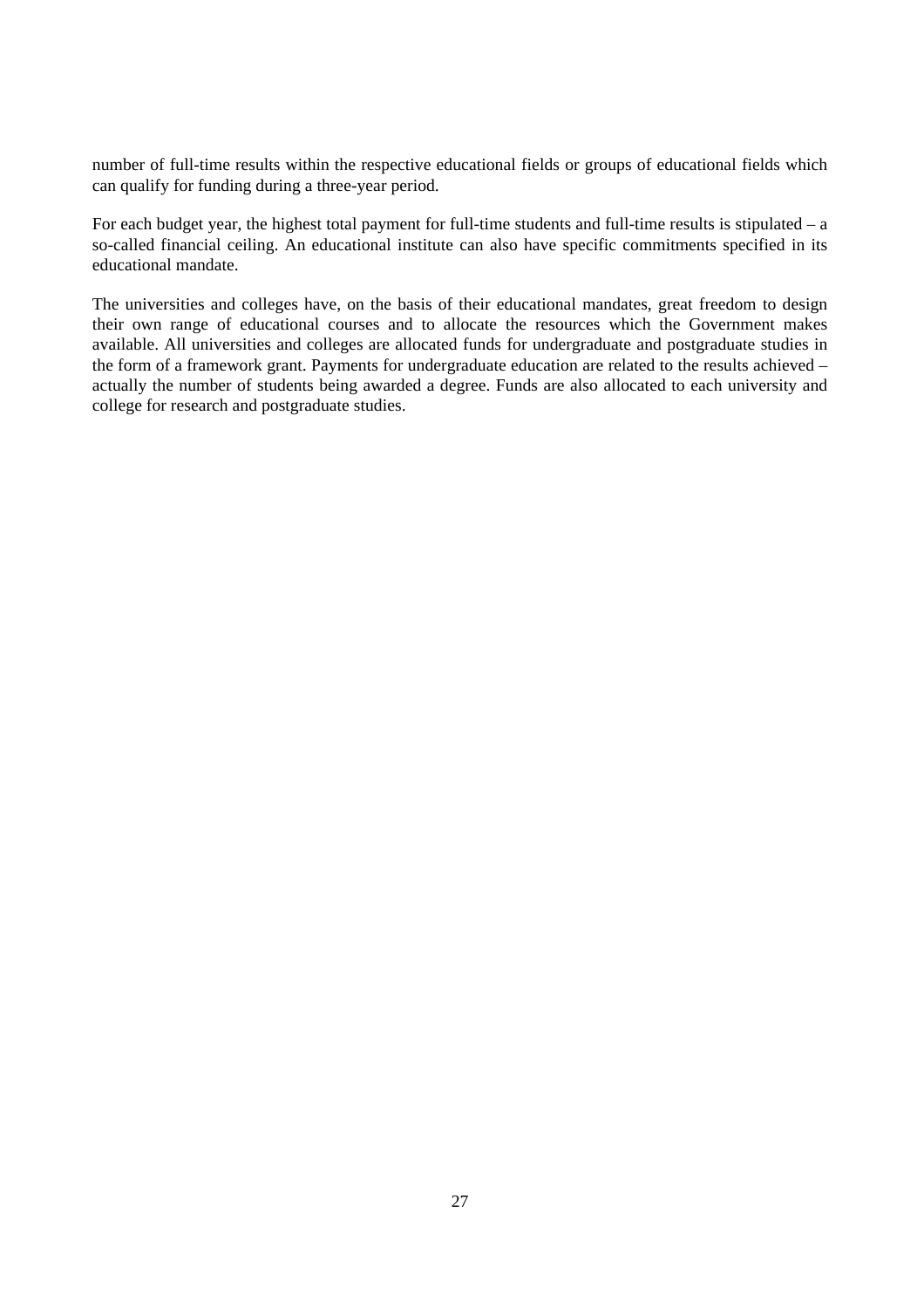number of full-time results within the respective educational fields or groups of educational fields which can qualify for funding during a three-year period.

For each budget year, the highest total payment for full-time students and full-time results is stipulated – a so-called financial ceiling. An educational institute can also have specific commitments specified in its educational mandate.

The universities and colleges have, on the basis of their educational mandates, great freedom to design their own range of educational courses and to allocate the resources which the Government makes available. All universities and colleges are allocated funds for undergraduate and postgraduate studies in the form of a framework grant. Payments for undergraduate education are related to the results achieved – actually the number of students being awarded a degree. Funds are also allocated to each university and college for research and postgraduate studies.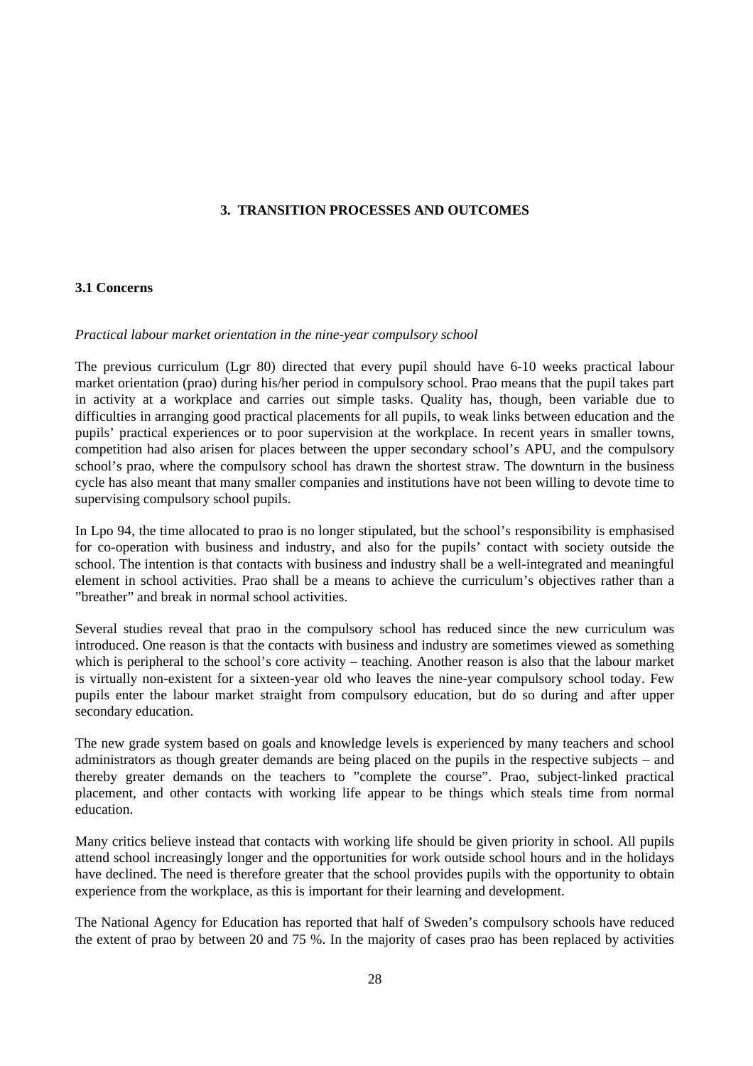# 3. TRANSITION PROCESSES AND OUTCOMES

## 3.1 Concerns

*Practical labour market orientation in the nine-year compulsory school*

The previous curriculum (Lgr 80) directed that every pupil should have 6-10 weeks practical labour market orientation (prao) during his/her period in compulsory school. Prao means that the pupil takes part in activity at a workplace and carries out simple tasks. Quality has, though, been variable due to difficulties in arranging good practical placements for all pupils, to weak links between education and the pupils' practical experiences or to poor supervision at the workplace. In recent years in smaller towns, competition had also arisen for places between the upper secondary school's APU, and the compulsory school's prao, where the compulsory school has drawn the shortest straw. The downturn in the business cycle has also meant that many smaller companies and institutions have not been willing to devote time to supervising compulsory school pupils.

In Lpo 94, the time allocated to prao is no longer stipulated, but the school's responsibility is emphasised for co-operation with business and industry, and also for the pupils' contact with society outside the school. The intention is that contacts with business and industry shall be a well-integrated and meaningful element in school activities. Prao shall be a means to achieve the curriculum's objectives rather than a "breather" and break in normal school activities.

Several studies reveal that prao in the compulsory school has reduced since the new curriculum was introduced. One reason is that the contacts with business and industry are sometimes viewed as something which is peripheral to the school's core activity – teaching. Another reason is also that the labour market is virtually non-existent for a sixteen-year old who leaves the nine-year compulsory school today. Few pupils enter the labour market straight from compulsory education, but do so during and after upper secondary education.

The new grade system based on goals and knowledge levels is experienced by many teachers and school administrators as though greater demands are being placed on the pupils in the respective subjects – and thereby greater demands on the teachers to "complete the course". Prao, subject-linked practical placement, and other contacts with working life appear to be things which steals time from normal education.

Many critics believe instead that contacts with working life should be given priority in school. All pupils attend school increasingly longer and the opportunities for work outside school hours and in the holidays have declined. The need is therefore greater that the school provides pupils with the opportunity to obtain experience from the workplace, as this is important for their learning and development.

The National Agency for Education has reported that half of Sweden's compulsory schools have reduced the extent of prao by between 20 and 75 %. In the majority of cases prao has been replaced by activities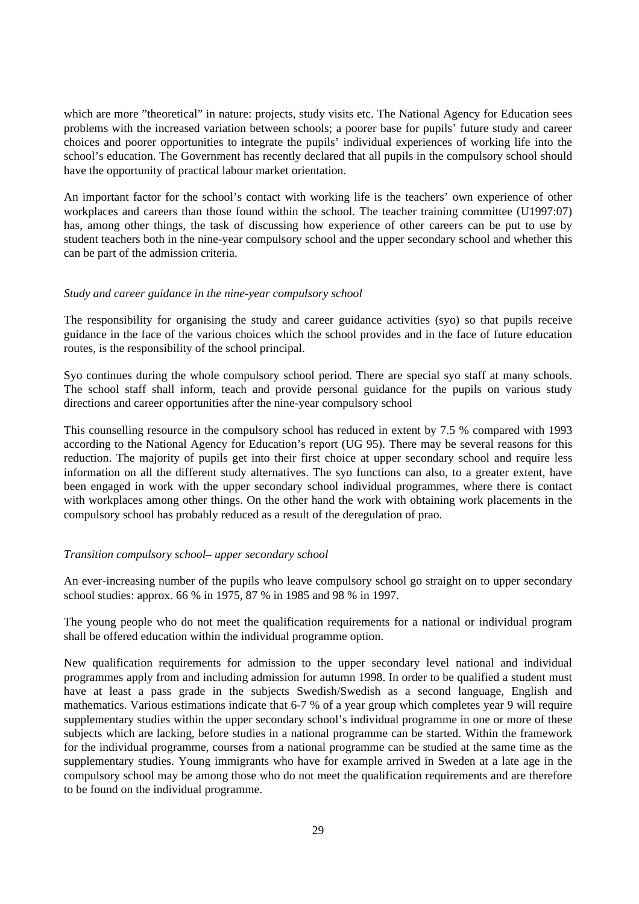which are more "theoretical" in nature: projects, study visits etc. The National Agency for Education sees problems with the increased variation between schools; a poorer base for pupils' future study and career choices and poorer opportunities to integrate the pupils' individual experiences of working life into the school's education. The Government has recently declared that all pupils in the compulsory school should have the opportunity of practical labour market orientation.

An important factor for the school's contact with working life is the teachers' own experience of other workplaces and careers than those found within the school. The teacher training committee (U1997:07) has, among other things, the task of discussing how experience of other careers can be put to use by student teachers both in the nine-year compulsory school and the upper secondary school and whether this can be part of the admission criteria.

*Study and career guidance in the nine-year compulsory school*

The responsibility for organising the study and career guidance activities (syo) so that pupils receive guidance in the face of the various choices which the school provides and in the face of future education routes, is the responsibility of the school principal.

Syo continues during the whole compulsory school period. There are special syo staff at many schools. The school staff shall inform, teach and provide personal guidance for the pupils on various study directions and career opportunities after the nine-year compulsory school

This counselling resource in the compulsory school has reduced in extent by 7.5 % compared with 1993 according to the National Agency for Education's report (UG 95). There may be several reasons for this reduction. The majority of pupils get into their first choice at upper secondary school and require less information on all the different study alternatives. The syo functions can also, to a greater extent, have been engaged in work with the upper secondary school individual programmes, where there is contact with workplaces among other things. On the other hand the work with obtaining work placements in the compulsory school has probably reduced as a result of the deregulation of prao.

*Transition compulsory school– upper secondary school*

An ever-increasing number of the pupils who leave compulsory school go straight on to upper secondary school studies: approx. 66 % in 1975, 87 % in 1985 and 98 % in 1997.

The young people who do not meet the qualification requirements for a national or individual program shall be offered education within the individual programme option.

New qualification requirements for admission to the upper secondary level national and individual programmes apply from and including admission for autumn 1998. In order to be qualified a student must have at least a pass grade in the subjects Swedish/Swedish as a second language, English and mathematics. Various estimations indicate that 6-7 % of a year group which completes year 9 will require supplementary studies within the upper secondary school's individual programme in one or more of these subjects which are lacking, before studies in a national programme can be started. Within the framework for the individual programme, courses from a national programme can be studied at the same time as the supplementary studies. Young immigrants who have for example arrived in Sweden at a late age in the compulsory school may be among those who do not meet the qualification requirements and are therefore to be found on the individual programme.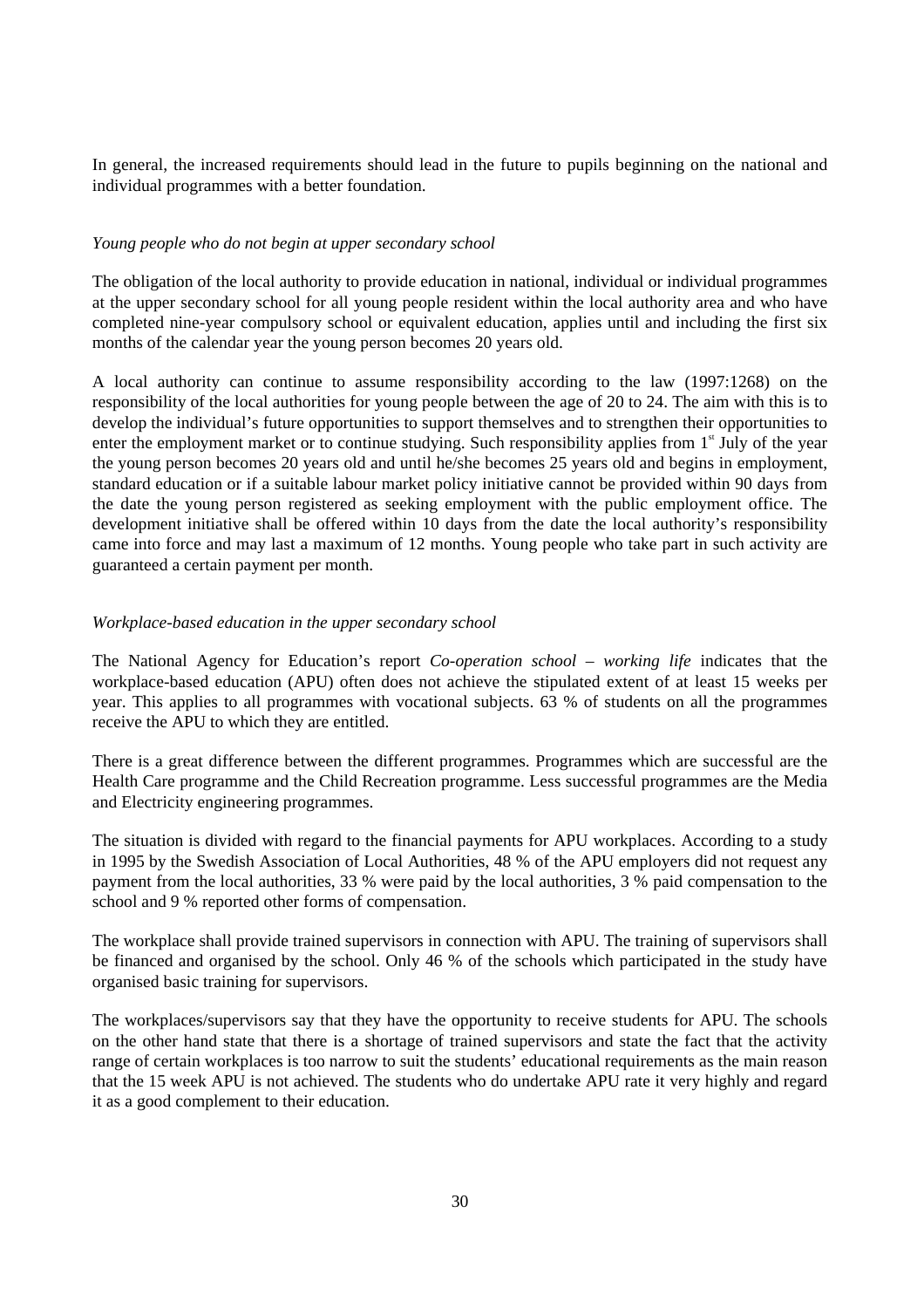In general, the increased requirements should lead in the future to pupils beginning on the national and individual programmes with a better foundation.

*Young people who do not begin at upper secondary school*

The obligation of the local authority to provide education in national, individual or individual programmes at the upper secondary school for all young people resident within the local authority area and who have completed nine-year compulsory school or equivalent education, applies until and including the first six months of the calendar year the young person becomes 20 years old.

A local authority can continue to assume responsibility according to the law (1997:1268) on the responsibility of the local authorities for young people between the age of 20 to 24. The aim with this is to develop the individual's future opportunities to support themselves and to strengthen their opportunities to enter the employment market or to continue studying. Such responsibility applies from 1st July of the year the young person becomes 20 years old and until he/she becomes 25 years old and begins in employment, standard education or if a suitable labour market policy initiative cannot be provided within 90 days from the date the young person registered as seeking employment with the public employment office. The development initiative shall be offered within 10 days from the date the local authority's responsibility came into force and may last a maximum of 12 months. Young people who take part in such activity are guaranteed a certain payment per month.

*Workplace-based education in the upper secondary school*

The National Agency for Education's report *Co-operation school – working life* indicates that the workplace-based education (APU) often does not achieve the stipulated extent of at least 15 weeks per year. This applies to all programmes with vocational subjects. 63 % of students on all the programmes receive the APU to which they are entitled.

There is a great difference between the different programmes. Programmes which are successful are the Health Care programme and the Child Recreation programme. Less successful programmes are the Media and Electricity engineering programmes.

The situation is divided with regard to the financial payments for APU workplaces. According to a study in 1995 by the Swedish Association of Local Authorities, 48 % of the APU employers did not request any payment from the local authorities, 33 % were paid by the local authorities, 3 % paid compensation to the school and 9 % reported other forms of compensation.

The workplace shall provide trained supervisors in connection with APU. The training of supervisors shall be financed and organised by the school. Only 46 % of the schools which participated in the study have organised basic training for supervisors.

The workplaces/supervisors say that they have the opportunity to receive students for APU. The schools on the other hand state that there is a shortage of trained supervisors and state the fact that the activity range of certain workplaces is too narrow to suit the students' educational requirements as the main reason that the 15 week APU is not achieved. The students who do undertake APU rate it very highly and regard it as a good complement to their education.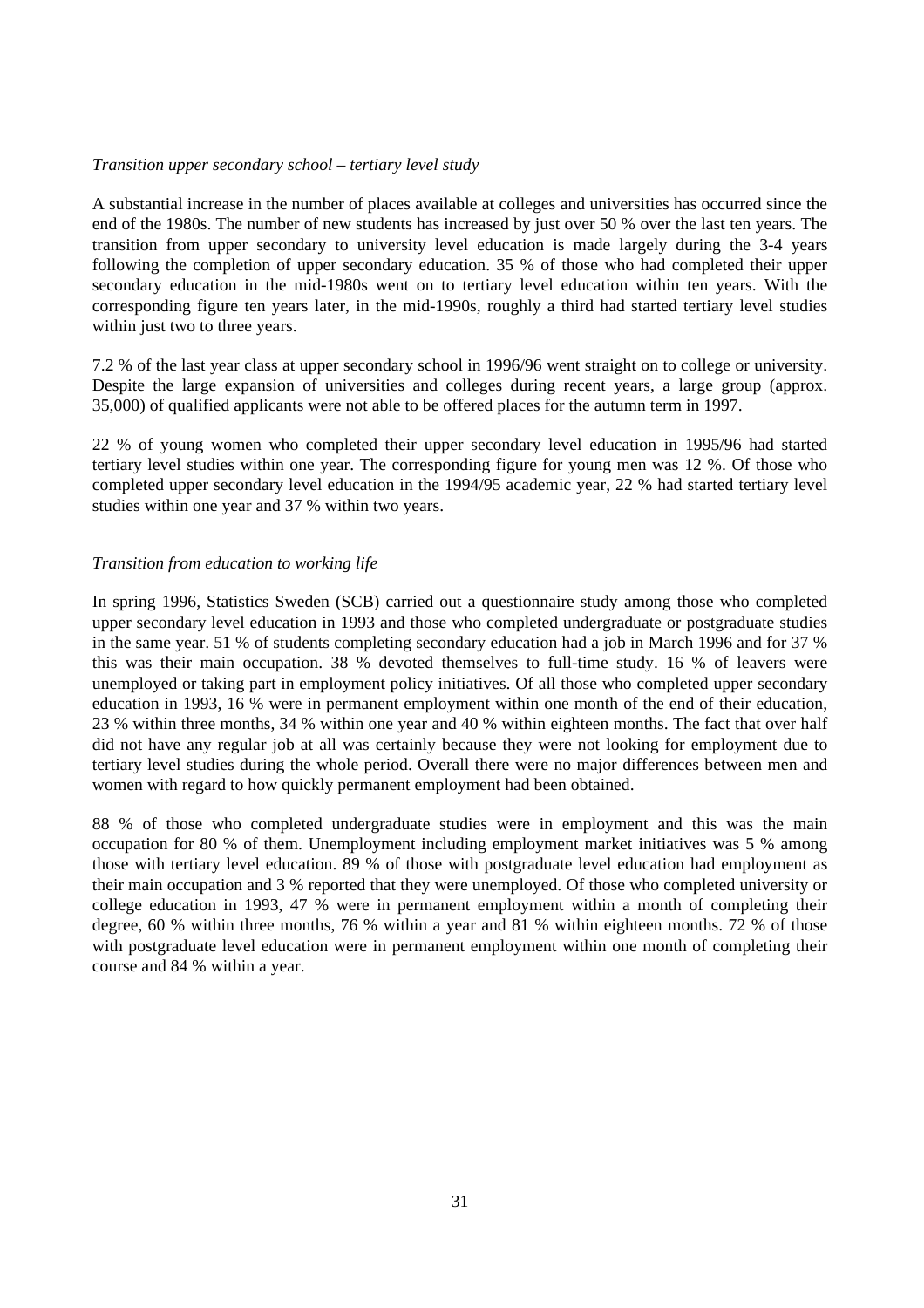*Transition upper secondary school – tertiary level study*

A substantial increase in the number of places available at colleges and universities has occurred since the end of the 1980s. The number of new students has increased by just over 50 % over the last ten years. The transition from upper secondary to university level education is made largely during the 3-4 years following the completion of upper secondary education. 35 % of those who had completed their upper secondary education in the mid-1980s went on to tertiary level education within ten years. With the corresponding figure ten years later, in the mid-1990s, roughly a third had started tertiary level studies within just two to three years.

7.2 % of the last year class at upper secondary school in 1996/96 went straight on to college or university. Despite the large expansion of universities and colleges during recent years, a large group (approx. 35,000) of qualified applicants were not able to be offered places for the autumn term in 1997.

22 % of young women who completed their upper secondary level education in 1995/96 had started tertiary level studies within one year. The corresponding figure for young men was 12 %. Of those who completed upper secondary level education in the 1994/95 academic year, 22 % had started tertiary level studies within one year and 37 % within two years.

*Transition from education to working life*

In spring 1996, Statistics Sweden (SCB) carried out a questionnaire study among those who completed upper secondary level education in 1993 and those who completed undergraduate or postgraduate studies in the same year. 51 % of students completing secondary education had a job in March 1996 and for 37 % this was their main occupation. 38 % devoted themselves to full-time study. 16 % of leavers were unemployed or taking part in employment policy initiatives. Of all those who completed upper secondary education in 1993, 16 % were in permanent employment within one month of the end of their education, 23 % within three months, 34 % within one year and 40 % within eighteen months. The fact that over half did not have any regular job at all was certainly because they were not looking for employment due to tertiary level studies during the whole period. Overall there were no major differences between men and women with regard to how quickly permanent employment had been obtained.

88 % of those who completed undergraduate studies were in employment and this was the main occupation for 80 % of them. Unemployment including employment market initiatives was 5 % among those with tertiary level education. 89 % of those with postgraduate level education had employment as their main occupation and 3 % reported that they were unemployed. Of those who completed university or college education in 1993, 47 % were in permanent employment within a month of completing their degree, 60 % within three months, 76 % within a year and 81 % within eighteen months. 72 % of those with postgraduate level education were in permanent employment within one month of completing their course and 84 % within a year.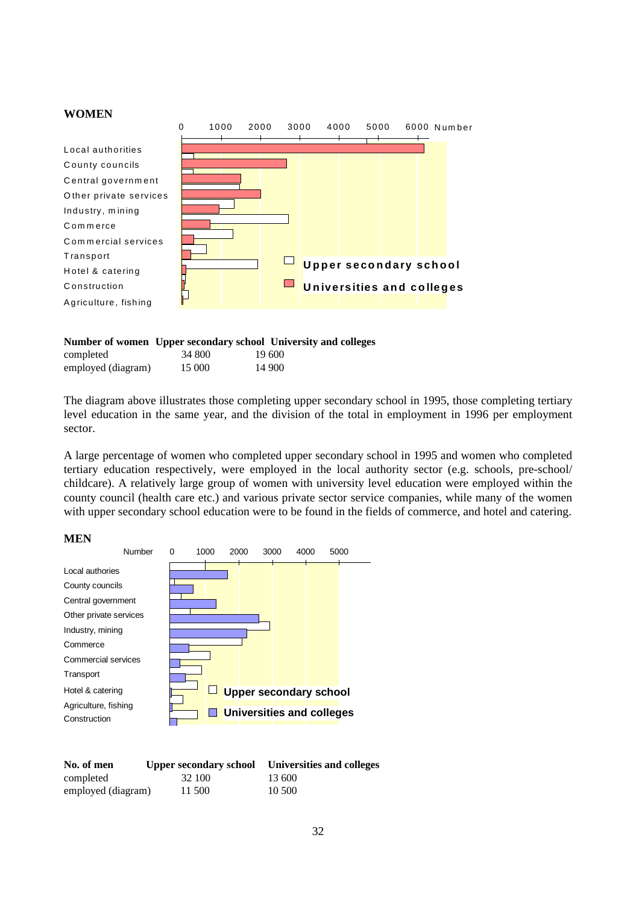**WOMEN**

Local authorities
County councils
Central government
Other private services
Industry, mining
Commerce
Commercial services
Transport
Hotel & catering
Construction
Agriculture, fishing

Upper secondary school
Universities and colleges

| Number of women | Upper secondary school | University and colleges |
|---|---|---|
| completed | 34 800 | 19 600 |
| employed (diagram) | 15 000 | 14 900 |

The diagram above illustrates those completing upper secondary school in 1995, those completing tertiary level education in the same year, and the division of the total in employment in 1996 per employment sector.

A large percentage of women who completed upper secondary school in 1995 and women who completed tertiary education respectively, were employed in the local authority sector (e.g. schools, pre-school/ childcare). A relatively large group of women with university level education were employed within the county council (health care etc.) and various private sector service companies, while many of the women with upper secondary school education were to be found in the fields of commerce, and hotel and catering.

**MEN**

Local authories
County councils
Central government
Other private services
Industry, mining
Commerce
Commercial services
Transport
Hotel & catering
Agriculture, fishing
Construction

Upper secondary school
Universities and colleges

| No. of men | Upper secondary school | Universities and colleges |
|---|---|---|
| completed | 32 100 | 13 600 |
| employed (diagram) | 11 500 | 10 500 |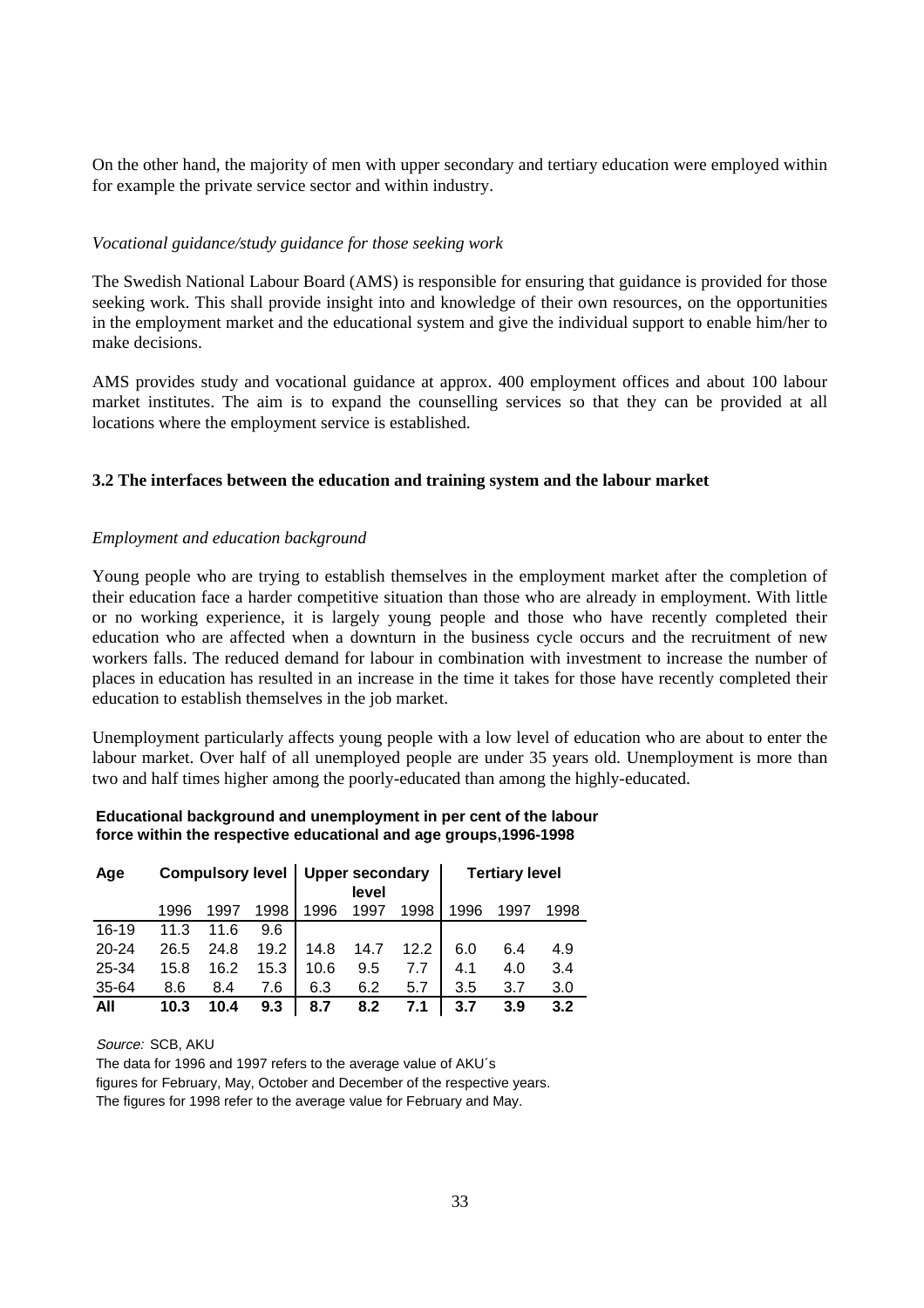On the other hand, the majority of men with upper secondary and tertiary education were employed within for example the private service sector and within industry.

*Vocational guidance/study guidance for those seeking work*

The Swedish National Labour Board (AMS) is responsible for ensuring that guidance is provided for those seeking work. This shall provide insight into and knowledge of their own resources, on the opportunities in the employment market and the educational system and give the individual support to enable him/her to make decisions.

AMS provides study and vocational guidance at approx. 400 employment offices and about 100 labour market institutes. The aim is to expand the counselling services so that they can be provided at all locations where the employment service is established.

### 3.2 The interfaces between the education and training system and the labour market

*Employment and education background*

Young people who are trying to establish themselves in the employment market after the completion of their education face a harder competitive situation than those who are already in employment. With little or no working experience, it is largely young people and those who have recently completed their education who are affected when a downturn in the business cycle occurs and the recruitment of new workers falls. The reduced demand for labour in combination with investment to increase the number of places in education has resulted in an increase in the time it takes for those have recently completed their education to establish themselves in the job market.

Unemployment particularly affects young people with a low level of education who are about to enter the labour market. Over half of all unemployed people are under 35 years old. Unemployment is more than two and half times higher among the poorly-educated than among the highly-educated.

**Educational background and unemployment in per cent of the labour force within the respective educational and age groups,1996-1998**

| Age | Compulsory level | | | Upper secondary level | | | Tertiary level | | |
|---|---|---|---|---|---|---|---|---|---|
| | 1996 | 1997 | 1998 | 1996 | 1997 | 1998 | 1996 | 1997 | 1998 |
| 16-19 | 11.3 | 11.6 | 9.6 | | | | | | |
| 20-24 | 26.5 | 24.8 | 19.2 | 14.8 | 14.7 | 12.2 | 6.0 | 6.4 | 4.9 |
| 25-34 | 15.8 | 16.2 | 15.3 | 10.6 | 9.5 | 7.7 | 4.1 | 4.0 | 3.4 |
| 35-64 | 8.6 | 8.4 | 7.6 | 6.3 | 6.2 | 5.7 | 3.5 | 3.7 | 3.0 |
| **All** | **10.3** | **10.4** | **9.3** | **8.7** | **8.2** | **7.1** | **3.7** | **3.9** | **3.2** |

*Source:* SCB, AKU

The data for 1996 and 1997 refers to the average value of AKU´s figures for February, May, October and December of the respective years. The figures for 1998 refer to the average value for February and May.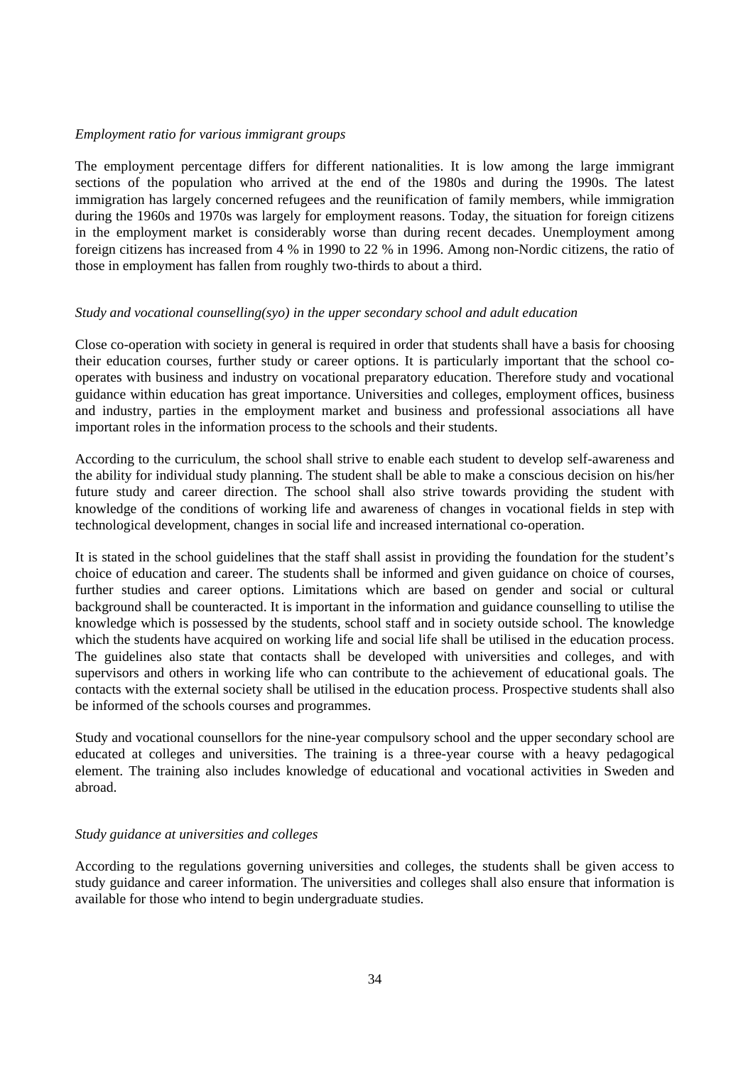*Employment ratio for various immigrant groups*

The employment percentage differs for different nationalities. It is low among the large immigrant sections of the population who arrived at the end of the 1980s and during the 1990s. The latest immigration has largely concerned refugees and the reunification of family members, while immigration during the 1960s and 1970s was largely for employment reasons. Today, the situation for foreign citizens in the employment market is considerably worse than during recent decades. Unemployment among foreign citizens has increased from 4 % in 1990 to 22 % in 1996. Among non-Nordic citizens, the ratio of those in employment has fallen from roughly two-thirds to about a third.

*Study and vocational counselling(syo) in the upper secondary school and adult education*

Close co-operation with society in general is required in order that students shall have a basis for choosing their education courses, further study or career options. It is particularly important that the school co-operates with business and industry on vocational preparatory education. Therefore study and vocational guidance within education has great importance. Universities and colleges, employment offices, business and industry, parties in the employment market and business and professional associations all have important roles in the information process to the schools and their students.

According to the curriculum, the school shall strive to enable each student to develop self-awareness and the ability for individual study planning. The student shall be able to make a conscious decision on his/her future study and career direction. The school shall also strive towards providing the student with knowledge of the conditions of working life and awareness of changes in vocational fields in step with technological development, changes in social life and increased international co-operation.

It is stated in the school guidelines that the staff shall assist in providing the foundation for the student's choice of education and career. The students shall be informed and given guidance on choice of courses, further studies and career options. Limitations which are based on gender and social or cultural background shall be counteracted. It is important in the information and guidance counselling to utilise the knowledge which is possessed by the students, school staff and in society outside school. The knowledge which the students have acquired on working life and social life shall be utilised in the education process. The guidelines also state that contacts shall be developed with universities and colleges, and with supervisors and others in working life who can contribute to the achievement of educational goals. The contacts with the external society shall be utilised in the education process. Prospective students shall also be informed of the schools courses and programmes.

Study and vocational counsellors for the nine-year compulsory school and the upper secondary school are educated at colleges and universities. The training is a three-year course with a heavy pedagogical element. The training also includes knowledge of educational and vocational activities in Sweden and abroad.

*Study guidance at universities and colleges*

According to the regulations governing universities and colleges, the students shall be given access to study guidance and career information. The universities and colleges shall also ensure that information is available for those who intend to begin undergraduate studies.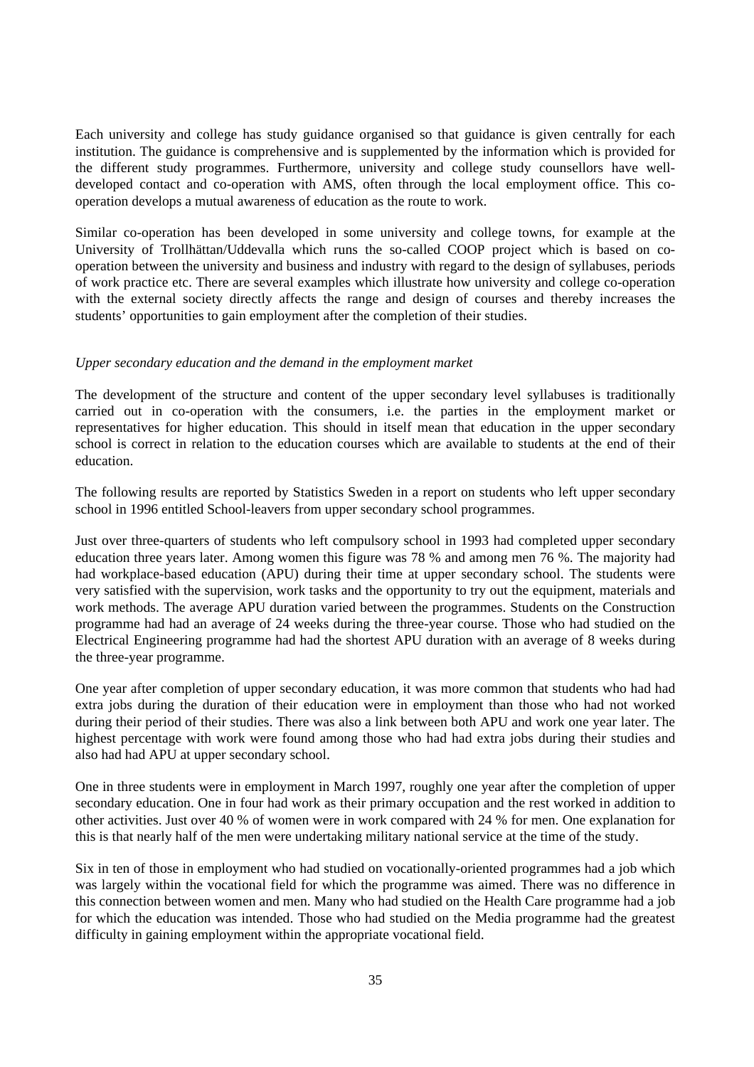Each university and college has study guidance organised so that guidance is given centrally for each institution. The guidance is comprehensive and is supplemented by the information which is provided for the different study programmes. Furthermore, university and college study counsellors have well-developed contact and co-operation with AMS, often through the local employment office. This co-operation develops a mutual awareness of education as the route to work.

Similar co-operation has been developed in some university and college towns, for example at the University of Trollhättan/Uddevalla which runs the so-called COOP project which is based on co-operation between the university and business and industry with regard to the design of syllabuses, periods of work practice etc. There are several examples which illustrate how university and college co-operation with the external society directly affects the range and design of courses and thereby increases the students' opportunities to gain employment after the completion of their studies.

*Upper secondary education and the demand in the employment market*

The development of the structure and content of the upper secondary level syllabuses is traditionally carried out in co-operation with the consumers, i.e. the parties in the employment market or representatives for higher education. This should in itself mean that education in the upper secondary school is correct in relation to the education courses which are available to students at the end of their education.

The following results are reported by Statistics Sweden in a report on students who left upper secondary school in 1996 entitled School-leavers from upper secondary school programmes.

Just over three-quarters of students who left compulsory school in 1993 had completed upper secondary education three years later. Among women this figure was 78 % and among men 76 %. The majority had had workplace-based education (APU) during their time at upper secondary school. The students were very satisfied with the supervision, work tasks and the opportunity to try out the equipment, materials and work methods. The average APU duration varied between the programmes. Students on the Construction programme had had an average of 24 weeks during the three-year course. Those who had studied on the Electrical Engineering programme had had the shortest APU duration with an average of 8 weeks during the three-year programme.

One year after completion of upper secondary education, it was more common that students who had had extra jobs during the duration of their education were in employment than those who had not worked during their period of their studies. There was also a link between both APU and work one year later. The highest percentage with work were found among those who had had extra jobs during their studies and also had had APU at upper secondary school.

One in three students were in employment in March 1997, roughly one year after the completion of upper secondary education. One in four had work as their primary occupation and the rest worked in addition to other activities. Just over 40 % of women were in work compared with 24 % for men. One explanation for this is that nearly half of the men were undertaking military national service at the time of the study.

Six in ten of those in employment who had studied on vocationally-oriented programmes had a job which was largely within the vocational field for which the programme was aimed. There was no difference in this connection between women and men. Many who had studied on the Health Care programme had a job for which the education was intended. Those who had studied on the Media programme had the greatest difficulty in gaining employment within the appropriate vocational field.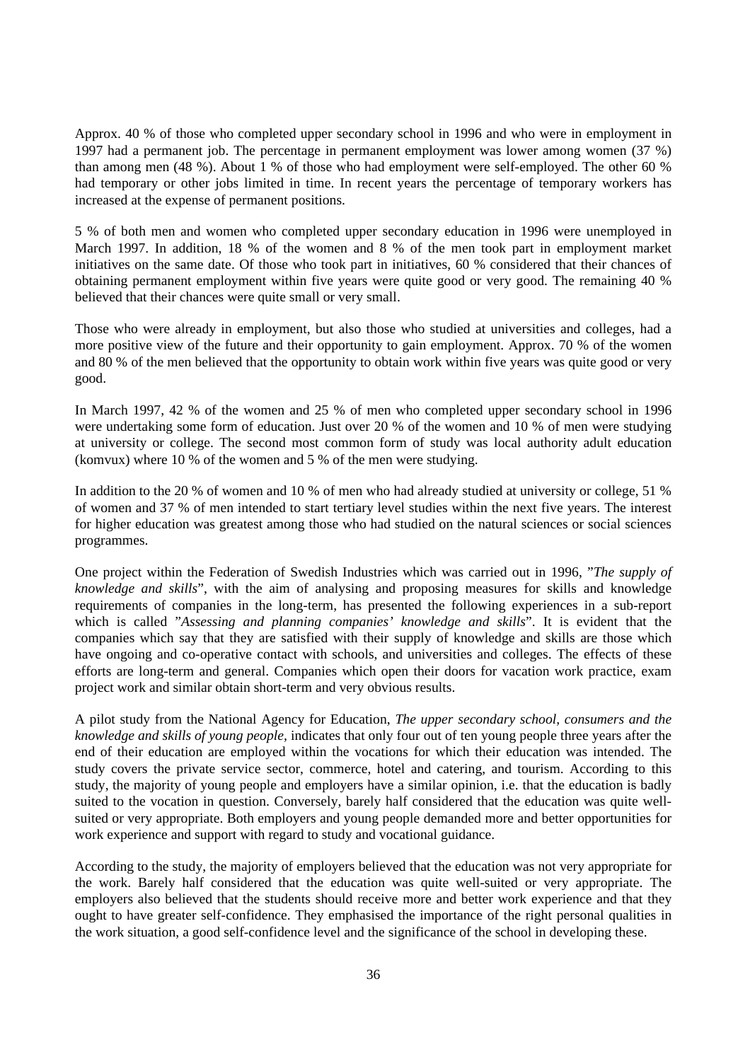Approx. 40 % of those who completed upper secondary school in 1996 and who were in employment in 1997 had a permanent job. The percentage in permanent employment was lower among women (37 %) than among men (48 %). About 1 % of those who had employment were self-employed. The other 60 % had temporary or other jobs limited in time. In recent years the percentage of temporary workers has increased at the expense of permanent positions.

5 % of both men and women who completed upper secondary education in 1996 were unemployed in March 1997. In addition, 18 % of the women and 8 % of the men took part in employment market initiatives on the same date. Of those who took part in initiatives, 60 % considered that their chances of obtaining permanent employment within five years were quite good or very good. The remaining 40 % believed that their chances were quite small or very small.

Those who were already in employment, but also those who studied at universities and colleges, had a more positive view of the future and their opportunity to gain employment. Approx. 70 % of the women and 80 % of the men believed that the opportunity to obtain work within five years was quite good or very good.

In March 1997, 42 % of the women and 25 % of men who completed upper secondary school in 1996 were undertaking some form of education. Just over 20 % of the women and 10 % of men were studying at university or college. The second most common form of study was local authority adult education (komvux) where 10 % of the women and 5 % of the men were studying.

In addition to the 20 % of women and 10 % of men who had already studied at university or college, 51 % of women and 37 % of men intended to start tertiary level studies within the next five years. The interest for higher education was greatest among those who had studied on the natural sciences or social sciences programmes.

One project within the Federation of Swedish Industries which was carried out in 1996, "*The supply of knowledge and skills*", with the aim of analysing and proposing measures for skills and knowledge requirements of companies in the long-term, has presented the following experiences in a sub-report which is called "*Assessing and planning companies' knowledge and skills*". It is evident that the companies which say that they are satisfied with their supply of knowledge and skills are those which have ongoing and co-operative contact with schools, and universities and colleges. The effects of these efforts are long-term and general. Companies which open their doors for vacation work practice, exam project work and similar obtain short-term and very obvious results.

A pilot study from the National Agency for Education, *The upper secondary school, consumers and the knowledge and skills of young people*, indicates that only four out of ten young people three years after the end of their education are employed within the vocations for which their education was intended. The study covers the private service sector, commerce, hotel and catering, and tourism. According to this study, the majority of young people and employers have a similar opinion, i.e. that the education is badly suited to the vocation in question. Conversely, barely half considered that the education was quite well-suited or very appropriate. Both employers and young people demanded more and better opportunities for work experience and support with regard to study and vocational guidance.

According to the study, the majority of employers believed that the education was not very appropriate for the work. Barely half considered that the education was quite well-suited or very appropriate. The employers also believed that the students should receive more and better work experience and that they ought to have greater self-confidence. They emphasised the importance of the right personal qualities in the work situation, a good self-confidence level and the significance of the school in developing these.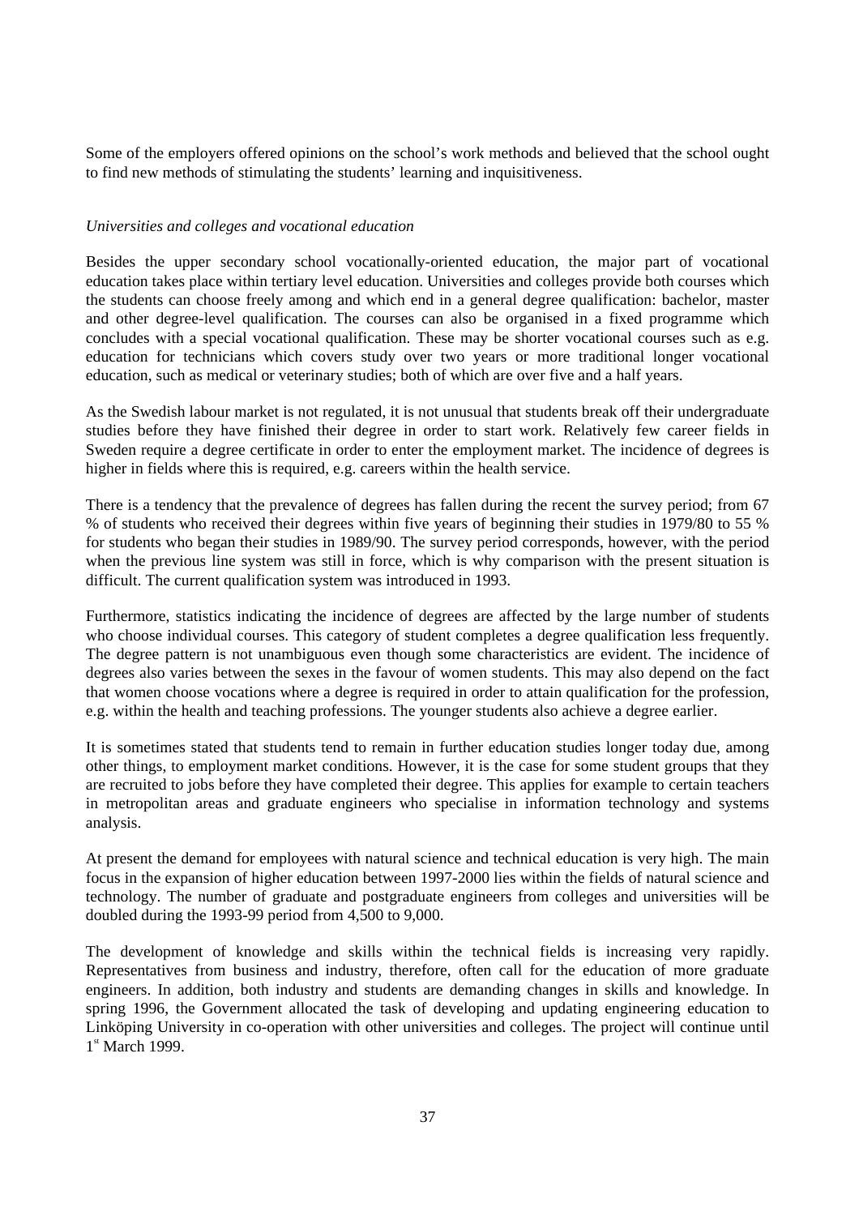Some of the employers offered opinions on the school's work methods and believed that the school ought to find new methods of stimulating the students' learning and inquisitiveness.

*Universities and colleges and vocational education*

Besides the upper secondary school vocationally-oriented education, the major part of vocational education takes place within tertiary level education. Universities and colleges provide both courses which the students can choose freely among and which end in a general degree qualification: bachelor, master and other degree-level qualification. The courses can also be organised in a fixed programme which concludes with a special vocational qualification. These may be shorter vocational courses such as e.g. education for technicians which covers study over two years or more traditional longer vocational education, such as medical or veterinary studies; both of which are over five and a half years.

As the Swedish labour market is not regulated, it is not unusual that students break off their undergraduate studies before they have finished their degree in order to start work. Relatively few career fields in Sweden require a degree certificate in order to enter the employment market. The incidence of degrees is higher in fields where this is required, e.g. careers within the health service.

There is a tendency that the prevalence of degrees has fallen during the recent the survey period; from 67 % of students who received their degrees within five years of beginning their studies in 1979/80 to 55 % for students who began their studies in 1989/90. The survey period corresponds, however, with the period when the previous line system was still in force, which is why comparison with the present situation is difficult. The current qualification system was introduced in 1993.

Furthermore, statistics indicating the incidence of degrees are affected by the large number of students who choose individual courses. This category of student completes a degree qualification less frequently. The degree pattern is not unambiguous even though some characteristics are evident. The incidence of degrees also varies between the sexes in the favour of women students. This may also depend on the fact that women choose vocations where a degree is required in order to attain qualification for the profession, e.g. within the health and teaching professions. The younger students also achieve a degree earlier.

It is sometimes stated that students tend to remain in further education studies longer today due, among other things, to employment market conditions. However, it is the case for some student groups that they are recruited to jobs before they have completed their degree. This applies for example to certain teachers in metropolitan areas and graduate engineers who specialise in information technology and systems analysis.

At present the demand for employees with natural science and technical education is very high. The main focus in the expansion of higher education between 1997-2000 lies within the fields of natural science and technology. The number of graduate and postgraduate engineers from colleges and universities will be doubled during the 1993-99 period from 4,500 to 9,000.

The development of knowledge and skills within the technical fields is increasing very rapidly. Representatives from business and industry, therefore, often call for the education of more graduate engineers. In addition, both industry and students are demanding changes in skills and knowledge. In spring 1996, the Government allocated the task of developing and updating engineering education to Linköping University in co-operation with other universities and colleges. The project will continue until 1st March 1999.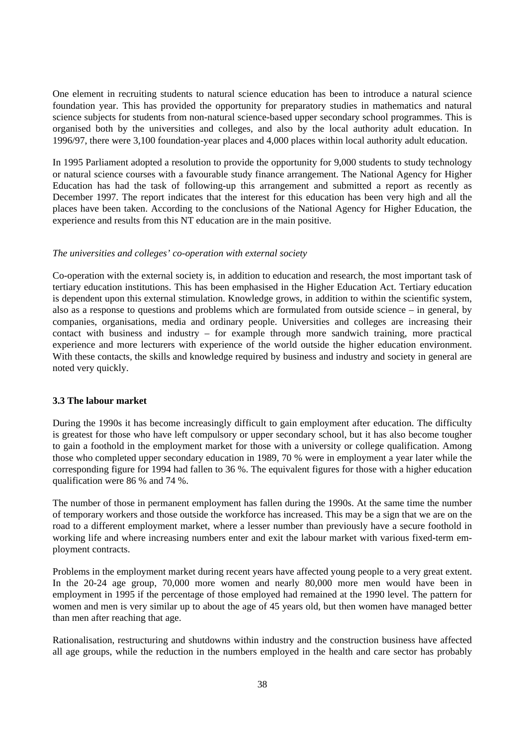One element in recruiting students to natural science education has been to introduce a natural science foundation year. This has provided the opportunity for preparatory studies in mathematics and natural science subjects for students from non-natural science-based upper secondary school programmes. This is organised both by the universities and colleges, and also by the local authority adult education. In 1996/97, there were 3,100 foundation-year places and 4,000 places within local authority adult education.

In 1995 Parliament adopted a resolution to provide the opportunity for 9,000 students to study technology or natural science courses with a favourable study finance arrangement. The National Agency for Higher Education has had the task of following-up this arrangement and submitted a report as recently as December 1997. The report indicates that the interest for this education has been very high and all the places have been taken. According to the conclusions of the National Agency for Higher Education, the experience and results from this NT education are in the main positive.

*The universities and colleges' co-operation with external society*

Co-operation with the external society is, in addition to education and research, the most important task of tertiary education institutions. This has been emphasised in the Higher Education Act. Tertiary education is dependent upon this external stimulation. Knowledge grows, in addition to within the scientific system, also as a response to questions and problems which are formulated from outside science – in general, by companies, organisations, media and ordinary people. Universities and colleges are increasing their contact with business and industry – for example through more sandwich training, more practical experience and more lecturers with experience of the world outside the higher education environment. With these contacts, the skills and knowledge required by business and industry and society in general are noted very quickly.

### 3.3 The labour market

During the 1990s it has become increasingly difficult to gain employment after education. The difficulty is greatest for those who have left compulsory or upper secondary school, but it has also become tougher to gain a foothold in the employment market for those with a university or college qualification. Among those who completed upper secondary education in 1989, 70 % were in employment a year later while the corresponding figure for 1994 had fallen to 36 %. The equivalent figures for those with a higher education qualification were 86 % and 74 %.

The number of those in permanent employment has fallen during the 1990s. At the same time the number of temporary workers and those outside the workforce has increased. This may be a sign that we are on the road to a different employment market, where a lesser number than previously have a secure foothold in working life and where increasing numbers enter and exit the labour market with various fixed-term employment contracts.

Problems in the employment market during recent years have affected young people to a very great extent. In the 20-24 age group, 70,000 more women and nearly 80,000 more men would have been in employment in 1995 if the percentage of those employed had remained at the 1990 level. The pattern for women and men is very similar up to about the age of 45 years old, but then women have managed better than men after reaching that age.

Rationalisation, restructuring and shutdowns within industry and the construction business have affected all age groups, while the reduction in the numbers employed in the health and care sector has probably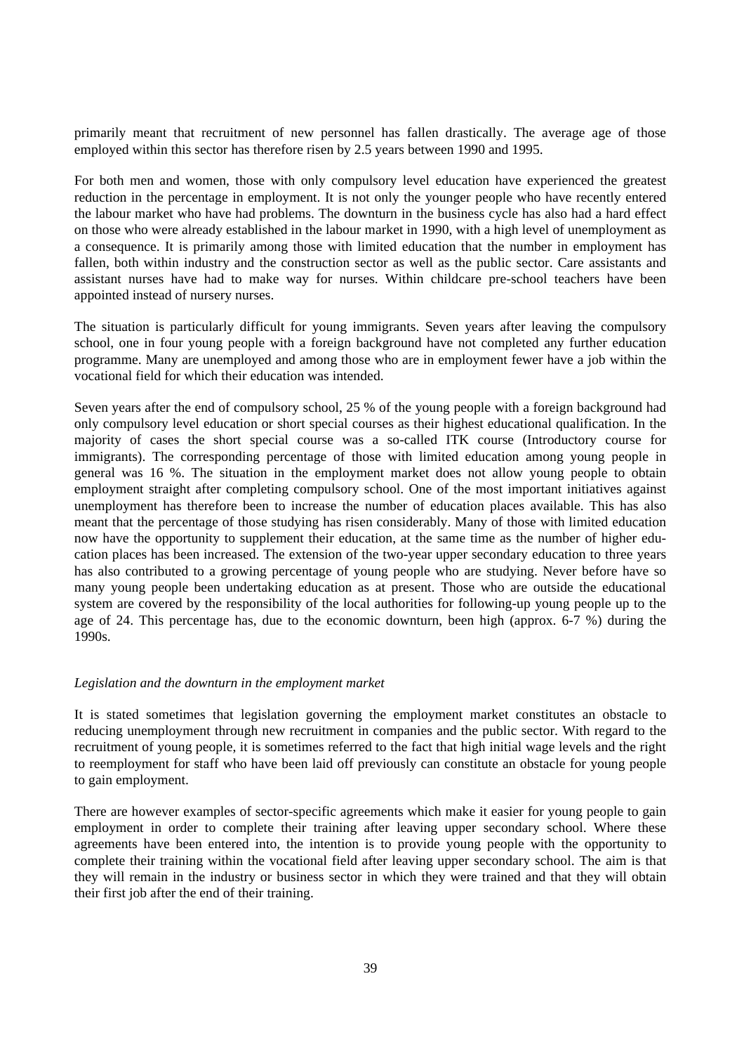primarily meant that recruitment of new personnel has fallen drastically. The average age of those employed within this sector has therefore risen by 2.5 years between 1990 and 1995.

For both men and women, those with only compulsory level education have experienced the greatest reduction in the percentage in employment. It is not only the younger people who have recently entered the labour market who have had problems. The downturn in the business cycle has also had a hard effect on those who were already established in the labour market in 1990, with a high level of unemployment as a consequence. It is primarily among those with limited education that the number in employment has fallen, both within industry and the construction sector as well as the public sector. Care assistants and assistant nurses have had to make way for nurses. Within childcare pre-school teachers have been appointed instead of nursery nurses.

The situation is particularly difficult for young immigrants. Seven years after leaving the compulsory school, one in four young people with a foreign background have not completed any further education programme. Many are unemployed and among those who are in employment fewer have a job within the vocational field for which their education was intended.

Seven years after the end of compulsory school, 25 % of the young people with a foreign background had only compulsory level education or short special courses as their highest educational qualification. In the majority of cases the short special course was a so-called ITK course (Introductory course for immigrants). The corresponding percentage of those with limited education among young people in general was 16 %. The situation in the employment market does not allow young people to obtain employment straight after completing compulsory school. One of the most important initiatives against unemployment has therefore been to increase the number of education places available. This has also meant that the percentage of those studying has risen considerably. Many of those with limited education now have the opportunity to supplement their education, at the same time as the number of higher education places has been increased. The extension of the two-year upper secondary education to three years has also contributed to a growing percentage of young people who are studying. Never before have so many young people been undertaking education as at present. Those who are outside the educational system are covered by the responsibility of the local authorities for following-up young people up to the age of 24. This percentage has, due to the economic downturn, been high (approx. 6-7 %) during the 1990s.

*Legislation and the downturn in the employment market*

It is stated sometimes that legislation governing the employment market constitutes an obstacle to reducing unemployment through new recruitment in companies and the public sector. With regard to the recruitment of young people, it is sometimes referred to the fact that high initial wage levels and the right to reemployment for staff who have been laid off previously can constitute an obstacle for young people to gain employment.

There are however examples of sector-specific agreements which make it easier for young people to gain employment in order to complete their training after leaving upper secondary school. Where these agreements have been entered into, the intention is to provide young people with the opportunity to complete their training within the vocational field after leaving upper secondary school. The aim is that they will remain in the industry or business sector in which they were trained and that they will obtain their first job after the end of their training.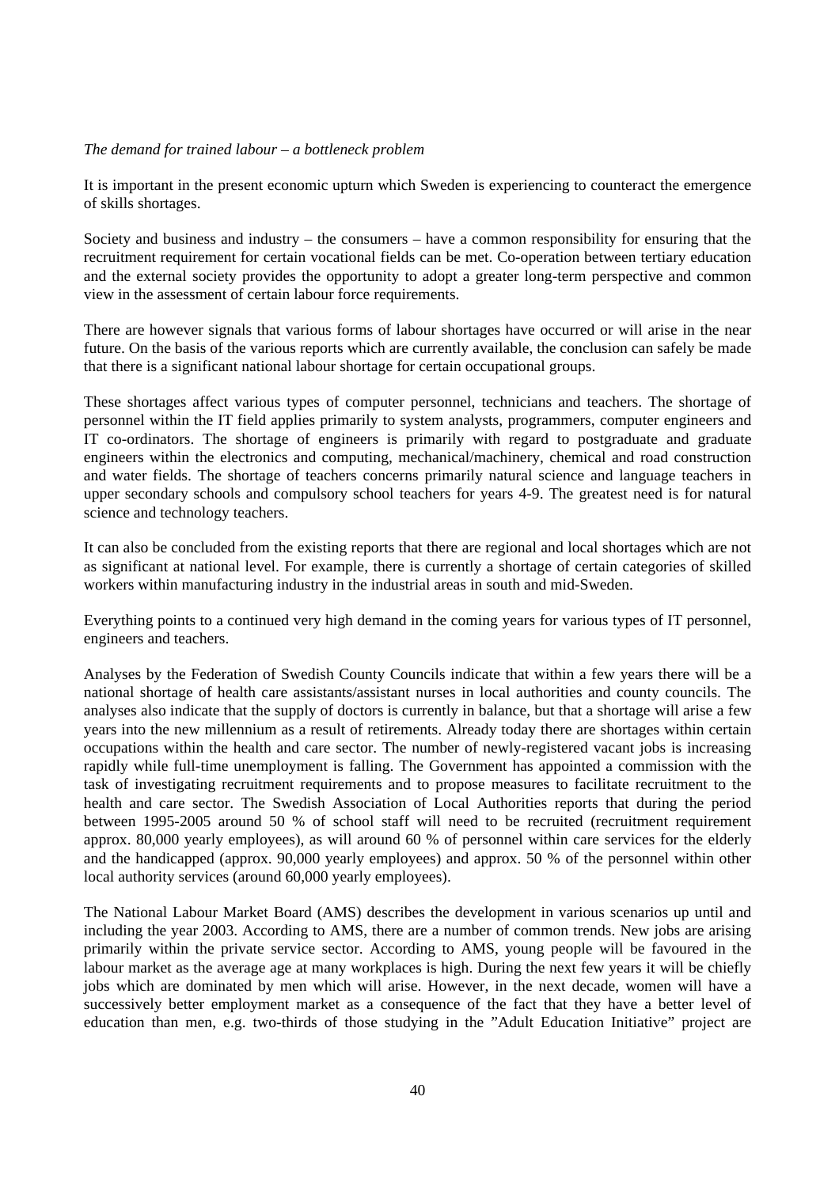*The demand for trained labour – a bottleneck problem*

It is important in the present economic upturn which Sweden is experiencing to counteract the emergence of skills shortages.

Society and business and industry – the consumers – have a common responsibility for ensuring that the recruitment requirement for certain vocational fields can be met. Co-operation between tertiary education and the external society provides the opportunity to adopt a greater long-term perspective and common view in the assessment of certain labour force requirements.

There are however signals that various forms of labour shortages have occurred or will arise in the near future. On the basis of the various reports which are currently available, the conclusion can safely be made that there is a significant national labour shortage for certain occupational groups.

These shortages affect various types of computer personnel, technicians and teachers. The shortage of personnel within the IT field applies primarily to system analysts, programmers, computer engineers and IT co-ordinators. The shortage of engineers is primarily with regard to postgraduate and graduate engineers within the electronics and computing, mechanical/machinery, chemical and road construction and water fields. The shortage of teachers concerns primarily natural science and language teachers in upper secondary schools and compulsory school teachers for years 4-9. The greatest need is for natural science and technology teachers.

It can also be concluded from the existing reports that there are regional and local shortages which are not as significant at national level. For example, there is currently a shortage of certain categories of skilled workers within manufacturing industry in the industrial areas in south and mid-Sweden.

Everything points to a continued very high demand in the coming years for various types of IT personnel, engineers and teachers.

Analyses by the Federation of Swedish County Councils indicate that within a few years there will be a national shortage of health care assistants/assistant nurses in local authorities and county councils. The analyses also indicate that the supply of doctors is currently in balance, but that a shortage will arise a few years into the new millennium as a result of retirements. Already today there are shortages within certain occupations within the health and care sector. The number of newly-registered vacant jobs is increasing rapidly while full-time unemployment is falling. The Government has appointed a commission with the task of investigating recruitment requirements and to propose measures to facilitate recruitment to the health and care sector. The Swedish Association of Local Authorities reports that during the period between 1995-2005 around 50 % of school staff will need to be recruited (recruitment requirement approx. 80,000 yearly employees), as will around 60 % of personnel within care services for the elderly and the handicapped (approx. 90,000 yearly employees) and approx. 50 % of the personnel within other local authority services (around 60,000 yearly employees).

The National Labour Market Board (AMS) describes the development in various scenarios up until and including the year 2003. According to AMS, there are a number of common trends. New jobs are arising primarily within the private service sector. According to AMS, young people will be favoured in the labour market as the average age at many workplaces is high. During the next few years it will be chiefly jobs which are dominated by men which will arise. However, in the next decade, women will have a successively better employment market as a consequence of the fact that they have a better level of education than men, e.g. two-thirds of those studying in the "Adult Education Initiative" project are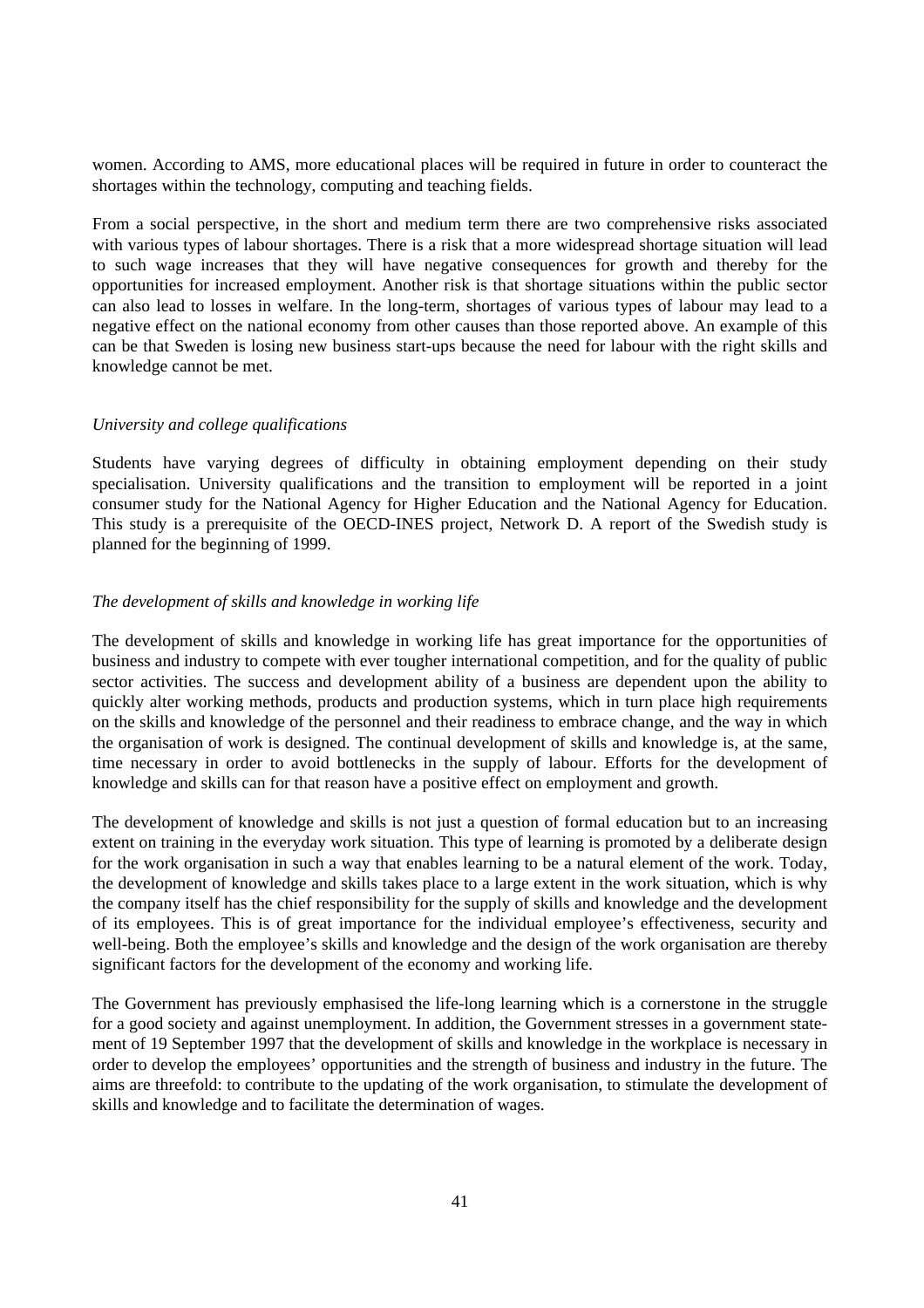women. According to AMS, more educational places will be required in future in order to counteract the shortages within the technology, computing and teaching fields.

From a social perspective, in the short and medium term there are two comprehensive risks associated with various types of labour shortages. There is a risk that a more widespread shortage situation will lead to such wage increases that they will have negative consequences for growth and thereby for the opportunities for increased employment. Another risk is that shortage situations within the public sector can also lead to losses in welfare. In the long-term, shortages of various types of labour may lead to a negative effect on the national economy from other causes than those reported above. An example of this can be that Sweden is losing new business start-ups because the need for labour with the right skills and knowledge cannot be met.

*University and college qualifications*

Students have varying degrees of difficulty in obtaining employment depending on their study specialisation. University qualifications and the transition to employment will be reported in a joint consumer study for the National Agency for Higher Education and the National Agency for Education. This study is a prerequisite of the OECD-INES project, Network D. A report of the Swedish study is planned for the beginning of 1999.

*The development of skills and knowledge in working life*

The development of skills and knowledge in working life has great importance for the opportunities of business and industry to compete with ever tougher international competition, and for the quality of public sector activities. The success and development ability of a business are dependent upon the ability to quickly alter working methods, products and production systems, which in turn place high requirements on the skills and knowledge of the personnel and their readiness to embrace change, and the way in which the organisation of work is designed. The continual development of skills and knowledge is, at the same, time necessary in order to avoid bottlenecks in the supply of labour. Efforts for the development of knowledge and skills can for that reason have a positive effect on employment and growth.

The development of knowledge and skills is not just a question of formal education but to an increasing extent on training in the everyday work situation. This type of learning is promoted by a deliberate design for the work organisation in such a way that enables learning to be a natural element of the work. Today, the development of knowledge and skills takes place to a large extent in the work situation, which is why the company itself has the chief responsibility for the supply of skills and knowledge and the development of its employees. This is of great importance for the individual employee's effectiveness, security and well-being. Both the employee's skills and knowledge and the design of the work organisation are thereby significant factors for the development of the economy and working life.

The Government has previously emphasised the life-long learning which is a cornerstone in the struggle for a good society and against unemployment. In addition, the Government stresses in a government statement of 19 September 1997 that the development of skills and knowledge in the workplace is necessary in order to develop the employees' opportunities and the strength of business and industry in the future. The aims are threefold: to contribute to the updating of the work organisation, to stimulate the development of skills and knowledge and to facilitate the determination of wages.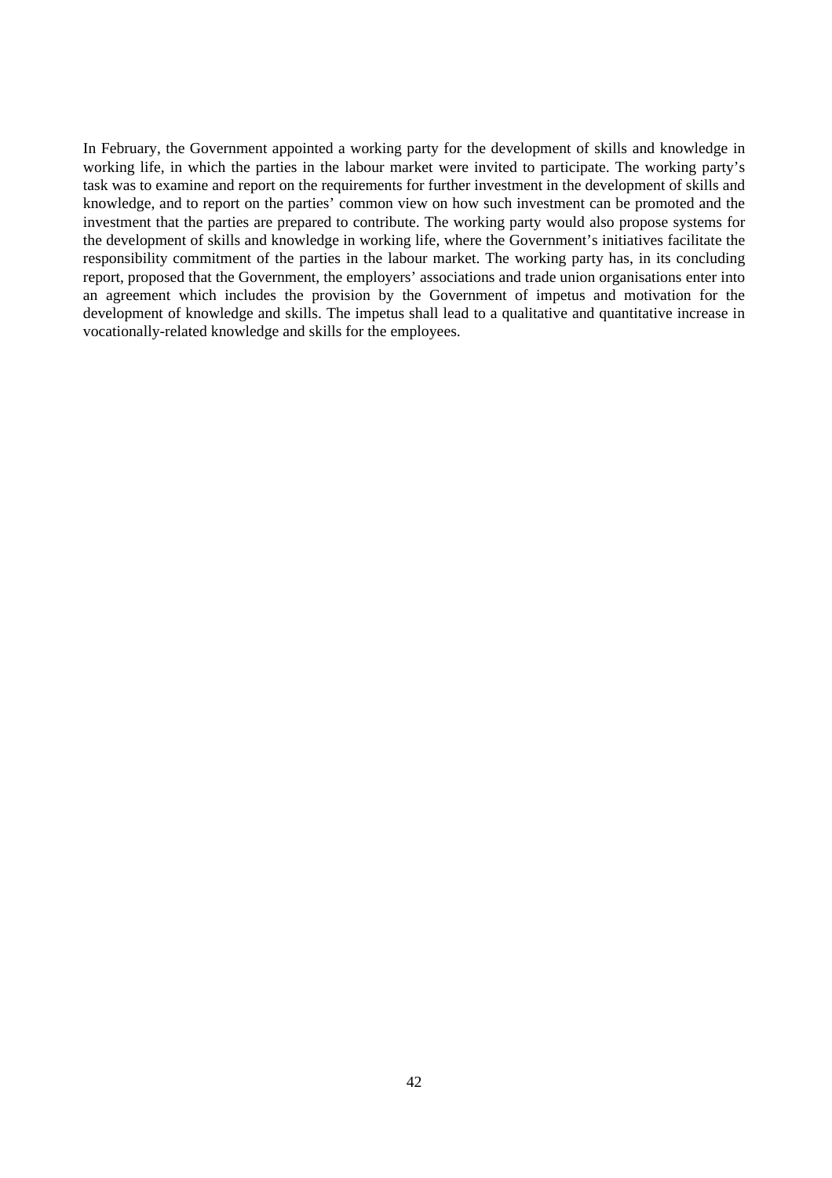In February, the Government appointed a working party for the development of skills and knowledge in working life, in which the parties in the labour market were invited to participate. The working party's task was to examine and report on the requirements for further investment in the development of skills and knowledge, and to report on the parties' common view on how such investment can be promoted and the investment that the parties are prepared to contribute. The working party would also propose systems for the development of skills and knowledge in working life, where the Government's initiatives facilitate the responsibility commitment of the parties in the labour market. The working party has, in its concluding report, proposed that the Government, the employers' associations and trade union organisations enter into an agreement which includes the provision by the Government of impetus and motivation for the development of knowledge and skills. The impetus shall lead to a qualitative and quantitative increase in vocationally-related knowledge and skills for the employees.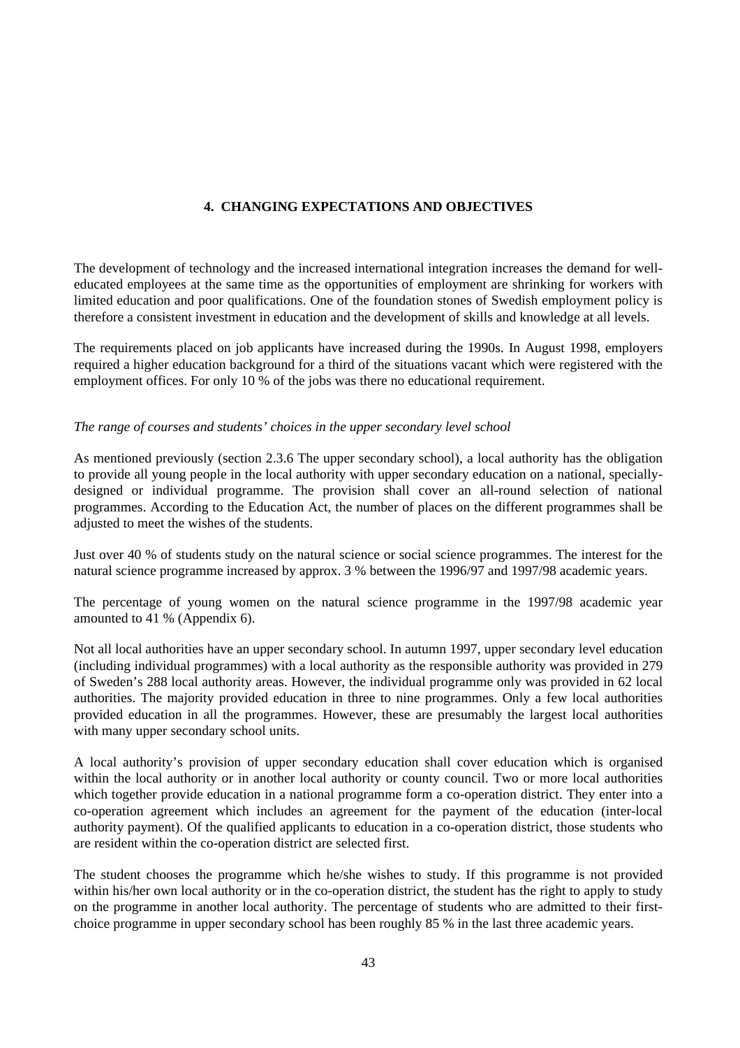# 4. CHANGING EXPECTATIONS AND OBJECTIVES

The development of technology and the increased international integration increases the demand for well-educated employees at the same time as the opportunities of employment are shrinking for workers with limited education and poor qualifications. One of the foundation stones of Swedish employment policy is therefore a consistent investment in education and the development of skills and knowledge at all levels.

The requirements placed on job applicants have increased during the 1990s. In August 1998, employers required a higher education background for a third of the situations vacant which were registered with the employment offices. For only 10 % of the jobs was there no educational requirement.

*The range of courses and students' choices in the upper secondary level school*

As mentioned previously (section 2.3.6 The upper secondary school), a local authority has the obligation to provide all young people in the local authority with upper secondary education on a national, specially-designed or individual programme. The provision shall cover an all-round selection of national programmes. According to the Education Act, the number of places on the different programmes shall be adjusted to meet the wishes of the students.

Just over 40 % of students study on the natural science or social science programmes. The interest for the natural science programme increased by approx. 3 % between the 1996/97 and 1997/98 academic years.

The percentage of young women on the natural science programme in the 1997/98 academic year amounted to 41 % (Appendix 6).

Not all local authorities have an upper secondary school. In autumn 1997, upper secondary level education (including individual programmes) with a local authority as the responsible authority was provided in 279 of Sweden's 288 local authority areas. However, the individual programme only was provided in 62 local authorities. The majority provided education in three to nine programmes. Only a few local authorities provided education in all the programmes. However, these are presumably the largest local authorities with many upper secondary school units.

A local authority's provision of upper secondary education shall cover education which is organised within the local authority or in another local authority or county council. Two or more local authorities which together provide education in a national programme form a co-operation district. They enter into a co-operation agreement which includes an agreement for the payment of the education (inter-local authority payment). Of the qualified applicants to education in a co-operation district, those students who are resident within the co-operation district are selected first.

The student chooses the programme which he/she wishes to study. If this programme is not provided within his/her own local authority or in the co-operation district, the student has the right to apply to study on the programme in another local authority. The percentage of students who are admitted to their first-choice programme in upper secondary school has been roughly 85 % in the last three academic years.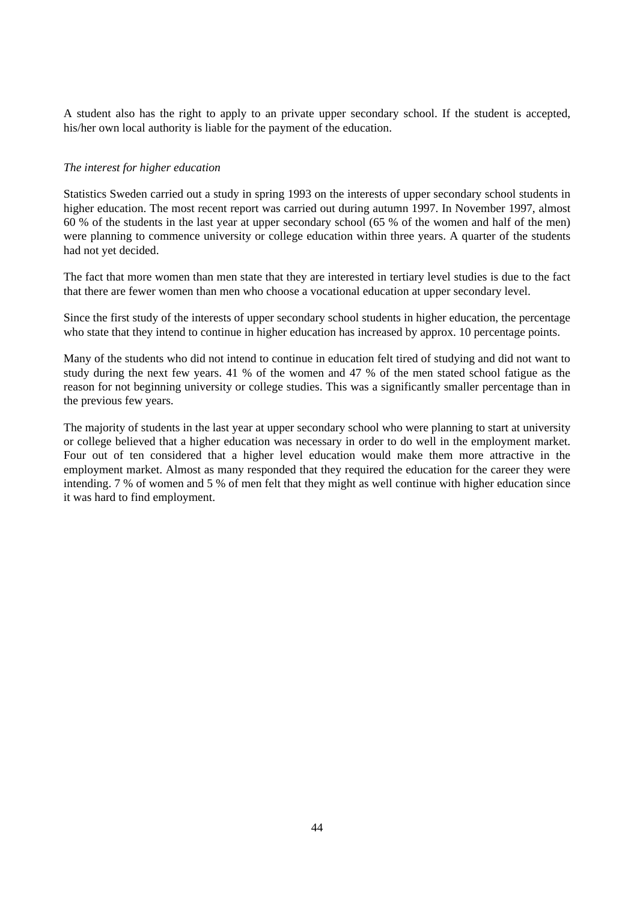A student also has the right to apply to an private upper secondary school. If the student is accepted, his/her own local authority is liable for the payment of the education.

*The interest for higher education*

Statistics Sweden carried out a study in spring 1993 on the interests of upper secondary school students in higher education. The most recent report was carried out during autumn 1997. In November 1997, almost 60 % of the students in the last year at upper secondary school (65 % of the women and half of the men) were planning to commence university or college education within three years. A quarter of the students had not yet decided.

The fact that more women than men state that they are interested in tertiary level studies is due to the fact that there are fewer women than men who choose a vocational education at upper secondary level.

Since the first study of the interests of upper secondary school students in higher education, the percentage who state that they intend to continue in higher education has increased by approx. 10 percentage points.

Many of the students who did not intend to continue in education felt tired of studying and did not want to study during the next few years. 41 % of the women and 47 % of the men stated school fatigue as the reason for not beginning university or college studies. This was a significantly smaller percentage than in the previous few years.

The majority of students in the last year at upper secondary school who were planning to start at university or college believed that a higher education was necessary in order to do well in the employment market. Four out of ten considered that a higher level education would make them more attractive in the employment market. Almost as many responded that they required the education for the career they were intending. 7 % of women and 5 % of men felt that they might as well continue with higher education since it was hard to find employment.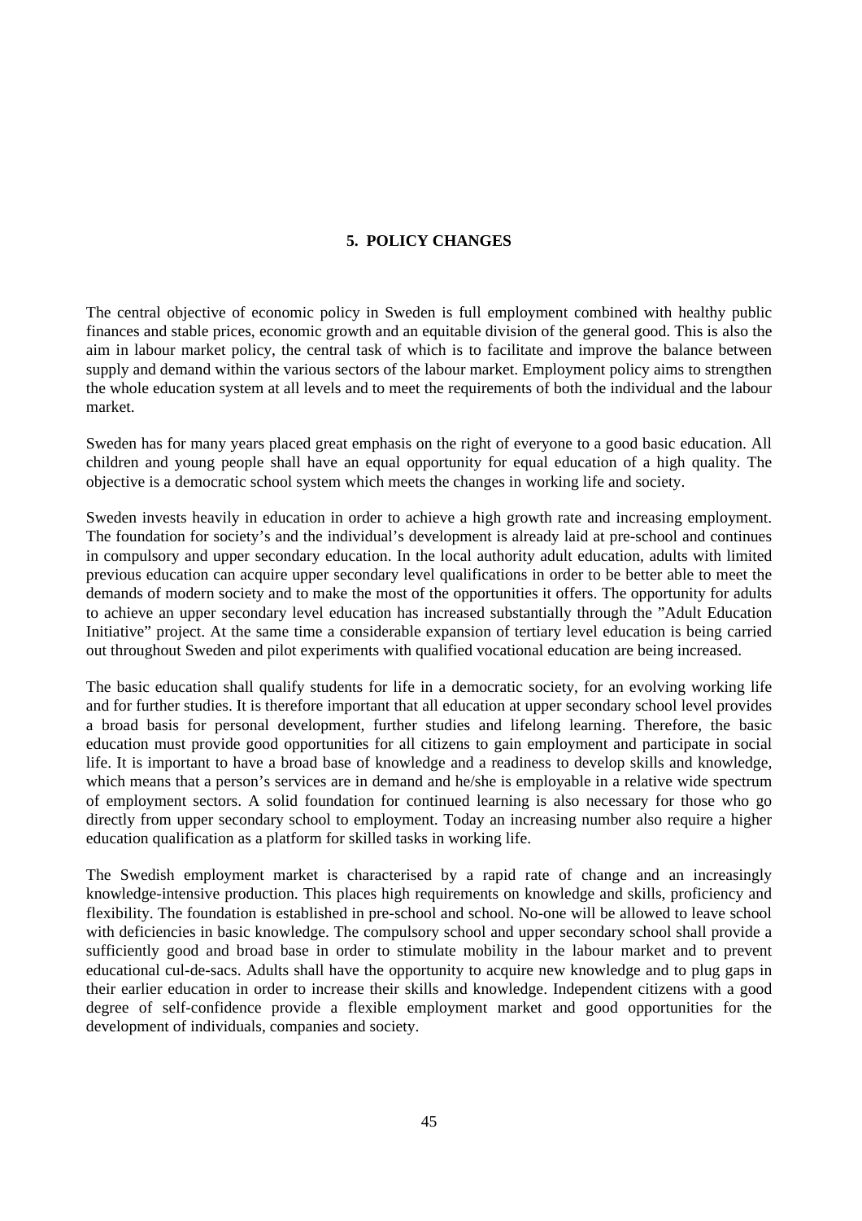## 5. POLICY CHANGES

The central objective of economic policy in Sweden is full employment combined with healthy public finances and stable prices, economic growth and an equitable division of the general good. This is also the aim in labour market policy, the central task of which is to facilitate and improve the balance between supply and demand within the various sectors of the labour market. Employment policy aims to strengthen the whole education system at all levels and to meet the requirements of both the individual and the labour market.

Sweden has for many years placed great emphasis on the right of everyone to a good basic education. All children and young people shall have an equal opportunity for equal education of a high quality. The objective is a democratic school system which meets the changes in working life and society.

Sweden invests heavily in education in order to achieve a high growth rate and increasing employment. The foundation for society's and the individual's development is already laid at pre-school and continues in compulsory and upper secondary education. In the local authority adult education, adults with limited previous education can acquire upper secondary level qualifications in order to be better able to meet the demands of modern society and to make the most of the opportunities it offers. The opportunity for adults to achieve an upper secondary level education has increased substantially through the "Adult Education Initiative" project. At the same time a considerable expansion of tertiary level education is being carried out throughout Sweden and pilot experiments with qualified vocational education are being increased.

The basic education shall qualify students for life in a democratic society, for an evolving working life and for further studies. It is therefore important that all education at upper secondary school level provides a broad basis for personal development, further studies and lifelong learning. Therefore, the basic education must provide good opportunities for all citizens to gain employment and participate in social life. It is important to have a broad base of knowledge and a readiness to develop skills and knowledge, which means that a person's services are in demand and he/she is employable in a relative wide spectrum of employment sectors. A solid foundation for continued learning is also necessary for those who go directly from upper secondary school to employment. Today an increasing number also require a higher education qualification as a platform for skilled tasks in working life.

The Swedish employment market is characterised by a rapid rate of change and an increasingly knowledge-intensive production. This places high requirements on knowledge and skills, proficiency and flexibility. The foundation is established in pre-school and school. No-one will be allowed to leave school with deficiencies in basic knowledge. The compulsory school and upper secondary school shall provide a sufficiently good and broad base in order to stimulate mobility in the labour market and to prevent educational cul-de-sacs. Adults shall have the opportunity to acquire new knowledge and to plug gaps in their earlier education in order to increase their skills and knowledge. Independent citizens with a good degree of self-confidence provide a flexible employment market and good opportunities for the development of individuals, companies and society.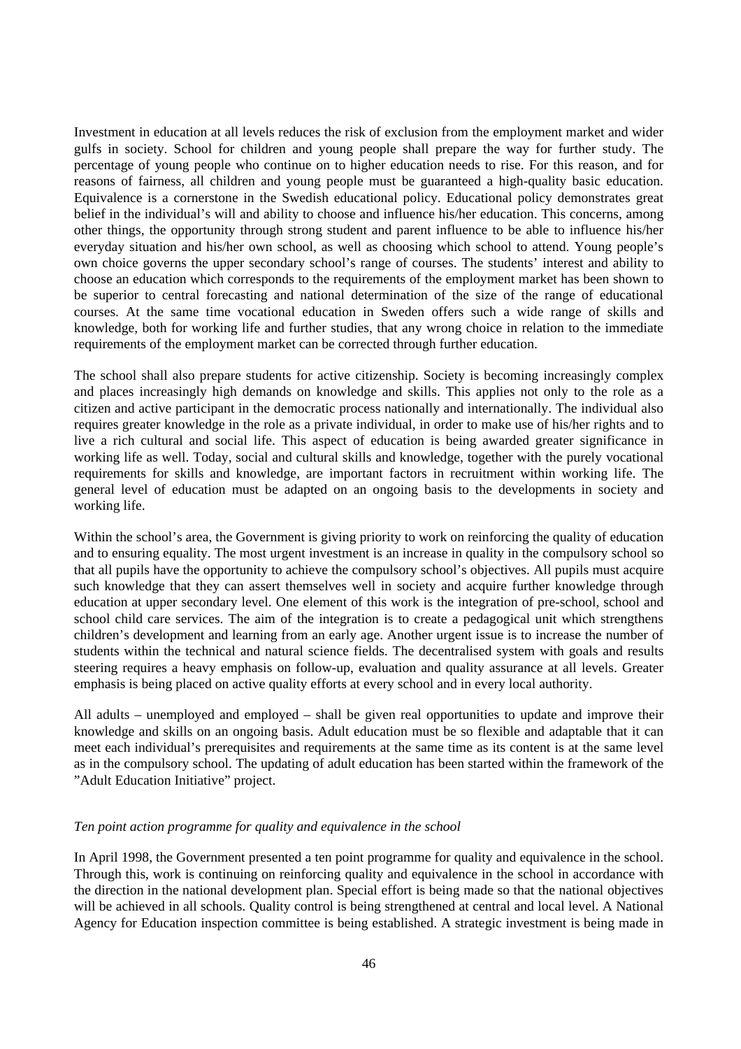Investment in education at all levels reduces the risk of exclusion from the employment market and wider gulfs in society. School for children and young people shall prepare the way for further study. The percentage of young people who continue on to higher education needs to rise. For this reason, and for reasons of fairness, all children and young people must be guaranteed a high-quality basic education. Equivalence is a cornerstone in the Swedish educational policy. Educational policy demonstrates great belief in the individual's will and ability to choose and influence his/her education. This concerns, among other things, the opportunity through strong student and parent influence to be able to influence his/her everyday situation and his/her own school, as well as choosing which school to attend. Young people's own choice governs the upper secondary school's range of courses. The students' interest and ability to choose an education which corresponds to the requirements of the employment market has been shown to be superior to central forecasting and national determination of the size of the range of educational courses. At the same time vocational education in Sweden offers such a wide range of skills and knowledge, both for working life and further studies, that any wrong choice in relation to the immediate requirements of the employment market can be corrected through further education.

The school shall also prepare students for active citizenship. Society is becoming increasingly complex and places increasingly high demands on knowledge and skills. This applies not only to the role as a citizen and active participant in the democratic process nationally and internationally. The individual also requires greater knowledge in the role as a private individual, in order to make use of his/her rights and to live a rich cultural and social life. This aspect of education is being awarded greater significance in working life as well. Today, social and cultural skills and knowledge, together with the purely vocational requirements for skills and knowledge, are important factors in recruitment within working life. The general level of education must be adapted on an ongoing basis to the developments in society and working life.

Within the school's area, the Government is giving priority to work on reinforcing the quality of education and to ensuring equality. The most urgent investment is an increase in quality in the compulsory school so that all pupils have the opportunity to achieve the compulsory school's objectives. All pupils must acquire such knowledge that they can assert themselves well in society and acquire further knowledge through education at upper secondary level. One element of this work is the integration of pre-school, school and school child care services. The aim of the integration is to create a pedagogical unit which strengthens children's development and learning from an early age. Another urgent issue is to increase the number of students within the technical and natural science fields. The decentralised system with goals and results steering requires a heavy emphasis on follow-up, evaluation and quality assurance at all levels. Greater emphasis is being placed on active quality efforts at every school and in every local authority.

All adults – unemployed and employed – shall be given real opportunities to update and improve their knowledge and skills on an ongoing basis. Adult education must be so flexible and adaptable that it can meet each individual's prerequisites and requirements at the same time as its content is at the same level as in the compulsory school. The updating of adult education has been started within the framework of the "Adult Education Initiative" project.

*Ten point action programme for quality and equivalence in the school*

In April 1998, the Government presented a ten point programme for quality and equivalence in the school. Through this, work is continuing on reinforcing quality and equivalence in the school in accordance with the direction in the national development plan. Special effort is being made so that the national objectives will be achieved in all schools. Quality control is being strengthened at central and local level. A National Agency for Education inspection committee is being established. A strategic investment is being made in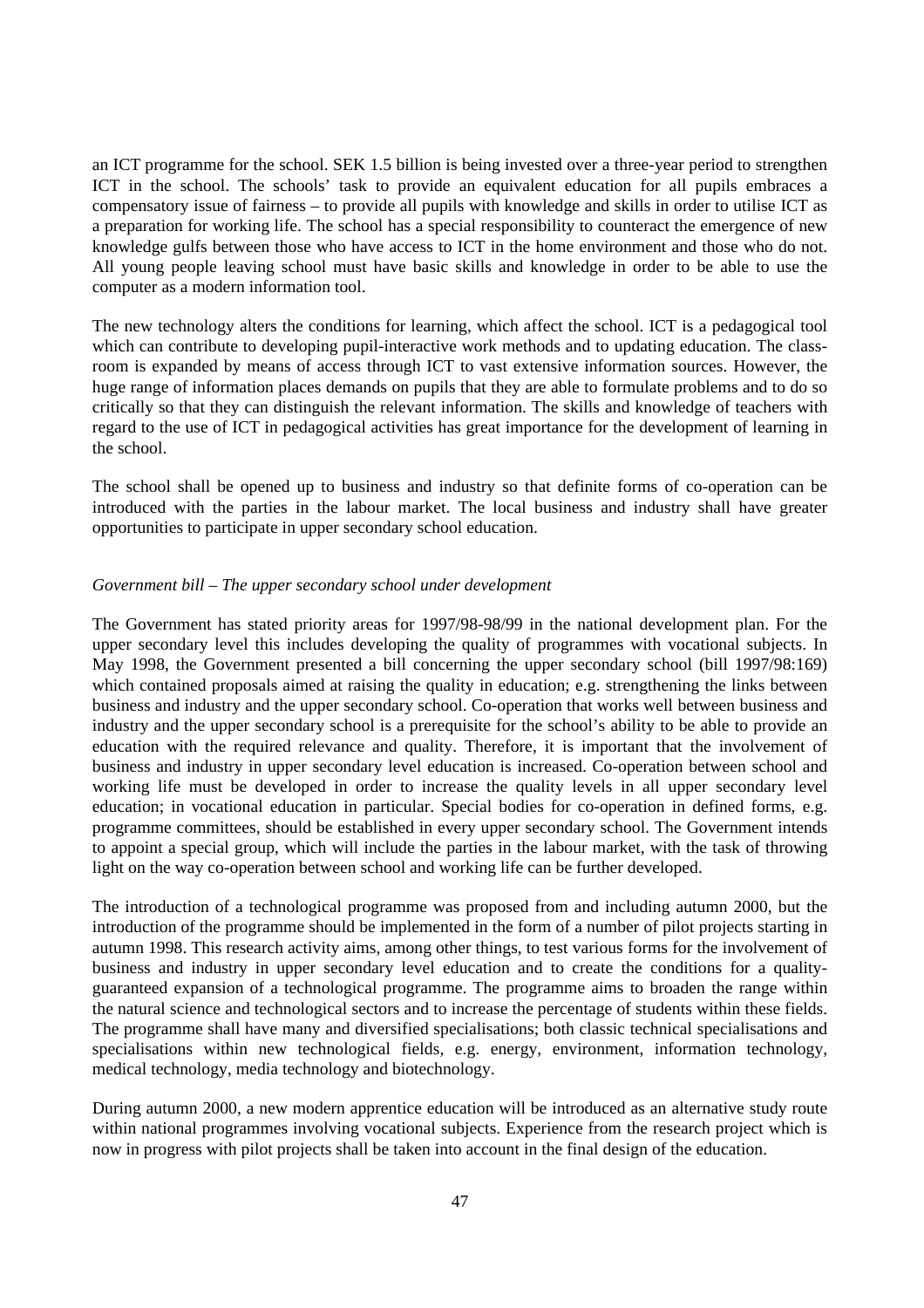an ICT programme for the school. SEK 1.5 billion is being invested over a three-year period to strengthen ICT in the school. The schools' task to provide an equivalent education for all pupils embraces a compensatory issue of fairness – to provide all pupils with knowledge and skills in order to utilise ICT as a preparation for working life. The school has a special responsibility to counteract the emergence of new knowledge gulfs between those who have access to ICT in the home environment and those who do not. All young people leaving school must have basic skills and knowledge in order to be able to use the computer as a modern information tool.

The new technology alters the conditions for learning, which affect the school. ICT is a pedagogical tool which can contribute to developing pupil-interactive work methods and to updating education. The classroom is expanded by means of access through ICT to vast extensive information sources. However, the huge range of information places demands on pupils that they are able to formulate problems and to do so critically so that they can distinguish the relevant information. The skills and knowledge of teachers with regard to the use of ICT in pedagogical activities has great importance for the development of learning in the school.

The school shall be opened up to business and industry so that definite forms of co-operation can be introduced with the parties in the labour market. The local business and industry shall have greater opportunities to participate in upper secondary school education.

*Government bill – The upper secondary school under development*

The Government has stated priority areas for 1997/98-98/99 in the national development plan. For the upper secondary level this includes developing the quality of programmes with vocational subjects. In May 1998, the Government presented a bill concerning the upper secondary school (bill 1997/98:169) which contained proposals aimed at raising the quality in education; e.g. strengthening the links between business and industry and the upper secondary school. Co-operation that works well between business and industry and the upper secondary school is a prerequisite for the school's ability to be able to provide an education with the required relevance and quality. Therefore, it is important that the involvement of business and industry in upper secondary level education is increased. Co-operation between school and working life must be developed in order to increase the quality levels in all upper secondary level education; in vocational education in particular. Special bodies for co-operation in defined forms, e.g. programme committees, should be established in every upper secondary school. The Government intends to appoint a special group, which will include the parties in the labour market, with the task of throwing light on the way co-operation between school and working life can be further developed.

The introduction of a technological programme was proposed from and including autumn 2000, but the introduction of the programme should be implemented in the form of a number of pilot projects starting in autumn 1998. This research activity aims, among other things, to test various forms for the involvement of business and industry in upper secondary level education and to create the conditions for a quality-guaranteed expansion of a technological programme. The programme aims to broaden the range within the natural science and technological sectors and to increase the percentage of students within these fields. The programme shall have many and diversified specialisations; both classic technical specialisations and specialisations within new technological fields, e.g. energy, environment, information technology, medical technology, media technology and biotechnology.

During autumn 2000, a new modern apprentice education will be introduced as an alternative study route within national programmes involving vocational subjects. Experience from the research project which is now in progress with pilot projects shall be taken into account in the final design of the education.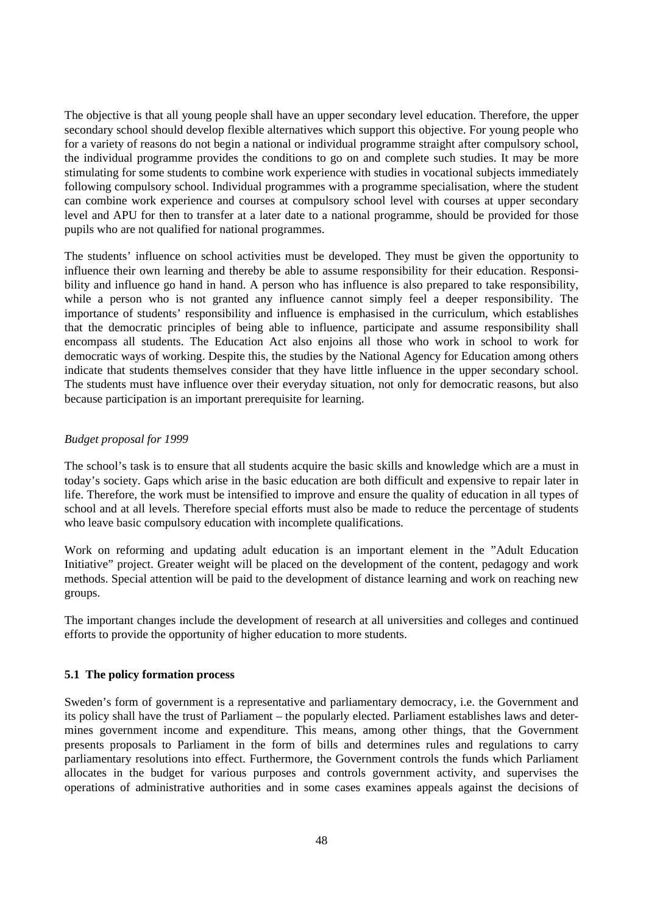The objective is that all young people shall have an upper secondary level education. Therefore, the upper secondary school should develop flexible alternatives which support this objective. For young people who for a variety of reasons do not begin a national or individual programme straight after compulsory school, the individual programme provides the conditions to go on and complete such studies. It may be more stimulating for some students to combine work experience with studies in vocational subjects immediately following compulsory school. Individual programmes with a programme specialisation, where the student can combine work experience and courses at compulsory school level with courses at upper secondary level and APU for then to transfer at a later date to a national programme, should be provided for those pupils who are not qualified for national programmes.

The students' influence on school activities must be developed. They must be given the opportunity to influence their own learning and thereby be able to assume responsibility for their education. Responsibility and influence go hand in hand. A person who has influence is also prepared to take responsibility, while a person who is not granted any influence cannot simply feel a deeper responsibility. The importance of students' responsibility and influence is emphasised in the curriculum, which establishes that the democratic principles of being able to influence, participate and assume responsibility shall encompass all students. The Education Act also enjoins all those who work in school to work for democratic ways of working. Despite this, the studies by the National Agency for Education among others indicate that students themselves consider that they have little influence in the upper secondary school. The students must have influence over their everyday situation, not only for democratic reasons, but also because participation is an important prerequisite for learning.

*Budget proposal for 1999*

The school's task is to ensure that all students acquire the basic skills and knowledge which are a must in today's society. Gaps which arise in the basic education are both difficult and expensive to repair later in life. Therefore, the work must be intensified to improve and ensure the quality of education in all types of school and at all levels. Therefore special efforts must also be made to reduce the percentage of students who leave basic compulsory education with incomplete qualifications.

Work on reforming and updating adult education is an important element in the "Adult Education Initiative" project. Greater weight will be placed on the development of the content, pedagogy and work methods. Special attention will be paid to the development of distance learning and work on reaching new groups.

The important changes include the development of research at all universities and colleges and continued efforts to provide the opportunity of higher education to more students.

### 5.1 The policy formation process

Sweden's form of government is a representative and parliamentary democracy, i.e. the Government and its policy shall have the trust of Parliament – the popularly elected. Parliament establishes laws and determines government income and expenditure. This means, among other things, that the Government presents proposals to Parliament in the form of bills and determines rules and regulations to carry parliamentary resolutions into effect. Furthermore, the Government controls the funds which Parliament allocates in the budget for various purposes and controls government activity, and supervises the operations of administrative authorities and in some cases examines appeals against the decisions of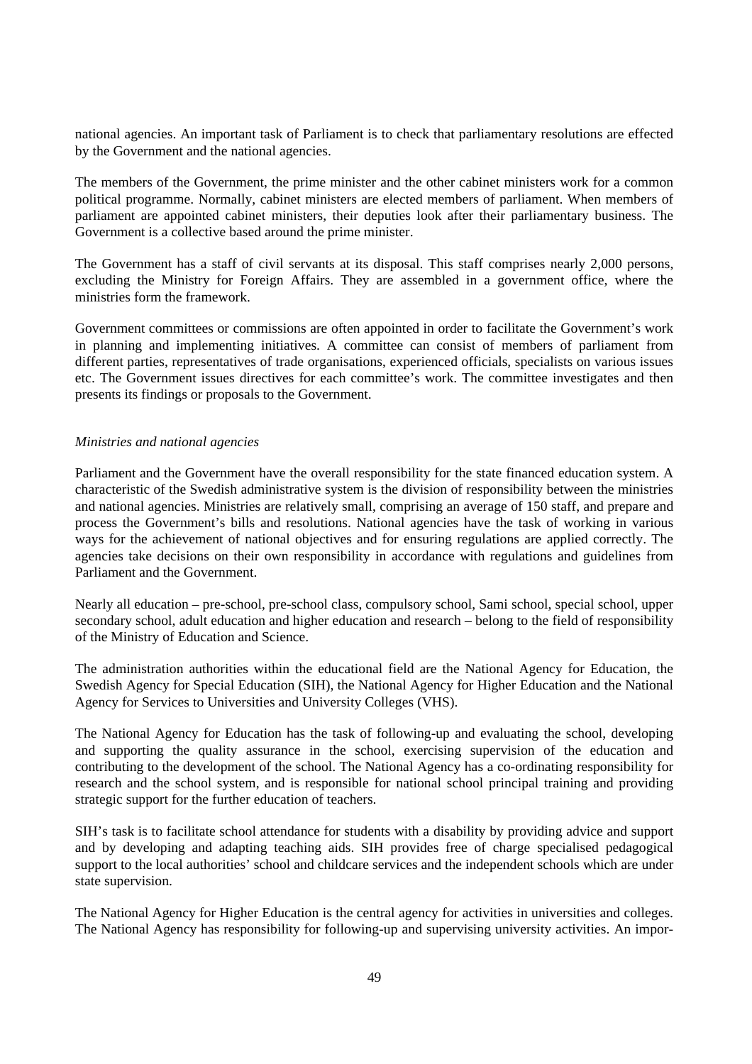national agencies. An important task of Parliament is to check that parliamentary resolutions are effected by the Government and the national agencies.

The members of the Government, the prime minister and the other cabinet ministers work for a common political programme. Normally, cabinet ministers are elected members of parliament. When members of parliament are appointed cabinet ministers, their deputies look after their parliamentary business. The Government is a collective based around the prime minister.

The Government has a staff of civil servants at its disposal. This staff comprises nearly 2,000 persons, excluding the Ministry for Foreign Affairs. They are assembled in a government office, where the ministries form the framework.

Government committees or commissions are often appointed in order to facilitate the Government's work in planning and implementing initiatives. A committee can consist of members of parliament from different parties, representatives of trade organisations, experienced officials, specialists on various issues etc. The Government issues directives for each committee's work. The committee investigates and then presents its findings or proposals to the Government.

*Ministries and national agencies*

Parliament and the Government have the overall responsibility for the state financed education system. A characteristic of the Swedish administrative system is the division of responsibility between the ministries and national agencies. Ministries are relatively small, comprising an average of 150 staff, and prepare and process the Government's bills and resolutions. National agencies have the task of working in various ways for the achievement of national objectives and for ensuring regulations are applied correctly. The agencies take decisions on their own responsibility in accordance with regulations and guidelines from Parliament and the Government.

Nearly all education – pre-school, pre-school class, compulsory school, Sami school, special school, upper secondary school, adult education and higher education and research – belong to the field of responsibility of the Ministry of Education and Science.

The administration authorities within the educational field are the National Agency for Education, the Swedish Agency for Special Education (SIH), the National Agency for Higher Education and the National Agency for Services to Universities and University Colleges (VHS).

The National Agency for Education has the task of following-up and evaluating the school, developing and supporting the quality assurance in the school, exercising supervision of the education and contributing to the development of the school. The National Agency has a co-ordinating responsibility for research and the school system, and is responsible for national school principal training and providing strategic support for the further education of teachers.

SIH's task is to facilitate school attendance for students with a disability by providing advice and support and by developing and adapting teaching aids. SIH provides free of charge specialised pedagogical support to the local authorities' school and childcare services and the independent schools which are under state supervision.

The National Agency for Higher Education is the central agency for activities in universities and colleges. The National Agency has responsibility for following-up and supervising university activities. An impor-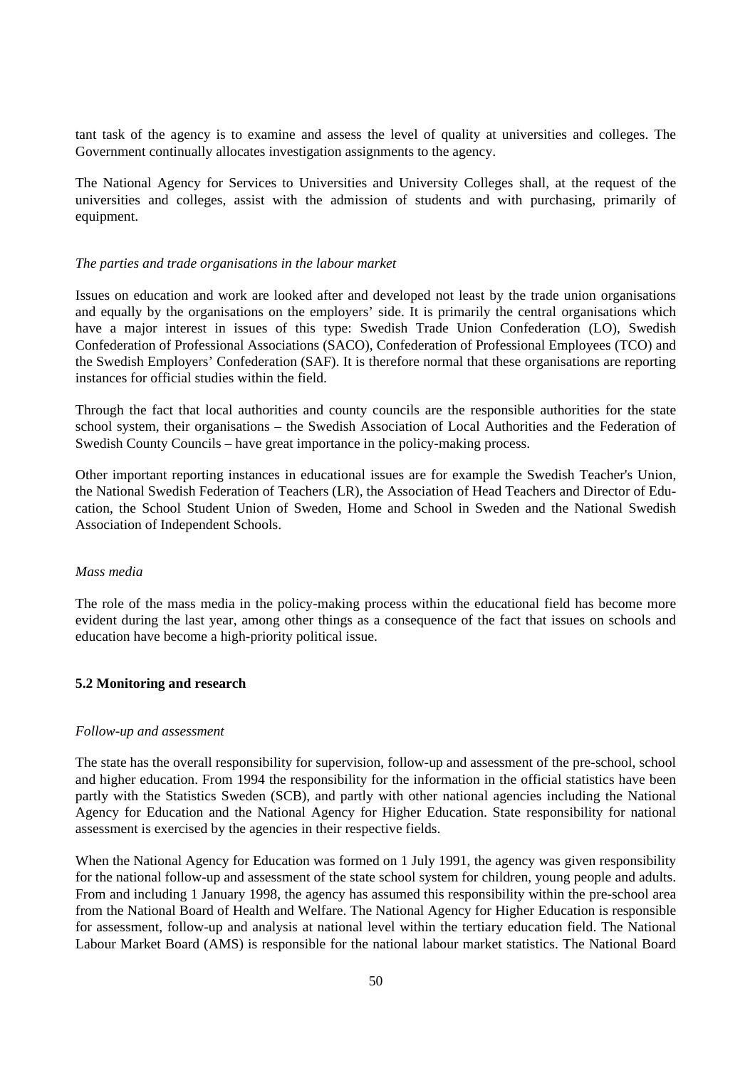tant task of the agency is to examine and assess the level of quality at universities and colleges. The Government continually allocates investigation assignments to the agency.

The National Agency for Services to Universities and University Colleges shall, at the request of the universities and colleges, assist with the admission of students and with purchasing, primarily of equipment.

*The parties and trade organisations in the labour market*

Issues on education and work are looked after and developed not least by the trade union organisations and equally by the organisations on the employers' side. It is primarily the central organisations which have a major interest in issues of this type: Swedish Trade Union Confederation (LO), Swedish Confederation of Professional Associations (SACO), Confederation of Professional Employees (TCO) and the Swedish Employers' Confederation (SAF). It is therefore normal that these organisations are reporting instances for official studies within the field.

Through the fact that local authorities and county councils are the responsible authorities for the state school system, their organisations – the Swedish Association of Local Authorities and the Federation of Swedish County Councils – have great importance in the policy-making process.

Other important reporting instances in educational issues are for example the Swedish Teacher's Union, the National Swedish Federation of Teachers (LR), the Association of Head Teachers and Director of Education, the School Student Union of Sweden, Home and School in Sweden and the National Swedish Association of Independent Schools.

*Mass media*

The role of the mass media in the policy-making process within the educational field has become more evident during the last year, among other things as a consequence of the fact that issues on schools and education have become a high-priority political issue.

### 5.2 Monitoring and research

*Follow-up and assessment*

The state has the overall responsibility for supervision, follow-up and assessment of the pre-school, school and higher education. From 1994 the responsibility for the information in the official statistics have been partly with the Statistics Sweden (SCB), and partly with other national agencies including the National Agency for Education and the National Agency for Higher Education. State responsibility for national assessment is exercised by the agencies in their respective fields.

When the National Agency for Education was formed on 1 July 1991, the agency was given responsibility for the national follow-up and assessment of the state school system for children, young people and adults. From and including 1 January 1998, the agency has assumed this responsibility within the pre-school area from the National Board of Health and Welfare. The National Agency for Higher Education is responsible for assessment, follow-up and analysis at national level within the tertiary education field. The National Labour Market Board (AMS) is responsible for the national labour market statistics. The National Board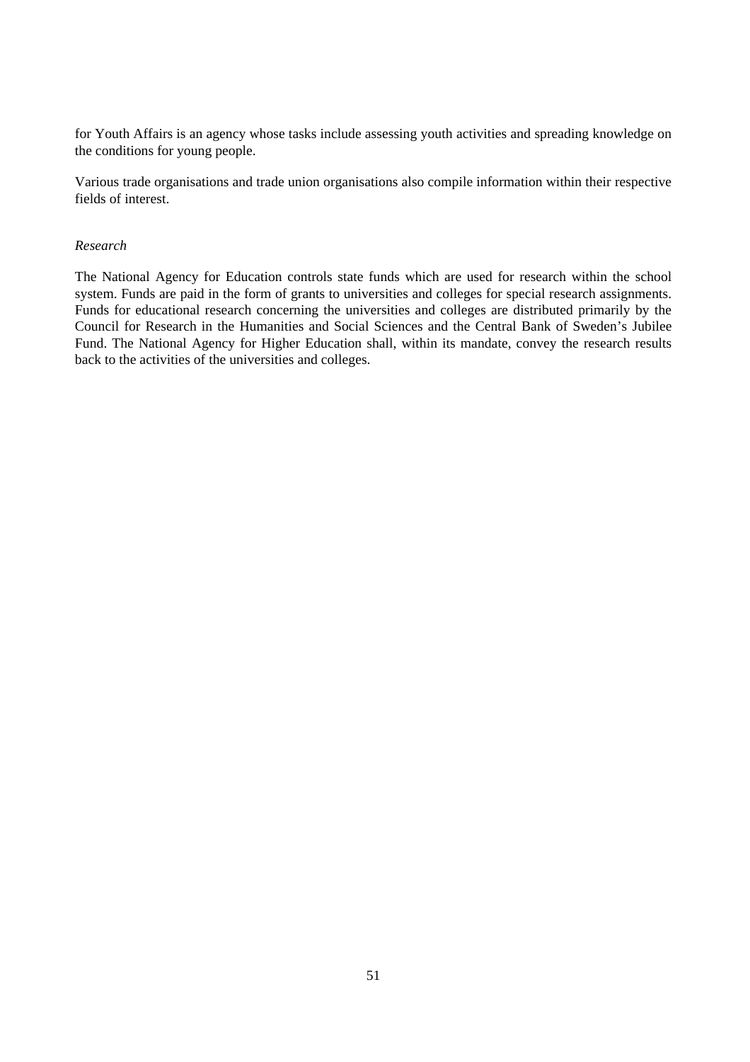for Youth Affairs is an agency whose tasks include assessing youth activities and spreading knowledge on the conditions for young people.

Various trade organisations and trade union organisations also compile information within their respective fields of interest.

*Research*

The National Agency for Education controls state funds which are used for research within the school system. Funds are paid in the form of grants to universities and colleges for special research assignments. Funds for educational research concerning the universities and colleges are distributed primarily by the Council for Research in the Humanities and Social Sciences and the Central Bank of Sweden's Jubilee Fund. The National Agency for Higher Education shall, within its mandate, convey the research results back to the activities of the universities and colleges.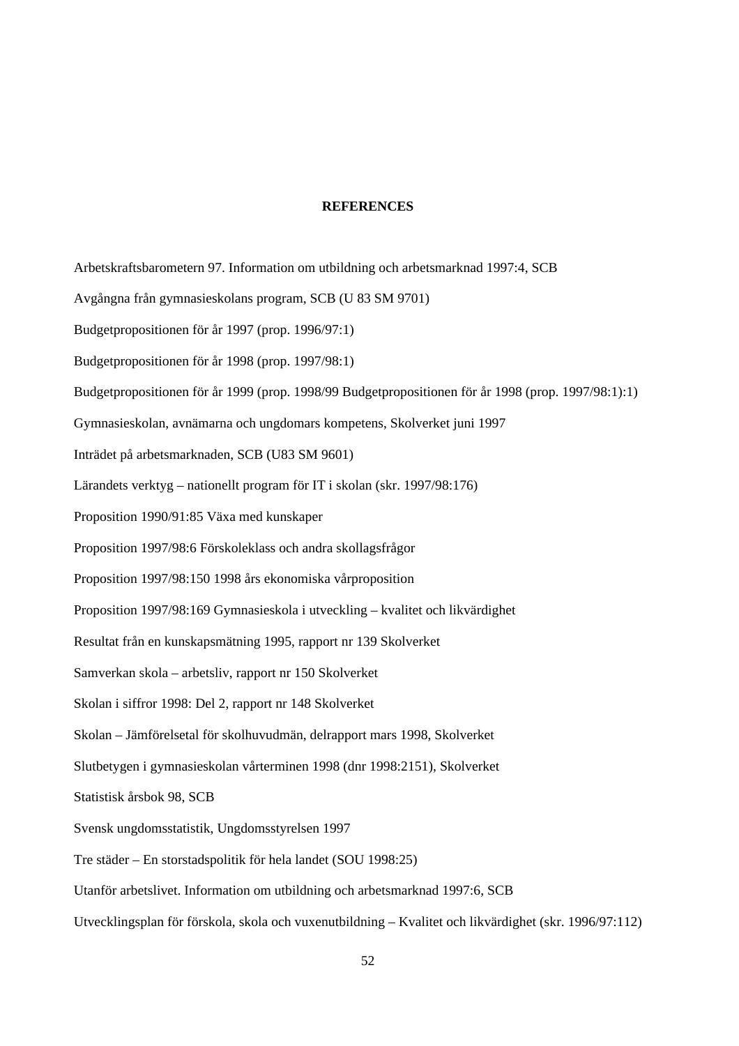# REFERENCES

Arbetskraftsbarometern 97. Information om utbildning och arbetsmarknad 1997:4, SCB

Avgångna från gymnasieskolans program, SCB (U 83 SM 9701)

Budgetpropositionen för år 1997 (prop. 1996/97:1)

Budgetpropositionen för år 1998 (prop. 1997/98:1)

Budgetpropositionen för år 1999 (prop. 1998/99 Budgetpropositionen för år 1998 (prop. 1997/98:1):1)

Gymnasieskolan, avnämarna och ungdomars kompetens, Skolverket juni 1997

Inträdet på arbetsmarknaden, SCB (U83 SM 9601)

Lärandets verktyg – nationellt program för IT i skolan (skr. 1997/98:176)

Proposition 1990/91:85 Växa med kunskaper

Proposition 1997/98:6 Förskoleklass och andra skollagsfrågor

Proposition 1997/98:150 1998 års ekonomiska vårproposition

Proposition 1997/98:169 Gymnasieskola i utveckling – kvalitet och likvärdighet

Resultat från en kunskapsmätning 1995, rapport nr 139 Skolverket

Samverkan skola – arbetsliv, rapport nr 150 Skolverket

Skolan i siffror 1998: Del 2, rapport nr 148 Skolverket

Skolan – Jämförelsetal för skolhuvudmän, delrapport mars 1998, Skolverket

Slutbetygen i gymnasieskolan vårterminen 1998 (dnr 1998:2151), Skolverket

Statistisk årsbok 98, SCB

Svensk ungdomsstatistik, Ungdomsstyrelsen 1997

Tre städer – En storstadspolitik för hela landet (SOU 1998:25)

Utanför arbetslivet. Information om utbildning och arbetsmarknad 1997:6, SCB

Utvecklingsplan för förskola, skola och vuxenutbildning – Kvalitet och likvärdighet (skr. 1996/97:112)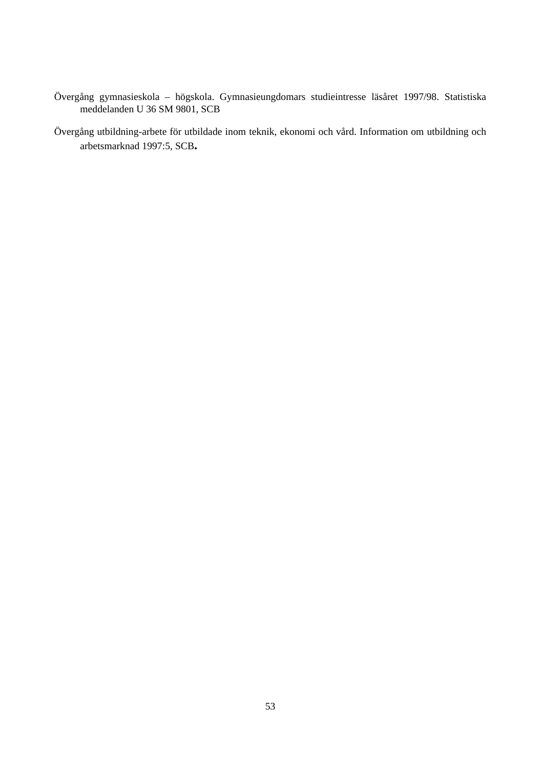Övergång gymnasieskola – högskola. Gymnasieungdomars studieintresse läsåret 1997/98. Statistiska meddelanden U 36 SM 9801, SCB

Övergång utbildning-arbete för utbildade inom teknik, ekonomi och vård. Information om utbildning och arbetsmarknad 1997:5, SCB.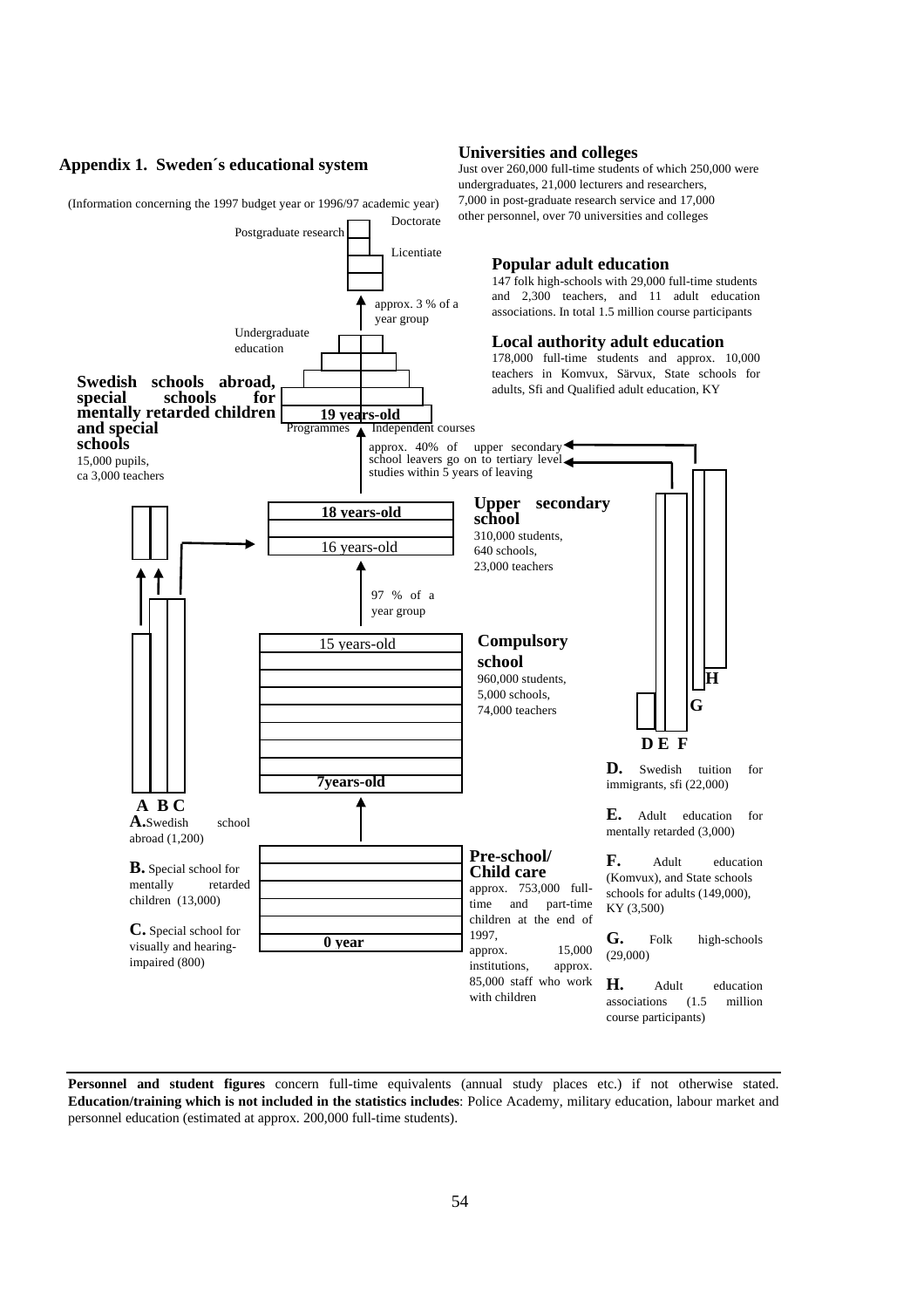## Appendix 1. Sweden´s educational system

(Information concerning the 1997 budget year or 1996/97 academic year)

### Universities and colleges

Just over 260,000 full-time students of which 250,000 were undergraduates, 21,000 lecturers and researchers, 7,000 in post-graduate research service and 17,000 other personnel, over 70 universities and colleges

Postgraduate research

Doctorate

Licentiate

approx. 3 % of a year group

Undergraduate education

19 years-old

Programmes

Independent courses

### Popular adult education

147 folk high-schools with 29,000 full-time students and 2,300 teachers, and 11 adult education associations. In total 1.5 million course participants

### Local authority adult education

178,000 full-time students and approx. 10,000 teachers in Komvux, Särvux, State schools for adults, Sfi and Qualified adult education, KY

### Swedish schools abroad, special schools for mentally retarded children and special schools

15,000 pupils, ca 3,000 teachers

approx. 40% of upper secondary school leavers go on to tertiary level studies within 5 years of leaving

### Upper secondary school

310,000 students, 640 schools, 23,000 teachers

18 years-old

16 years-old

97 % of a year group

### Compulsory school

960,000 students, 5,000 schools, 74,000 teachers

15 years-old

7years-old

### Pre-school/ Child care

approx. 753,000 full-time and part-time children at the end of 1997, approx. 15,000 institutions, approx. 85,000 staff who work with children

0 year

A B C

**A.** Swedish school abroad (1,200)

**B.** Special school for mentally retarded children (13,000)

**C.** Special school for visually and hearing-impaired (800)

D E F G H

**D.** Swedish tuition for immigrants, sfi (22,000)

**E.** Adult education for mentally retarded (3,000)

**F.** Adult education (Komvux), and State schools schools for adults (149,000), KY (3,500)

**G.** Folk high-schools (29,000)

**H.** Adult education associations (1.5 million course participants)

---

**Personnel and student figures** concern full-time equivalents (annual study places etc.) if not otherwise stated. **Education/training which is not included in the statistics includes**: Police Academy, military education, labour market and personnel education (estimated at approx. 200,000 full-time students).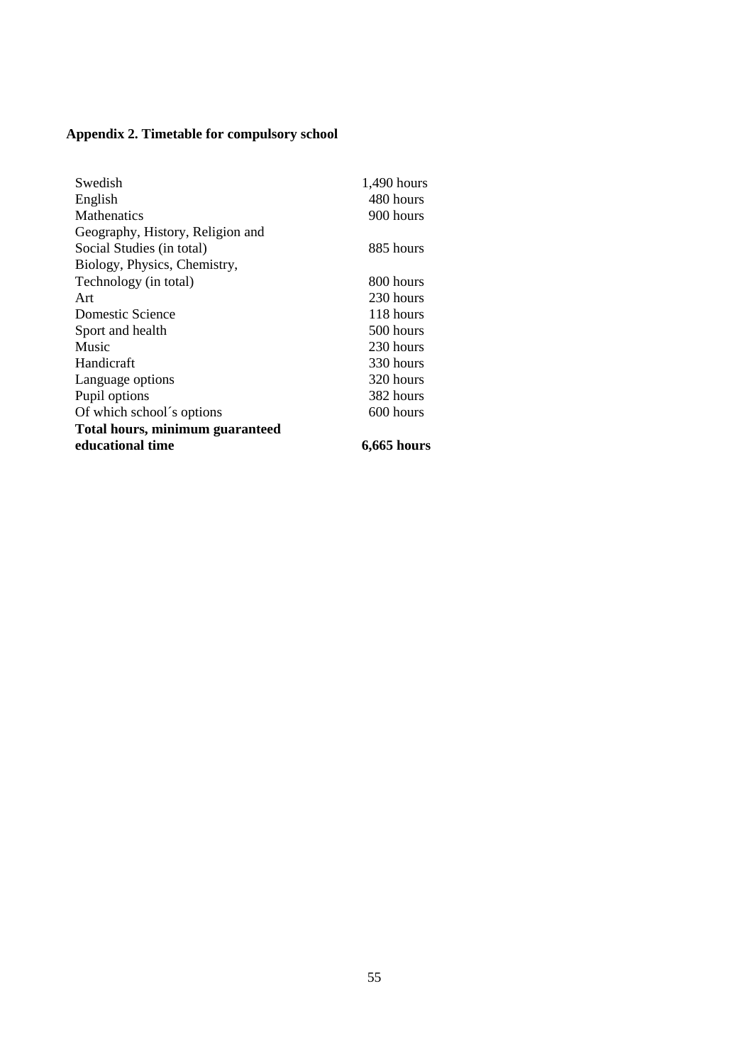### Appendix 2. Timetable for compulsory school

| | |
|---|---|
| Swedish | 1,490 hours |
| English | 480 hours |
| Mathematics | 900 hours |
| Geography, History, Religion and Social Studies (in total) | 885 hours |
| Biology, Physics, Chemistry, Technology (in total) | 800 hours |
| Art | 230 hours |
| Domestic Science | 118 hours |
| Sport and health | 500 hours |
| Music | 230 hours |
| Handicraft | 330 hours |
| Language options | 320 hours |
| Pupil options | 382 hours |
| Of which school´s options | 600 hours |
| **Total hours, minimum guaranteed educational time** | **6,665 hours** |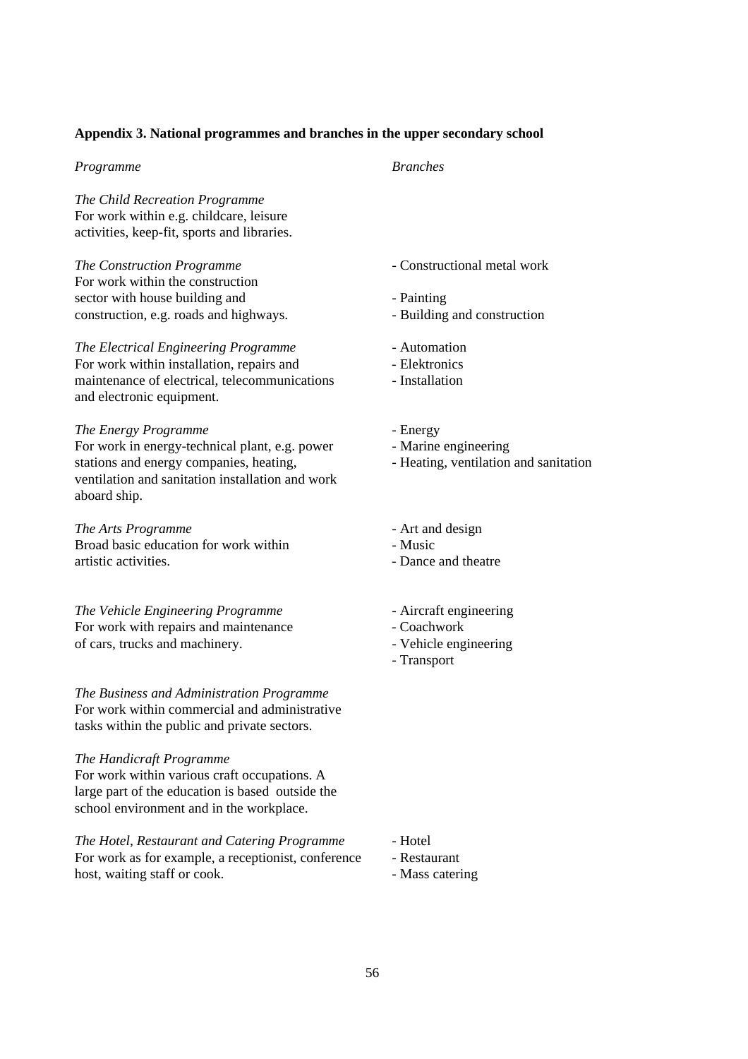**Appendix 3. National programmes and branches in the upper secondary school**

| *Programme* | *Branches* |
|---|---|
| *The Child Recreation Programme*<br>For work within e.g. childcare, leisure activities, keep-fit, sports and libraries. | |
| *The Construction Programme*<br>For work within the construction sector with house building and construction, e.g. roads and highways. | - Constructional metal work<br>- Painting<br>- Building and construction |
| *The Electrical Engineering Programme*<br>For work within installation, repairs and maintenance of electrical, telecommunications and electronic equipment. | - Automation<br>- Elektronics<br>- Installation |
| *The Energy Programme*<br>For work in energy-technical plant, e.g. power stations and energy companies, heating, ventilation and sanitation installation and work aboard ship. | - Energy<br>- Marine engineering<br>- Heating, ventilation and sanitation |
| *The Arts Programme*<br>Broad basic education for work within artistic activities. | - Art and design<br>- Music<br>- Dance and theatre |
| *The Vehicle Engineering Programme*<br>For work with repairs and maintenance of cars, trucks and machinery. | - Aircraft engineering<br>- Coachwork<br>- Vehicle engineering<br>- Transport |
| *The Business and Administration Programme*<br>For work within commercial and administrative tasks within the public and private sectors. | |
| *The Handicraft Programme*<br>For work within various craft occupations. A large part of the education is based outside the school environment and in the workplace. | |
| *The Hotel, Restaurant and Catering Programme*<br>For work as for example, a receptionist, conference host, waiting staff or cook. | - Hotel<br>- Restaurant<br>- Mass catering |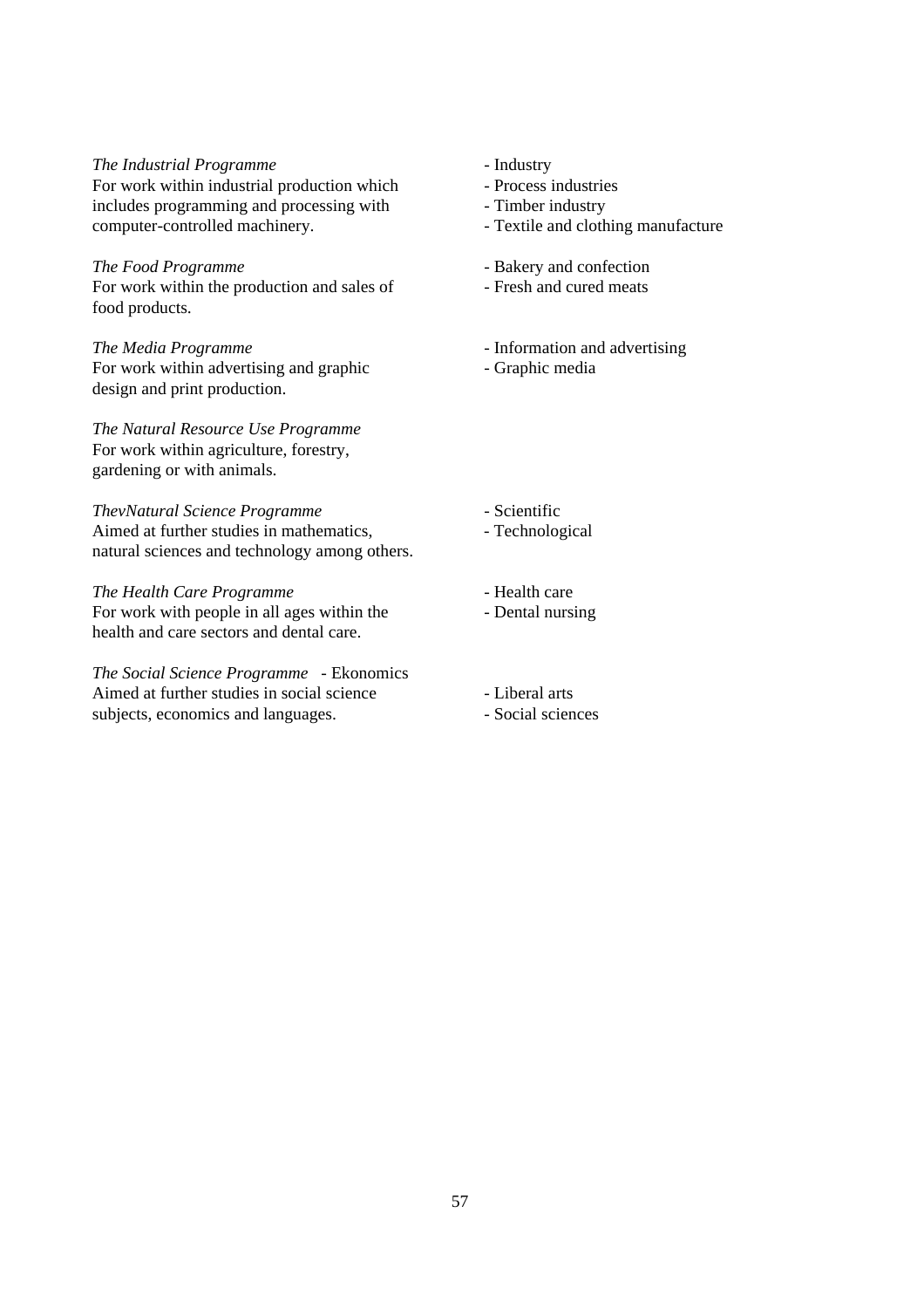*The Industrial Programme*
For work within industrial production which includes programming and processing with computer-controlled machinery.

- Industry
- Process industries
- Timber industry
- Textile and clothing manufacture

*The Food Programme*
For work within the production and sales of food products.

- Bakery and confection
- Fresh and cured meats

*The Media Programme*
For work within advertising and graphic design and print production.

- Information and advertising
- Graphic media

*The Natural Resource Use Programme*
For work within agriculture, forestry, gardening or with animals.

*ThevNatural Science Programme*
Aimed at further studies in mathematics, natural sciences and technology among others.

- Scientific
- Technological

*The Health Care Programme*
For work with people in all ages within the health and care sectors and dental care.

- Health care
- Dental nursing

*The Social Science Programme*
Aimed at further studies in social science subjects, economics and languages.

- Ekonomics
- Liberal arts
- Social sciences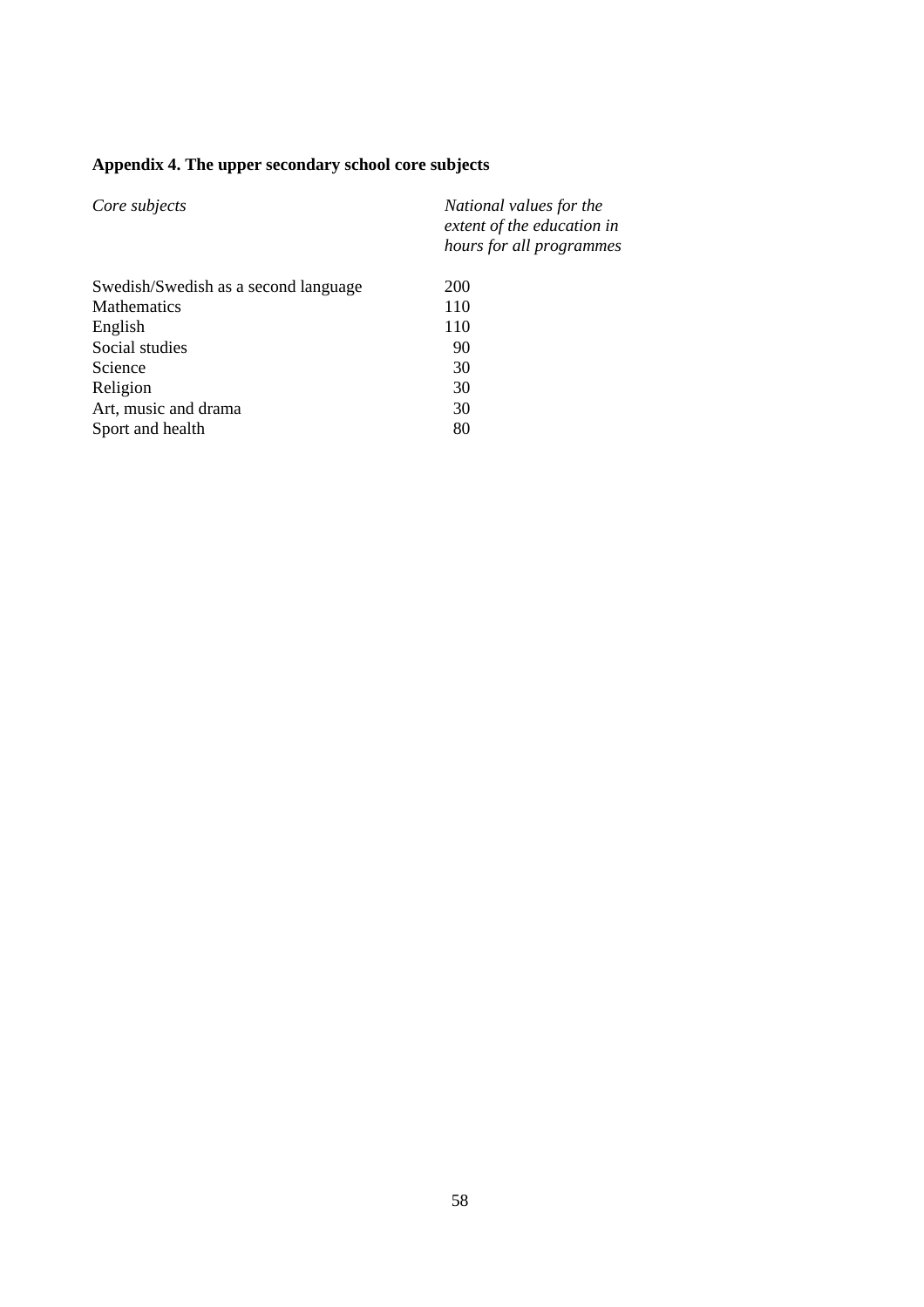**Appendix 4. The upper secondary school core subjects**

| *Core subjects* | *National values for the extent of the education in hours for all programmes* |
|---|---|
| Swedish/Swedish as a second language | 200 |
| Mathematics | 110 |
| English | 110 |
| Social studies | 90 |
| Science | 30 |
| Religion | 30 |
| Art, music and drama | 30 |
| Sport and health | 80 |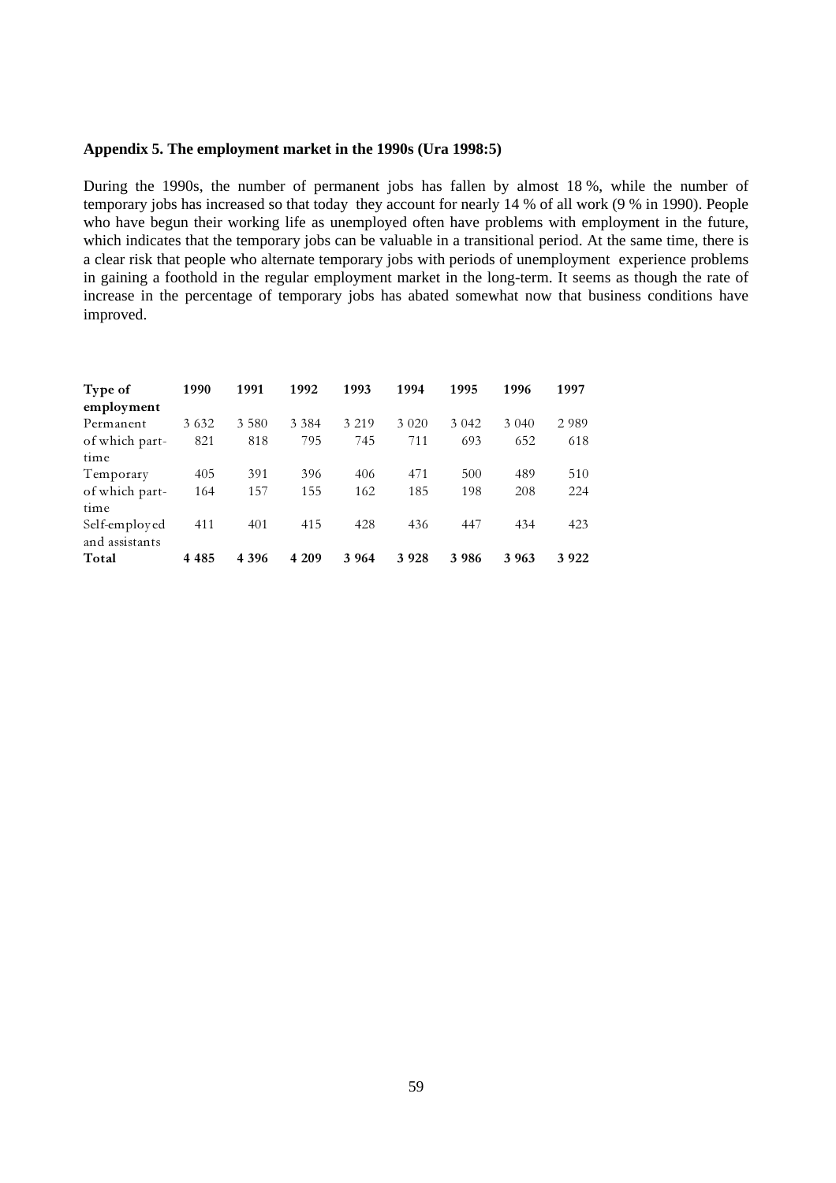**Appendix 5. The employment market in the 1990s (Ura 1998:5)**

During the 1990s, the number of permanent jobs has fallen by almost 18 %, while the number of temporary jobs has increased so that today they account for nearly 14 % of all work (9 % in 1990). People who have begun their working life as unemployed often have problems with employment in the future, which indicates that the temporary jobs can be valuable in a transitional period. At the same time, there is a clear risk that people who alternate temporary jobs with periods of unemployment experience problems in gaining a foothold in the regular employment market in the long-term. It seems as though the rate of increase in the percentage of temporary jobs has abated somewhat now that business conditions have improved.

| **Type of employment** | **1990** | **1991** | **1992** | **1993** | **1994** | **1995** | **1996** | **1997** |
|---|---|---|---|---|---|---|---|---|
| Permanent | 3 632 | 3 580 | 3 384 | 3 219 | 3 020 | 3 042 | 3 040 | 2 989 |
| of which part-time | 821 | 818 | 795 | 745 | 711 | 693 | 652 | 618 |
| Temporary | 405 | 391 | 396 | 406 | 471 | 500 | 489 | 510 |
| of which part-time | 164 | 157 | 155 | 162 | 185 | 198 | 208 | 224 |
| Self-employed and assistants | 411 | 401 | 415 | 428 | 436 | 447 | 434 | 423 |
| **Total** | **4 485** | **4 396** | **4 209** | **3 964** | **3 928** | **3 986** | **3 963** | **3 922** |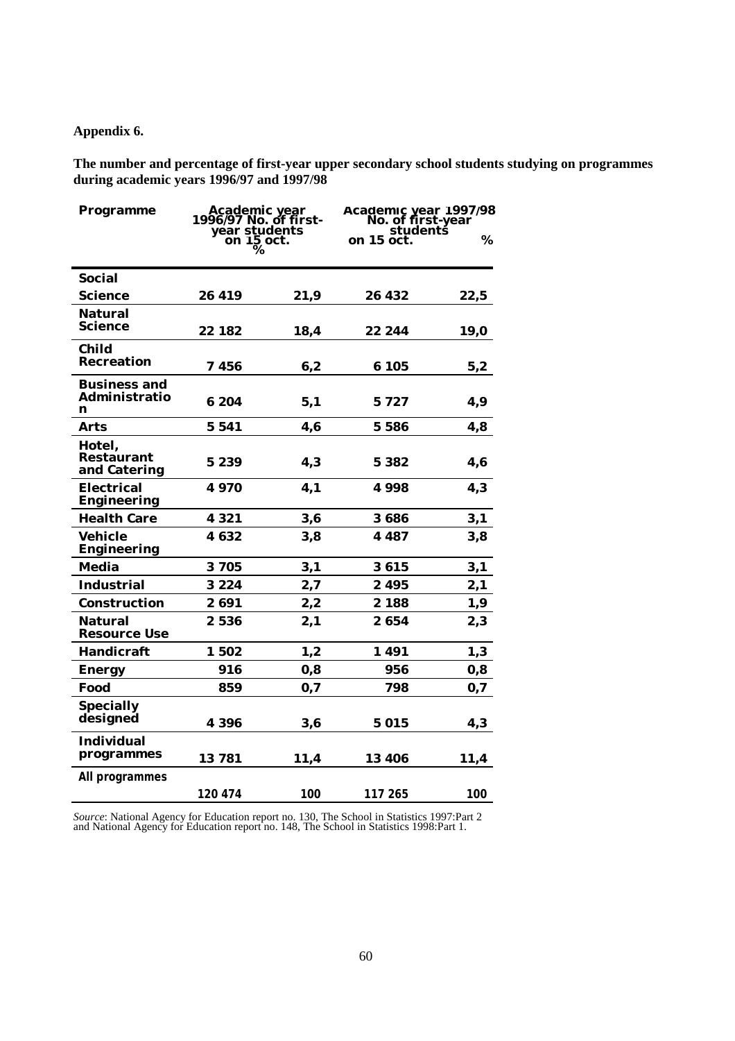**Appendix 6.**

**The number and percentage of first-year upper secondary school students studying on programmes during academic years 1996/97 and 1997/98**

| Programme | Academic year 1996/97 No. of first-year students on 15 oct. | % | Academic year 1997/98 No. of first-year students on 15 oct. | % |
|---|---|---|---|---|
| Social Science | 26 419 | 21,9 | 26 432 | 22,5 |
| Natural Science | 22 182 | 18,4 | 22 244 | 19,0 |
| Child Recreation | 7 456 | 6,2 | 6 105 | 5,2 |
| Business and Administration | 6 204 | 5,1 | 5 727 | 4,9 |
| Arts | 5 541 | 4,6 | 5 586 | 4,8 |
| Hotel, Restaurant and Catering | 5 239 | 4,3 | 5 382 | 4,6 |
| Electrical Engineering | 4 970 | 4,1 | 4 998 | 4,3 |
| Health Care | 4 321 | 3,6 | 3 686 | 3,1 |
| Vehicle Engineering | 4 632 | 3,8 | 4 487 | 3,8 |
| Media | 3 705 | 3,1 | 3 615 | 3,1 |
| Industrial | 3 224 | 2,7 | 2 495 | 2,1 |
| Construction | 2 691 | 2,2 | 2 188 | 1,9 |
| Natural Resource Use | 2 536 | 2,1 | 2 654 | 2,3 |
| Handicraft | 1 502 | 1,2 | 1 491 | 1,3 |
| Energy | 916 | 0,8 | 956 | 0,8 |
| Food | 859 | 0,7 | 798 | 0,7 |
| Specially designed | 4 396 | 3,6 | 5 015 | 4,3 |
| Individual programmes | 13 781 | 11,4 | 13 406 | 11,4 |
| *All programmes* | *120 474* | *100* | *117 265* | *100* |

*Source*: National Agency for Education report no. 130, The School in Statistics 1997:Part 2 and National Agency for Education report no. 148, The School in Statistics 1998:Part 1.